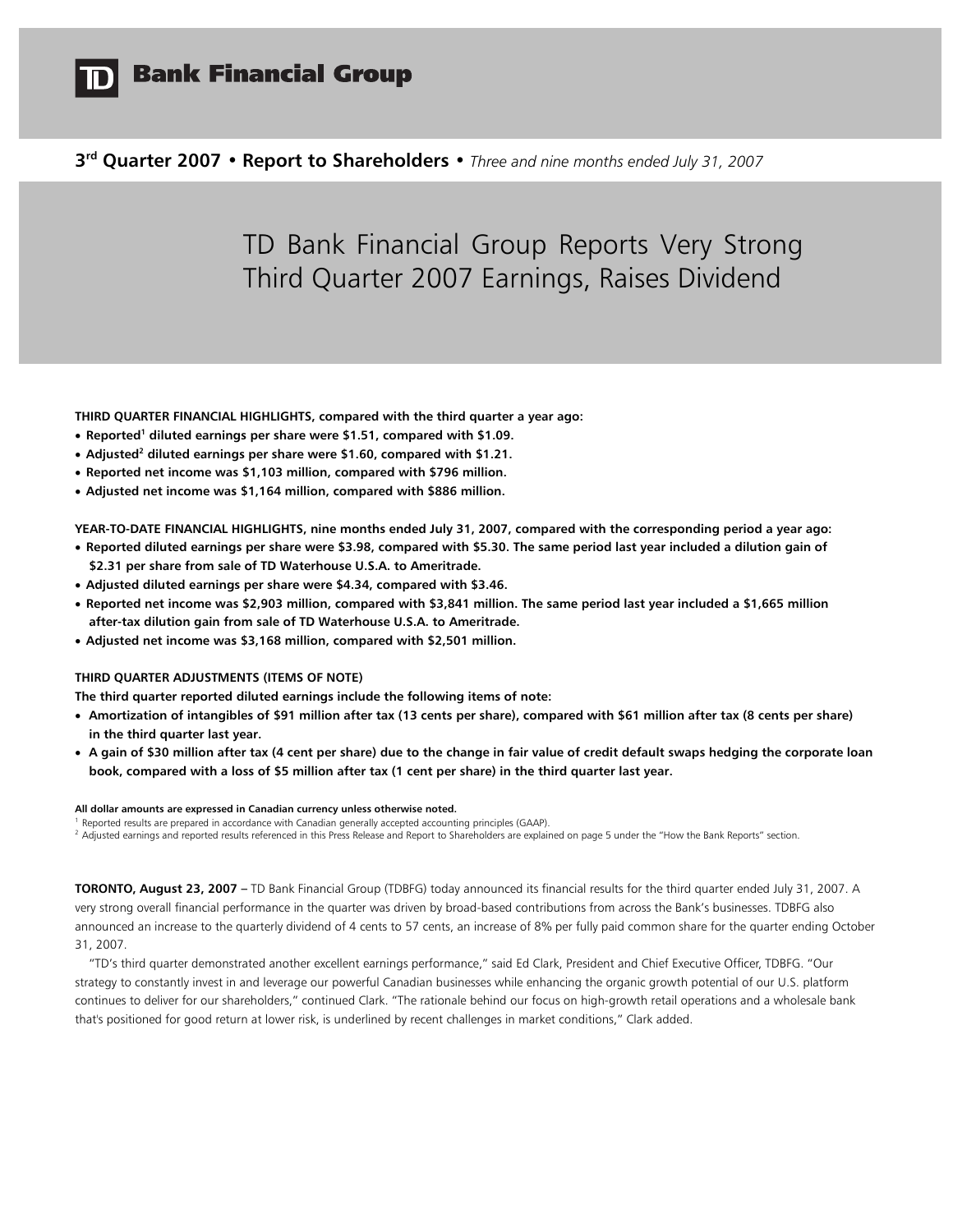# TD Bank Financial Group

**3rd Quarter 2007 • Report to Shareholders •** *Three and nine months ended July 31, 2007*

## TD Bank Financial Group Reports Very Strong Third Quarter 2007 Earnings, Raises Dividend

**THIRD QUARTER FINANCIAL HIGHLIGHTS, compared with the third quarter a year ago:**

- **Reported[1] diluted earnings per share were $1.51, compared with $1.09.**
- **Adjusted[2] diluted earnings per share were $1.60, compared with $1.21.**
- **Reported net income was $1,103 million, compared with $796 million.**
- **Adjusted net income was $1,164 million, compared with $886 million.**

**YEAR-TO-DATE FINANCIAL HIGHLIGHTS, nine months ended July 31, 2007, compared with the corresponding period a year ago:**

- **Reported diluted earnings per share were $3.98, compared with $5.30. The same period last year included a dilution gain of $2.31 per share from sale of TD Waterhouse U.S.A. to Ameritrade.**
- **Adjusted diluted earnings per share were $4.34, compared with $3.46.**
- **Reported net income was $2,903 million, compared with $3,841 million. The same period last year included a $1,665 million after-tax dilution gain from sale of TD Waterhouse U.S.A. to Ameritrade.**
- **Adjusted net income was $3,168 million, compared with $2,501 million.**

**THIRD QUARTER ADJUSTMENTS (ITEMS OF NOTE)**

**The third quarter reported diluted earnings include the following items of note:**

- **Amortization of intangibles of $91 million after tax (13 cents per share), compared with $61 million after tax (8 cents per share) in the third quarter last year.**
- **A gain of $30 million after tax (4 cent per share) due to the change in fair value of credit default swaps hedging the corporate loan book, compared with a loss of $5 million after tax (1 cent per share) in the third quarter last year.**

**All dollar amounts are expressed in Canadian currency unless otherwise noted.**

[1] Reported results are prepared in accordance with Canadian generally accepted accounting principles (GAAP).

[2] Adjusted earnings and reported results referenced in this Press Release and Report to Shareholders are explained on page 5 under the "How the Bank Reports" section.

**TORONTO, August 23, 2007 –** TD Bank Financial Group (TDBFG) today announced its financial results for the third quarter ended July 31, 2007. A very strong overall financial performance in the quarter was driven by broad-based contributions from across the Bank's businesses. TDBFG also announced an increase to the quarterly dividend of 4 cents to 57 cents, an increase of 8% per fully paid common share for the quarter ending October 31, 2007.

"TD's third quarter demonstrated another excellent earnings performance," said Ed Clark, President and Chief Executive Officer, TDBFG. "Our strategy to constantly invest in and leverage our powerful Canadian businesses while enhancing the organic growth potential of our U.S. platform continues to deliver for our shareholders," continued Clark. "The rationale behind our focus on high-growth retail operations and a wholesale bank that's positioned for good return at lower risk, is underlined by recent challenges in market conditions," Clark added.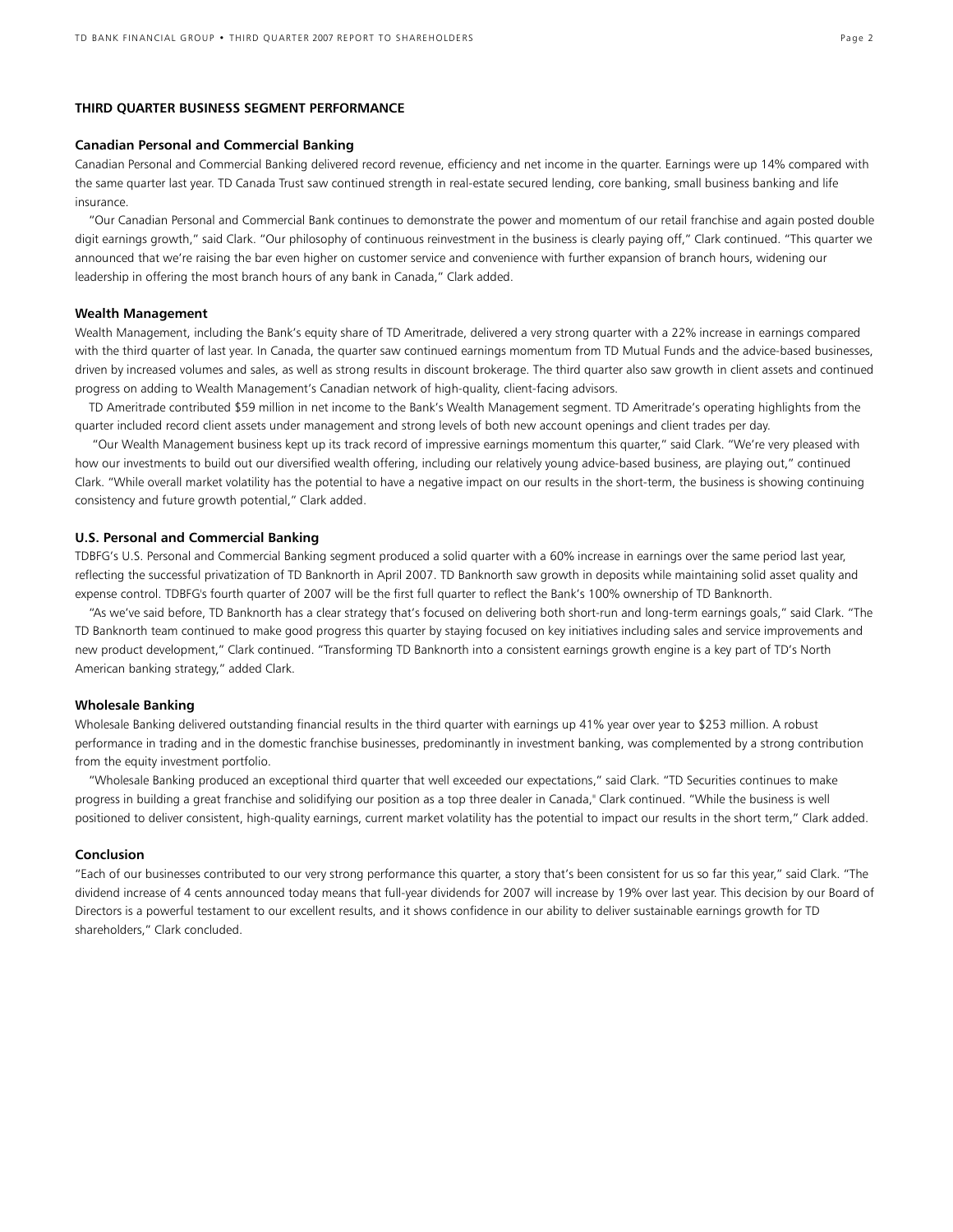## THIRD QUARTER BUSINESS SEGMENT PERFORMANCE

### Canadian Personal and Commercial Banking

Canadian Personal and Commercial Banking delivered record revenue, efficiency and net income in the quarter. Earnings were up 14% compared with the same quarter last year. TD Canada Trust saw continued strength in real-estate secured lending, core banking, small business banking and life insurance.

"Our Canadian Personal and Commercial Bank continues to demonstrate the power and momentum of our retail franchise and again posted double digit earnings growth," said Clark. "Our philosophy of continuous reinvestment in the business is clearly paying off," Clark continued. "This quarter we announced that we're raising the bar even higher on customer service and convenience with further expansion of branch hours, widening our leadership in offering the most branch hours of any bank in Canada," Clark added.

### Wealth Management

Wealth Management, including the Bank's equity share of TD Ameritrade, delivered a very strong quarter with a 22% increase in earnings compared with the third quarter of last year. In Canada, the quarter saw continued earnings momentum from TD Mutual Funds and the advice-based businesses, driven by increased volumes and sales, as well as strong results in discount brokerage. The third quarter also saw growth in client assets and continued progress on adding to Wealth Management's Canadian network of high-quality, client-facing advisors.

TD Ameritrade contributed $59 million in net income to the Bank's Wealth Management segment. TD Ameritrade's operating highlights from the quarter included record client assets under management and strong levels of both new account openings and client trades per day.

"Our Wealth Management business kept up its track record of impressive earnings momentum this quarter," said Clark. "We're very pleased with how our investments to build out our diversified wealth offering, including our relatively young advice-based business, are playing out," continued Clark. "While overall market volatility has the potential to have a negative impact on our results in the short-term, the business is showing continuing consistency and future growth potential," Clark added.

### U.S. Personal and Commercial Banking

TDBFG's U.S. Personal and Commercial Banking segment produced a solid quarter with a 60% increase in earnings over the same period last year, reflecting the successful privatization of TD Banknorth in April 2007. TD Banknorth saw growth in deposits while maintaining solid asset quality and expense control. TDBFG's fourth quarter of 2007 will be the first full quarter to reflect the Bank's 100% ownership of TD Banknorth.

"As we've said before, TD Banknorth has a clear strategy that's focused on delivering both short-run and long-term earnings goals," said Clark. "The TD Banknorth team continued to make good progress this quarter by staying focused on key initiatives including sales and service improvements and new product development," Clark continued. "Transforming TD Banknorth into a consistent earnings growth engine is a key part of TD's North American banking strategy," added Clark.

### Wholesale Banking

Wholesale Banking delivered outstanding financial results in the third quarter with earnings up 41% year over year to $253 million. A robust performance in trading and in the domestic franchise businesses, predominantly in investment banking, was complemented by a strong contribution from the equity investment portfolio.

"Wholesale Banking produced an exceptional third quarter that well exceeded our expectations," said Clark. "TD Securities continues to make progress in building a great franchise and solidifying our position as a top three dealer in Canada," Clark continued. "While the business is well positioned to deliver consistent, high-quality earnings, current market volatility has the potential to impact our results in the short term," Clark added.

### Conclusion

"Each of our businesses contributed to our very strong performance this quarter, a story that's been consistent for us so far this year," said Clark. "The dividend increase of 4 cents announced today means that full-year dividends for 2007 will increase by 19% over last year. This decision by our Board of Directors is a powerful testament to our excellent results, and it shows confidence in our ability to deliver sustainable earnings growth for TD shareholders," Clark concluded.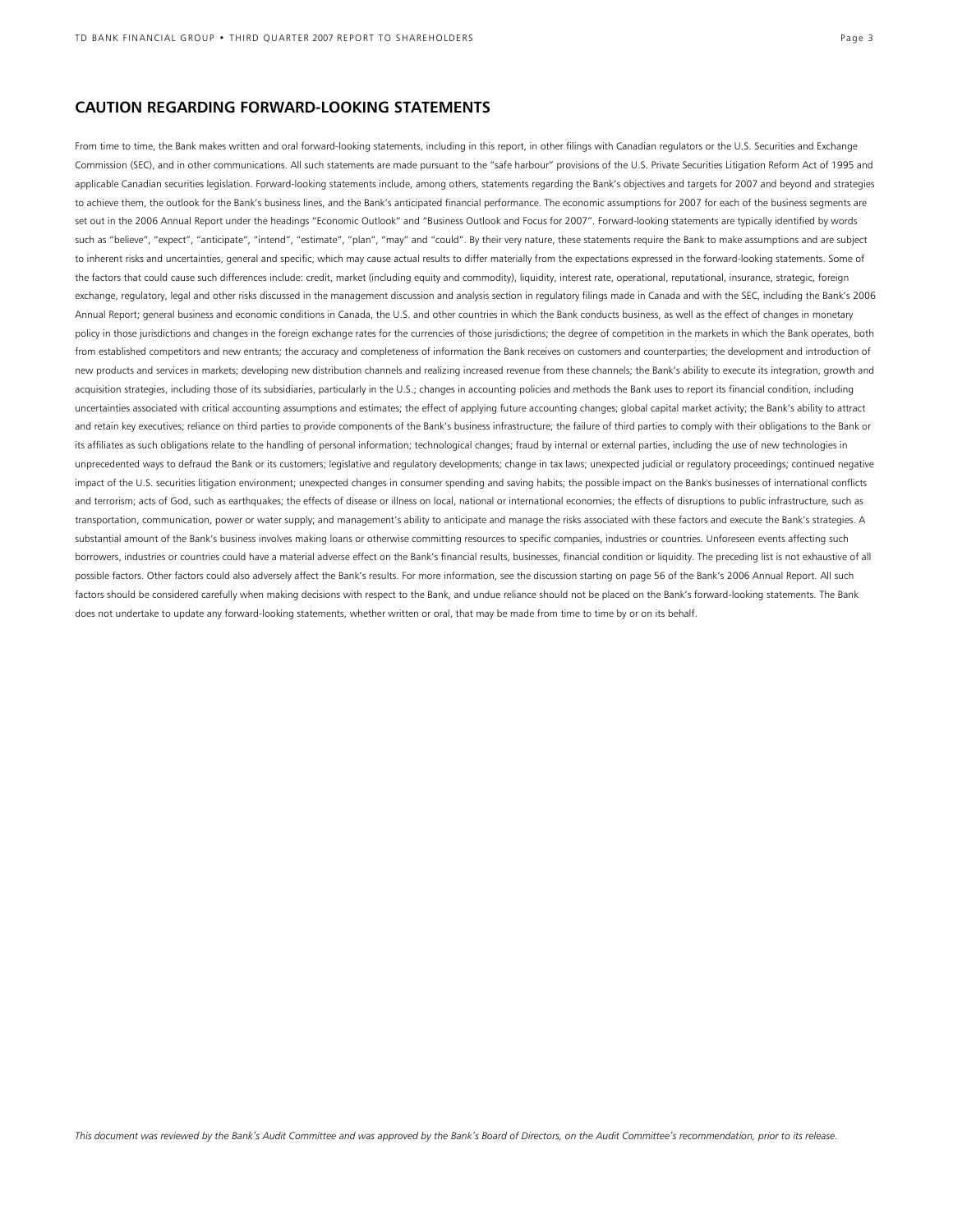## CAUTION REGARDING FORWARD-LOOKING STATEMENTS

From time to time, the Bank makes written and oral forward-looking statements, including in this report, in other filings with Canadian regulators or the U.S. Securities and Exchange Commission (SEC), and in other communications. All such statements are made pursuant to the "safe harbour" provisions of the U.S. Private Securities Litigation Reform Act of 1995 and applicable Canadian securities legislation. Forward-looking statements include, among others, statements regarding the Bank's objectives and targets for 2007 and beyond and strategies to achieve them, the outlook for the Bank's business lines, and the Bank's anticipated financial performance. The economic assumptions for 2007 for each of the business segments are set out in the 2006 Annual Report under the headings "Economic Outlook" and "Business Outlook and Focus for 2007". Forward-looking statements are typically identified by words such as "believe", "expect", "anticipate", "intend", "estimate", "plan", "may" and "could". By their very nature, these statements require the Bank to make assumptions and are subject to inherent risks and uncertainties, general and specific, which may cause actual results to differ materially from the expectations expressed in the forward-looking statements. Some of the factors that could cause such differences include: credit, market (including equity and commodity), liquidity, interest rate, operational, reputational, insurance, strategic, foreign exchange, regulatory, legal and other risks discussed in the management discussion and analysis section in regulatory filings made in Canada and with the SEC, including the Bank's 2006 Annual Report; general business and economic conditions in Canada, the U.S. and other countries in which the Bank conducts business, as well as the effect of changes in monetary policy in those jurisdictions and changes in the foreign exchange rates for the currencies of those jurisdictions; the degree of competition in the markets in which the Bank operates, both from established competitors and new entrants; the accuracy and completeness of information the Bank receives on customers and counterparties; the development and introduction of new products and services in markets; developing new distribution channels and realizing increased revenue from these channels; the Bank's ability to execute its integration, growth and acquisition strategies, including those of its subsidiaries, particularly in the U.S.; changes in accounting policies and methods the Bank uses to report its financial condition, including uncertainties associated with critical accounting assumptions and estimates; the effect of applying future accounting changes; global capital market activity; the Bank's ability to attract and retain key executives; reliance on third parties to provide components of the Bank's business infrastructure; the failure of third parties to comply with their obligations to the Bank or its affiliates as such obligations relate to the handling of personal information; technological changes; fraud by internal or external parties, including the use of new technologies in unprecedented ways to defraud the Bank or its customers; legislative and regulatory developments; change in tax laws; unexpected judicial or regulatory proceedings; continued negative impact of the U.S. securities litigation environment; unexpected changes in consumer spending and saving habits; the possible impact on the Bank's businesses of international conflicts and terrorism; acts of God, such as earthquakes; the effects of disease or illness on local, national or international economies; the effects of disruptions to public infrastructure, such as transportation, communication, power or water supply; and management's ability to anticipate and manage the risks associated with these factors and execute the Bank's strategies. A substantial amount of the Bank's business involves making loans or otherwise committing resources to specific companies, industries or countries. Unforeseen events affecting such borrowers, industries or countries could have a material adverse effect on the Bank's financial results, businesses, financial condition or liquidity. The preceding list is not exhaustive of all possible factors. Other factors could also adversely affect the Bank's results. For more information, see the discussion starting on page 56 of the Bank's 2006 Annual Report. All such factors should be considered carefully when making decisions with respect to the Bank, and undue reliance should not be placed on the Bank's forward-looking statements. The Bank does not undertake to update any forward-looking statements, whether written or oral, that may be made from time to time by or on its behalf.

*This document was reviewed by the Bank's Audit Committee and was approved by the Bank's Board of Directors, on the Audit Committee's recommendation, prior to its release.*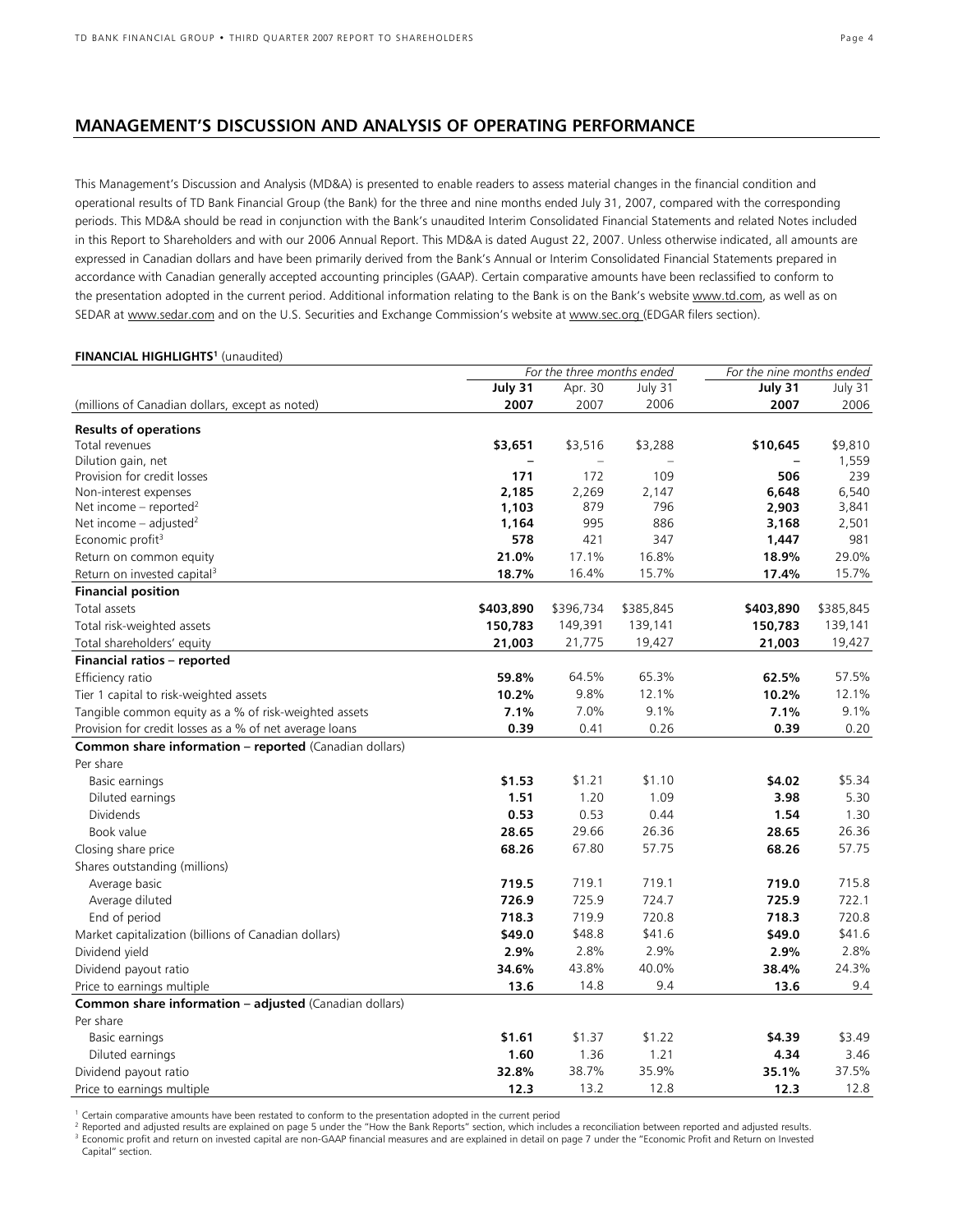## MANAGEMENT'S DISCUSSION AND ANALYSIS OF OPERATING PERFORMANCE

This Management's Discussion and Analysis (MD&A) is presented to enable readers to assess material changes in the financial condition and operational results of TD Bank Financial Group (the Bank) for the three and nine months ended July 31, 2007, compared with the corresponding periods. This MD&A should be read in conjunction with the Bank's unaudited Interim Consolidated Financial Statements and related Notes included in this Report to Shareholders and with our 2006 Annual Report. This MD&A is dated August 22, 2007. Unless otherwise indicated, all amounts are expressed in Canadian dollars and have been primarily derived from the Bank's Annual or Interim Consolidated Financial Statements prepared in accordance with Canadian generally accepted accounting principles (GAAP). Certain comparative amounts have been reclassified to conform to the presentation adopted in the current period. Additional information relating to the Bank is on the Bank's website www.td.com, as well as on SEDAR at www.sedar.com and on the U.S. Securities and Exchange Commission's website at www.sec.org (EDGAR filers section).

**FINANCIAL HIGHLIGHTS[1]** (unaudited)

| | *For the three months ended* | | | *For the nine months ended* | |
|---|---|---|---|---|---|
| | **July 31** | Apr. 30 | July 31 | **July 31** | July 31 |
| (millions of Canadian dollars, except as noted) | **2007** | 2007 | 2006 | **2007** | 2006 |
| **Results of operations** | | | | | |
| Total revenues | **$3,651** | $3,516 | $3,288 | **$10,645** | $9,810 |
| Dilution gain, net | **–** | – | – | **–** | 1,559 |
| Provision for credit losses | **171** | 172 | 109 | **506** | 239 |
| Non-interest expenses | **2,185** | 2,269 | 2,147 | **6,648** | 6,540 |
| Net income – reported[2] | **1,103** | 879 | 796 | **2,903** | 3,841 |
| Net income – adjusted[2] | **1,164** | 995 | 886 | **3,168** | 2,501 |
| Economic profit[3] | **578** | 421 | 347 | **1,447** | 981 |
| Return on common equity | **21.0%** | 17.1% | 16.8% | **18.9%** | 29.0% |
| Return on invested capital[3] | **18.7%** | 16.4% | 15.7% | **17.4%** | 15.7% |
| **Financial position** | | | | | |
| Total assets | **$403,890** | $396,734 | $385,845 | **$403,890** | $385,845 |
| Total risk-weighted assets | **150,783** | 149,391 | 139,141 | **150,783** | 139,141 |
| Total shareholders' equity | **21,003** | 21,775 | 19,427 | **21,003** | 19,427 |
| **Financial ratios – reported** | | | | | |
| Efficiency ratio | **59.8%** | 64.5% | 65.3% | **62.5%** | 57.5% |
| Tier 1 capital to risk-weighted assets | **10.2%** | 9.8% | 12.1% | **10.2%** | 12.1% |
| Tangible common equity as a % of risk-weighted assets | **7.1%** | 7.0% | 9.1% | **7.1%** | 9.1% |
| Provision for credit losses as a % of net average loans | **0.39** | 0.41 | 0.26 | **0.39** | 0.20 |
| **Common share information – reported** (Canadian dollars) | | | | | |
| Per share | | | | | |
| Basic earnings | **$1.53** | $1.21 | $1.10 | **$4.02** | $5.34 |
| Diluted earnings | **1.51** | 1.20 | 1.09 | **3.98** | 5.30 |
| Dividends | **0.53** | 0.53 | 0.44 | **1.54** | 1.30 |
| Book value | **28.65** | 29.66 | 26.36 | **28.65** | 26.36 |
| Closing share price | **68.26** | 67.80 | 57.75 | **68.26** | 57.75 |
| Shares outstanding (millions) | | | | | |
| Average basic | **719.5** | 719.1 | 719.1 | **719.0** | 715.8 |
| Average diluted | **726.9** | 725.9 | 724.7 | **725.9** | 722.1 |
| End of period | **718.3** | 719.9 | 720.8 | **718.3** | 720.8 |
| Market capitalization (billions of Canadian dollars) | **$49.0** | $48.8 | $41.6 | **$49.0** | $41.6 |
| Dividend yield | **2.9%** | 2.8% | 2.9% | **2.9%** | 2.8% |
| Dividend payout ratio | **34.6%** | 43.8% | 40.0% | **38.4%** | 24.3% |
| Price to earnings multiple | **13.6** | 14.8 | 9.4 | **13.6** | 9.4 |
| **Common share information – adjusted** (Canadian dollars) | | | | | |
| Per share | | | | | |
| Basic earnings | **$1.61** | $1.37 | $1.22 | **$4.39** | $3.49 |
| Diluted earnings | **1.60** | 1.36 | 1.21 | **4.34** | 3.46 |
| Dividend payout ratio | **32.8%** | 38.7% | 35.9% | **35.1%** | 37.5% |
| Price to earnings multiple | **12.3** | 13.2 | 12.8 | **12.3** | 12.8 |

[1] Certain comparative amounts have been restated to conform to the presentation adopted in the current period

[2] Reported and adjusted results are explained on page 5 under the "How the Bank Reports" section, which includes a reconciliation between reported and adjusted results.

[3] Economic profit and return on invested capital are non-GAAP financial measures and are explained in detail on page 7 under the "Economic Profit and Return on Invested Capital" section.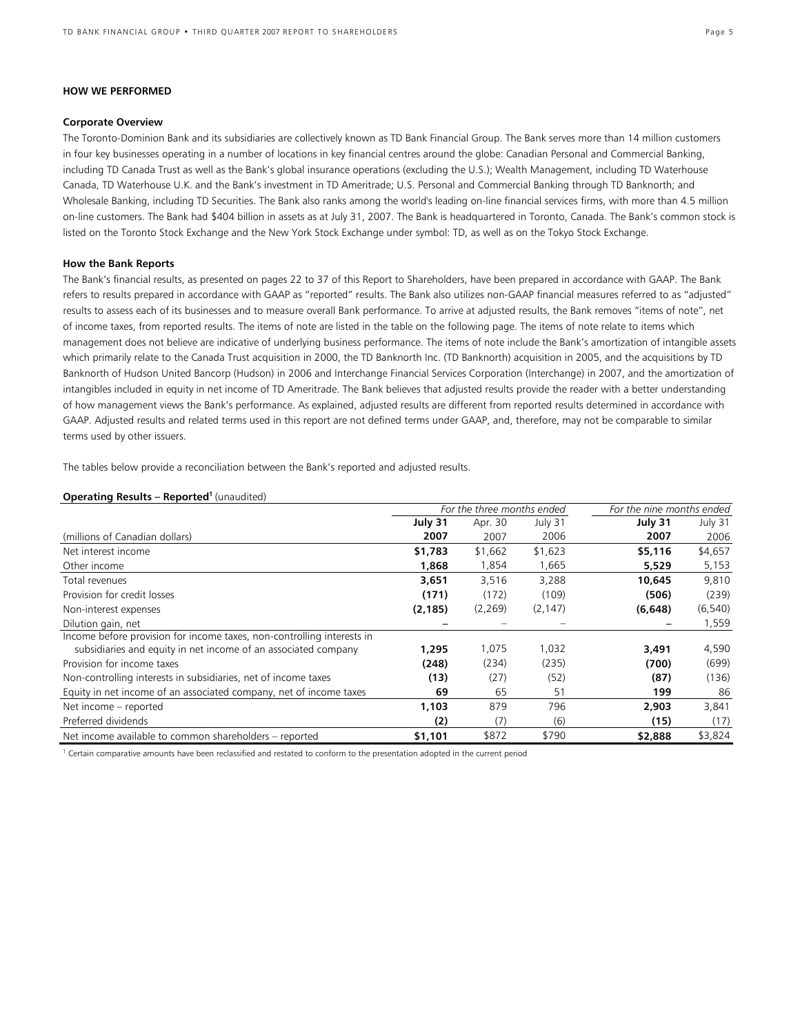## HOW WE PERFORMED

### Corporate Overview

The Toronto-Dominion Bank and its subsidiaries are collectively known as TD Bank Financial Group. The Bank serves more than 14 million customers in four key businesses operating in a number of locations in key financial centres around the globe: Canadian Personal and Commercial Banking, including TD Canada Trust as well as the Bank's global insurance operations (excluding the U.S.); Wealth Management, including TD Waterhouse Canada, TD Waterhouse U.K. and the Bank's investment in TD Ameritrade; U.S. Personal and Commercial Banking through TD Banknorth; and Wholesale Banking, including TD Securities. The Bank also ranks among the world's leading on-line financial services firms, with more than 4.5 million on-line customers. The Bank had $404 billion in assets as at July 31, 2007. The Bank is headquartered in Toronto, Canada. The Bank's common stock is listed on the Toronto Stock Exchange and the New York Stock Exchange under symbol: TD, as well as on the Tokyo Stock Exchange.

### How the Bank Reports

The Bank's financial results, as presented on pages 22 to 37 of this Report to Shareholders, have been prepared in accordance with GAAP. The Bank refers to results prepared in accordance with GAAP as "reported" results. The Bank also utilizes non-GAAP financial measures referred to as "adjusted" results to assess each of its businesses and to measure overall Bank performance. To arrive at adjusted results, the Bank removes "items of note", net of income taxes, from reported results. The items of note are listed in the table on the following page. The items of note relate to items which management does not believe are indicative of underlying business performance. The items of note include the Bank's amortization of intangible assets which primarily relate to the Canada Trust acquisition in 2000, the TD Banknorth Inc. (TD Banknorth) acquisition in 2005, and the acquisitions by TD Banknorth of Hudson United Bancorp (Hudson) in 2006 and Interchange Financial Services Corporation (Interchange) in 2007, and the amortization of intangibles included in equity in net income of TD Ameritrade. The Bank believes that adjusted results provide the reader with a better understanding of how management views the Bank's performance. As explained, adjusted results are different from reported results determined in accordance with GAAP. Adjusted results and related terms used in this report are not defined terms under GAAP, and, therefore, may not be comparable to similar terms used by other issuers.

The tables below provide a reconciliation between the Bank's reported and adjusted results.

**Operating Results – Reported[1]** (unaudited)

| | *For the three months ended* | | | *For the nine months ended* | |
|---|---|---|---|---|---|
| | **July 31** | Apr. 30 | July 31 | **July 31** | July 31 |
| (millions of Canadian dollars) | **2007** | 2007 | 2006 | **2007** | 2006 |
| Net interest income | **$1,783** | $1,662 | $1,623 | **$5,116** | $4,657 |
| Other income | **1,868** | 1,854 | 1,665 | **5,529** | 5,153 |
| Total revenues | **3,651** | 3,516 | 3,288 | **10,645** | 9,810 |
| Provision for credit losses | **(171)** | (172) | (109) | **(506)** | (239) |
| Non-interest expenses | **(2,185)** | (2,269) | (2,147) | **(6,648)** | (6,540) |
| Dilution gain, net | **–** | – | – | **–** | 1,559 |
| Income before provision for income taxes, non-controlling interests in subsidiaries and equity in net income of an associated company | **1,295** | 1,075 | 1,032 | **3,491** | 4,590 |
| Provision for income taxes | **(248)** | (234) | (235) | **(700)** | (699) |
| Non-controlling interests in subsidiaries, net of income taxes | **(13)** | (27) | (52) | **(87)** | (136) |
| Equity in net income of an associated company, net of income taxes | **69** | 65 | 51 | **199** | 86 |
| Net income – reported | **1,103** | 879 | 796 | **2,903** | 3,841 |
| Preferred dividends | **(2)** | (7) | (6) | **(15)** | (17) |
| Net income available to common shareholders – reported | **$1,101** | $872 | $790 | **$2,888** | $3,824 |

[1] Certain comparative amounts have been reclassified and restated to conform to the presentation adopted in the current period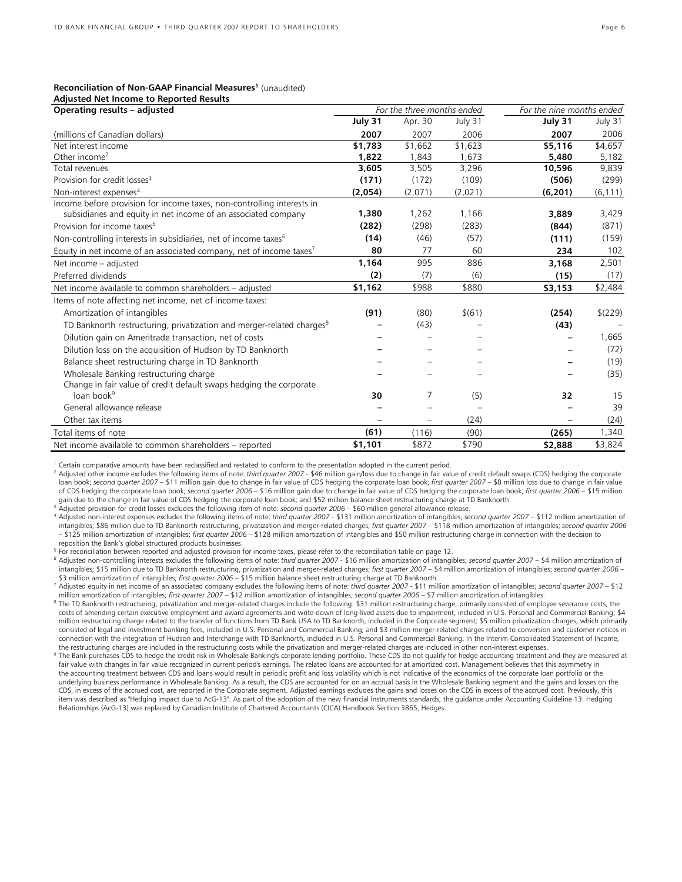**Reconciliation of Non-GAAP Financial Measures[1]** (unaudited)

**Adjusted Net Income to Reported Results**

| **Operating results – adjusted** | *For the three months ended* | | | *For the nine months ended* | |
|---|---|---|---|---|---|
| | **July 31** | Apr. 30 | July 31 | **July 31** | July 31 |
| (millions of Canadian dollars) | **2007** | 2007 | 2006 | **2007** | 2006 |
| Net interest income | **$1,783** | $1,662 | $1,623 | **$5,116** | $4,657 |
| Other income[2] | **1,822** | 1,843 | 1,673 | **5,480** | 5,182 |
| Total revenues | **3,605** | 3,505 | 3,296 | **10,596** | 9,839 |
| Provision for credit losses[3] | **(171)** | (172) | (109) | **(506)** | (299) |
| Non-interest expenses[4] | **(2,054)** | (2,071) | (2,021) | **(6,201)** | (6,111) |
| Income before provision for income taxes, non-controlling interests in subsidiaries and equity in net income of an associated company | **1,380** | 1,262 | 1,166 | **3,889** | 3,429 |
| Provision for income taxes[5] | **(282)** | (298) | (283) | **(844)** | (871) |
| Non-controlling interests in subsidiaries, net of income taxes[6] | **(14)** | (46) | (57) | **(111)** | (159) |
| Equity in net income of an associated company, net of income taxes[7] | **80** | 77 | 60 | **234** | 102 |
| Net income – adjusted | **1,164** | 995 | 886 | **3,168** | 2,501 |
| Preferred dividends | **(2)** | (7) | (6) | **(15)** | (17) |
| Net income available to common shareholders – adjusted | **$1,162** | $988 | $880 | **$3,153** | $2,484 |
| Items of note affecting net income, net of income taxes: | | | | | |
| Amortization of intangibles | **(91)** | (80) | $(61) | **(254)** | $(229) |
| TD Banknorth restructuring, privatization and merger-related charges[8] | **–** | (43) | – | **(43)** | – |
| Dilution gain on Ameritrade transaction, net of costs | **–** | – | – | **–** | 1,665 |
| Dilution loss on the acquisition of Hudson by TD Banknorth | **–** | – | – | **–** | (72) |
| Balance sheet restructuring charge in TD Banknorth | **–** | – | – | **–** | (19) |
| Wholesale Banking restructuring charge | **–** | – | – | **–** | (35) |
| Change in fair value of credit default swaps hedging the corporate loan book[9] | **30** | 7 | (5) | **32** | 15 |
| General allowance release | **–** | – | – | **–** | 39 |
| Other tax items | **–** | – | (24) | **–** | (24) |
| Total items of note | **(61)** | (116) | (90) | **(265)** | 1,340 |
| Net income available to common shareholders – reported | **$1,101** | $872 | $790 | **$2,888** | $3,824 |

[1] Certain comparative amounts have been reclassified and restated to conform to the presentation adopted in the current period.

[2] Adjusted other income excludes the following items of note: *third quarter 2007* - $46 million gain/loss due to change in fair value of credit default swaps (CDS) hedging the corporate loan book; *second quarter 2007* – $11 million gain due to change in fair value of CDS hedging the corporate loan book; *first quarter 2007* – $8 million loss due to change in fair value of CDS hedging the corporate loan book; *second quarter 2006* – $16 million gain due to change in fair value of CDS hedging the corporate loan book; *first quarter 2006* – $15 million gain due to the change in fair value of CDS hedging the corporate loan book; and $52 million balance sheet restructuring charge at TD Banknorth.

[3] Adjusted provision for credit losses excludes the following item of note: *second quarter 2006* – $60 million general allowance release.

[4] Adjusted non-interest expenses excludes the following items of note: *third quarter 2007* - $131 million amortization of intangibles; *second quarter 2007* – $112 million amortization of intangibles; $86 million due to TD Banknorth restructuring, privatization and merger-related charges; *first quarter 2007* – $118 million amortization of intangibles; *second quarter 2006* – $125 million amortization of intangibles; *first quarter 2006* – $128 million amortization of intangibles and $50 million restructuring charge in connection with the decision to reposition the Bank's global structured products businesses.

[5] For reconciliation between reported and adjusted provision for income taxes, please refer to the reconciliation table on page 12.

[6] Adjusted non-controlling interests excludes the following items of note: *third quarter 2007* - $16 million amortization of intangibles; *second quarter 2007* – $4 million amortization of intangibles; $15 million due to TD Banknorth restructuring, privatization and merger-related charges; *first quarter 2007* – $4 million amortization of intangibles; *second quarter 2006* – $3 million amortization of intangibles; *first quarter 2006* – $15 million balance sheet restructuring charge at TD Banknorth.

[7] Adjusted equity in net income of an associated company excludes the following items of note: *third quarter 2007* - $11 million amortization of intangibles; *second quarter 2007* – $12 million amortization of intangibles; *first quarter 2007* – $12 million amortization of intangibles; *second quarter 2006* – $7 million amortization of intangibles.

[8] The TD Banknorth restructuring, privatization and merger-related charges include the following: $31 million restructuring charge, primarily consisted of employee severance costs, the costs of amending certain executive employment and award agreements and write-down of long-lived assets due to impairment, included in U.S. Personal and Commercial Banking; $4 million restructuring charge related to the transfer of functions from TD Bank USA to TD Banknorth, included in the Corporate segment; $5 million privatization charges, which primarily consisted of legal and investment banking fees, included in U.S. Personal and Commercial Banking; and $3 million merger-related charges related to conversion and customer notices in connection with the integration of Hudson and Interchange with TD Banknorth, included in U.S. Personal and Commercial Banking. In the Interim Consolidated Statement of Income, the restructuring charges are included in the restructuring costs while the privatization and merger-related charges are included in other non-interest expenses.

[9] The Bank purchases CDS to hedge the credit risk in Wholesale Banking's corporate lending portfolio. These CDS do not qualify for hedge accounting treatment and they are measured at fair value with changes in fair value recognized in current period's earnings. The related loans are accounted for at amortized cost. Management believes that this asymmetry in the accounting treatment between CDS and loans would result in periodic profit and loss volatility which is not indicative of the economics of the corporate loan portfolio or the underlying business performance in Wholesale Banking. As a result, the CDS are accounted for on an accrual basis in the Wholesale Banking segment and the gains and losses on the CDS, in excess of the accrued cost, are reported in the Corporate segment. Adjusted earnings excludes the gains and losses on the CDS in excess of the accrued cost. Previously, this item was described as "Hedging impact due to AcG-13". As part of the adoption of the new financial instruments standards, the guidance under Accounting Guideline 13: Hedging Relationships (AcG-13) was replaced by Canadian Institute of Chartered Accountants (CICA) Handbook Section 3865, Hedges.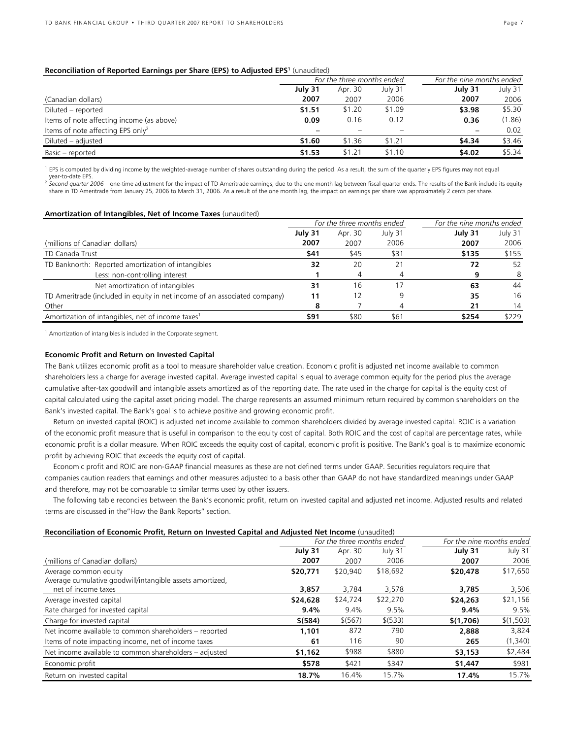**Reconciliation of Reported Earnings per Share (EPS) to Adjusted EPS[1]** (unaudited)

| (Canadian dollars) | For the three months ended | | | For the nine months ended | |
|---|---|---|---|---|---|
| | **July 31 2007** | Apr. 30 2007 | July 31 2006 | **July 31 2007** | July 31 2006 |
| Diluted – reported | **$1.51** | $1.20 | $1.09 | **$3.98** | $5.30 |
| Items of note affecting income (as above) | **0.09** | 0.16 | 0.12 | **0.36** | (1.86) |
| Items of note affecting EPS only[2] | **–** | – | – | **–** | 0.02 |
| Diluted – adjusted | **$1.60** | $1.36 | $1.21 | **$4.34** | $3.46 |
| Basic – reported | **$1.53** | $1.21 | $1.10 | **$4.02** | $5.34 |

[1] EPS is computed by dividing income by the weighted-average number of shares outstanding during the period. As a result, the sum of the quarterly EPS figures may not equal year-to-date EPS.

[2] *Second quarter 2006* – one-time adjustment for the impact of TD Ameritrade earnings, due to the one month lag between fiscal quarter ends. The results of the Bank include its equity share in TD Ameritrade from January 25, 2006 to March 31, 2006. As a result of the one month lag, the impact on earnings per share was approximately 2 cents per share.

**Amortization of Intangibles, Net of Income Taxes** (unaudited)

| (millions of Canadian dollars) | For the three months ended | | | For the nine months ended | |
|---|---|---|---|---|---|
| | **July 31 2007** | Apr. 30 2007 | July 31 2006 | **July 31 2007** | July 31 2006 |
| TD Canada Trust | **$41** | $45 | $31 | **$135** | $155 |
| TD Banknorth: Reported amortization of intangibles | **32** | 20 | 21 | **72** | 52 |
| Less: non-controlling interest | **1** | 4 | 4 | **9** | 8 |
| Net amortization of intangibles | **31** | 16 | 17 | **63** | 44 |
| TD Ameritrade (included in equity in net income of an associated company) | **11** | 12 | 9 | **35** | 16 |
| Other | **8** | 7 | 4 | **21** | 14 |
| Amortization of intangibles, net of income taxes[1] | **$91** | $80 | $61 | **$254** | $229 |

[1] Amortization of intangibles is included in the Corporate segment.

**Economic Profit and Return on Invested Capital**

The Bank utilizes economic profit as a tool to measure shareholder value creation. Economic profit is adjusted net income available to common shareholders less a charge for average invested capital. Average invested capital is equal to average common equity for the period plus the average cumulative after-tax goodwill and intangible assets amortized as of the reporting date. The rate used in the charge for capital is the equity cost of capital calculated using the capital asset pricing model. The charge represents an assumed minimum return required by common shareholders on the Bank's invested capital. The Bank's goal is to achieve positive and growing economic profit.

Return on invested capital (ROIC) is adjusted net income available to common shareholders divided by average invested capital. ROIC is a variation of the economic profit measure that is useful in comparison to the equity cost of capital. Both ROIC and the cost of capital are percentage rates, while economic profit is a dollar measure. When ROIC exceeds the equity cost of capital, economic profit is positive. The Bank's goal is to maximize economic profit by achieving ROIC that exceeds the equity cost of capital.

Economic profit and ROIC are non-GAAP financial measures as these are not defined terms under GAAP. Securities regulators require that companies caution readers that earnings and other measures adjusted to a basis other than GAAP do not have standardized meanings under GAAP and therefore, may not be comparable to similar terms used by other issuers.

The following table reconciles between the Bank's economic profit, return on invested capital and adjusted net income. Adjusted results and related terms are discussed in the"How the Bank Reports" section.

**Reconciliation of Economic Profit, Return on Invested Capital and Adjusted Net Income** (unaudited)

| (millions of Canadian dollars) | For the three months ended | | | For the nine months ended | |
|---|---|---|---|---|---|
| | **July 31 2007** | Apr. 30 2007 | July 31 2006 | **July 31 2007** | July 31 2006 |
| Average common equity | **$20,771** | $20,940 | $18,692 | **$20,478** | $17,650 |
| Average cumulative goodwill/intangible assets amortized, net of income taxes | **3,857** | 3,784 | 3,578 | **3,785** | 3,506 |
| Average invested capital | **$24,628** | $24,724 | $22,270 | **$24,263** | $21,156 |
| Rate charged for invested capital | **9.4%** | 9.4% | 9.5% | **9.4%** | 9.5% |
| Charge for invested capital | **$(584)** | $(567) | $(533) | **$(1,706)** | $(1,503) |
| Net income available to common shareholders – reported | **1,101** | 872 | 790 | **2,888** | 3,824 |
| Items of note impacting income, net of income taxes | **61** | 116 | 90 | **265** | (1,340) |
| Net income available to common shareholders – adjusted | **$1,162** | $988 | $880 | **$3,153** | $2,484 |
| Economic profit | **$578** | $421 | $347 | **$1,447** | $981 |
| Return on invested capital | **18.7%** | 16.4% | 15.7% | **17.4%** | 15.7% |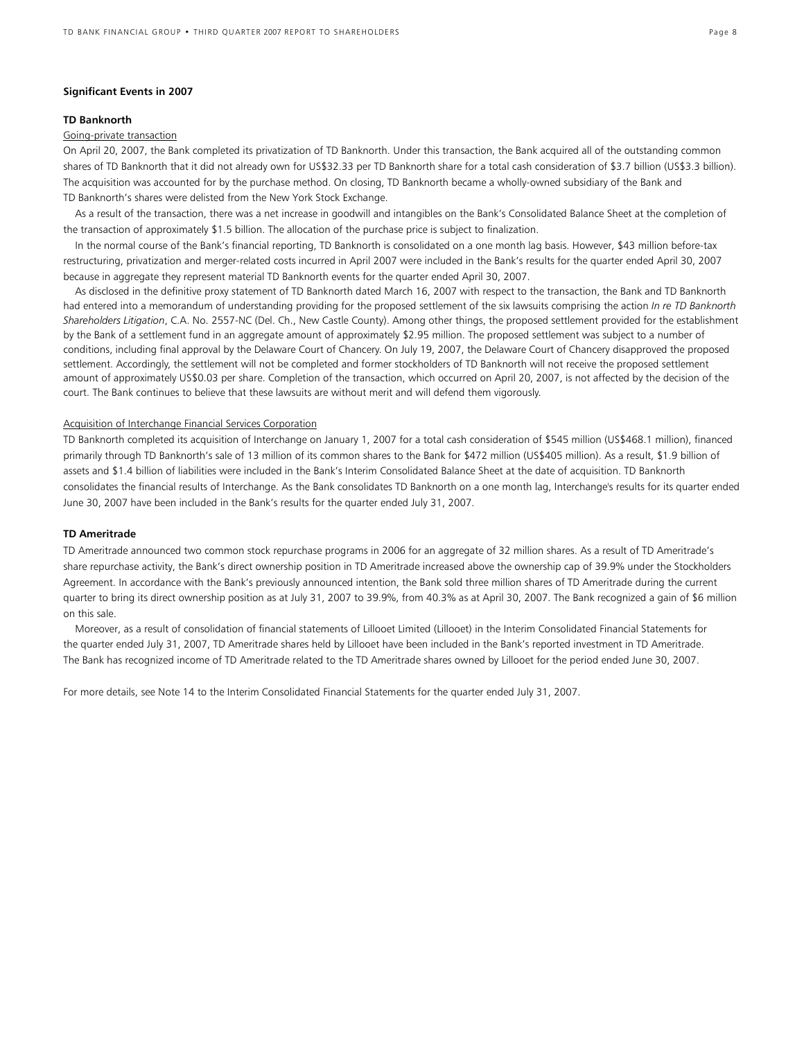## Significant Events in 2007

### TD Banknorth

Going-private transaction

On April 20, 2007, the Bank completed its privatization of TD Banknorth. Under this transaction, the Bank acquired all of the outstanding common shares of TD Banknorth that it did not already own for US$32.33 per TD Banknorth share for a total cash consideration of $3.7 billion (US$3.3 billion). The acquisition was accounted for by the purchase method. On closing, TD Banknorth became a wholly-owned subsidiary of the Bank and TD Banknorth's shares were delisted from the New York Stock Exchange.

As a result of the transaction, there was a net increase in goodwill and intangibles on the Bank's Consolidated Balance Sheet at the completion of the transaction of approximately $1.5 billion. The allocation of the purchase price is subject to finalization.

In the normal course of the Bank's financial reporting, TD Banknorth is consolidated on a one month lag basis. However, $43 million before-tax restructuring, privatization and merger-related costs incurred in April 2007 were included in the Bank's results for the quarter ended April 30, 2007 because in aggregate they represent material TD Banknorth events for the quarter ended April 30, 2007.

As disclosed in the definitive proxy statement of TD Banknorth dated March 16, 2007 with respect to the transaction, the Bank and TD Banknorth had entered into a memorandum of understanding providing for the proposed settlement of the six lawsuits comprising the action *In re TD Banknorth Shareholders Litigation*, C.A. No. 2557-NC (Del. Ch., New Castle County). Among other things, the proposed settlement provided for the establishment by the Bank of a settlement fund in an aggregate amount of approximately $2.95 million. The proposed settlement was subject to a number of conditions, including final approval by the Delaware Court of Chancery. On July 19, 2007, the Delaware Court of Chancery disapproved the proposed settlement. Accordingly, the settlement will not be completed and former stockholders of TD Banknorth will not receive the proposed settlement amount of approximately US$0.03 per share. Completion of the transaction, which occurred on April 20, 2007, is not affected by the decision of the court. The Bank continues to believe that these lawsuits are without merit and will defend them vigorously.

Acquisition of Interchange Financial Services Corporation

TD Banknorth completed its acquisition of Interchange on January 1, 2007 for a total cash consideration of $545 million (US$468.1 million), financed primarily through TD Banknorth's sale of 13 million of its common shares to the Bank for $472 million (US$405 million). As a result, $1.9 billion of assets and $1.4 billion of liabilities were included in the Bank's Interim Consolidated Balance Sheet at the date of acquisition. TD Banknorth consolidates the financial results of Interchange. As the Bank consolidates TD Banknorth on a one month lag, Interchange's results for its quarter ended June 30, 2007 have been included in the Bank's results for the quarter ended July 31, 2007.

### TD Ameritrade

TD Ameritrade announced two common stock repurchase programs in 2006 for an aggregate of 32 million shares. As a result of TD Ameritrade's share repurchase activity, the Bank's direct ownership position in TD Ameritrade increased above the ownership cap of 39.9% under the Stockholders Agreement. In accordance with the Bank's previously announced intention, the Bank sold three million shares of TD Ameritrade during the current quarter to bring its direct ownership position as at July 31, 2007 to 39.9%, from 40.3% as at April 30, 2007. The Bank recognized a gain of $6 million on this sale.

Moreover, as a result of consolidation of financial statements of Lillooet Limited (Lillooet) in the Interim Consolidated Financial Statements for the quarter ended July 31, 2007, TD Ameritrade shares held by Lillooet have been included in the Bank's reported investment in TD Ameritrade. The Bank has recognized income of TD Ameritrade related to the TD Ameritrade shares owned by Lillooet for the period ended June 30, 2007.

For more details, see Note 14 to the Interim Consolidated Financial Statements for the quarter ended July 31, 2007.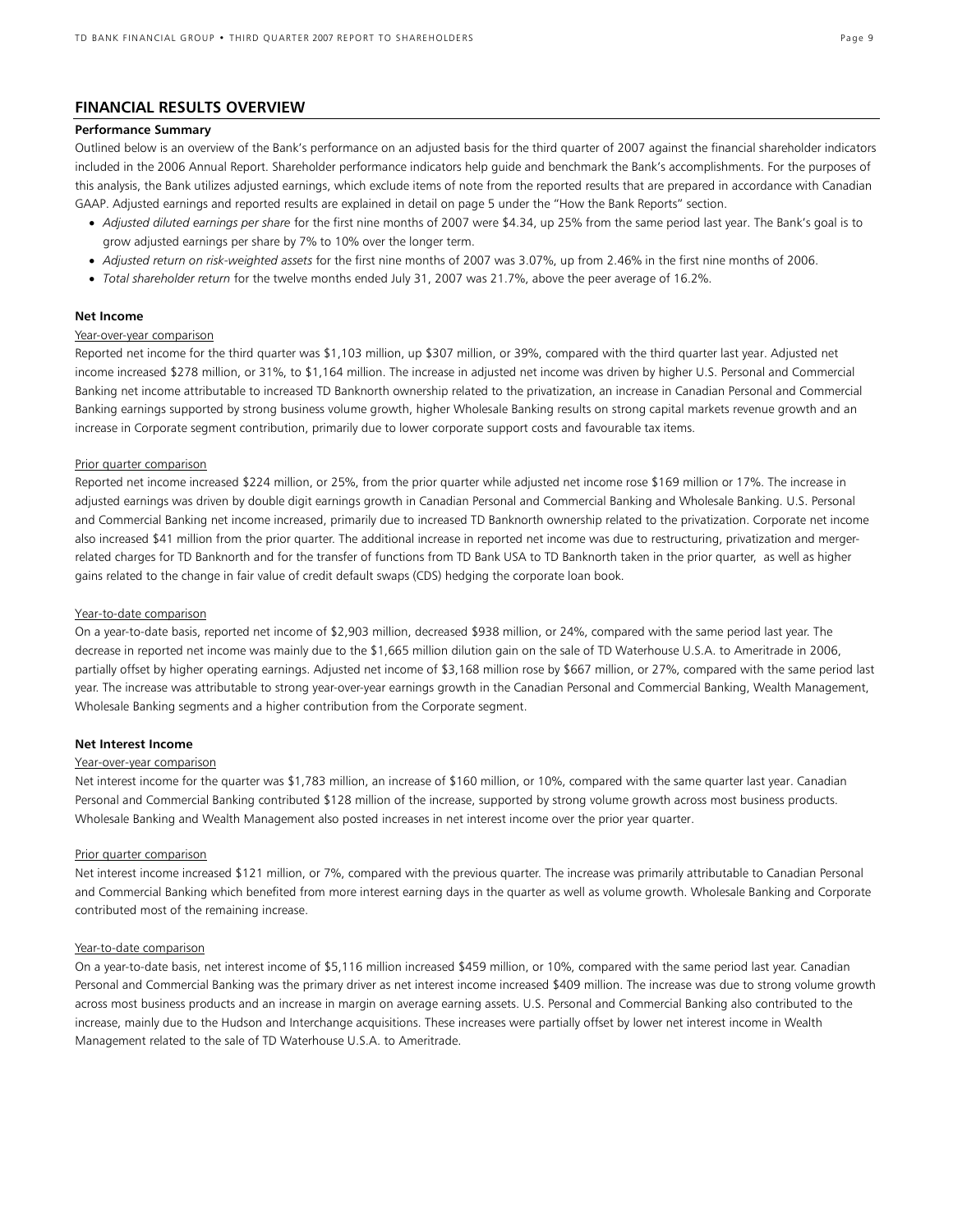## FINANCIAL RESULTS OVERVIEW

### Performance Summary

Outlined below is an overview of the Bank's performance on an adjusted basis for the third quarter of 2007 against the financial shareholder indicators included in the 2006 Annual Report. Shareholder performance indicators help guide and benchmark the Bank's accomplishments. For the purposes of this analysis, the Bank utilizes adjusted earnings, which exclude items of note from the reported results that are prepared in accordance with Canadian GAAP. Adjusted earnings and reported results are explained in detail on page 5 under the "How the Bank Reports" section.

- *Adjusted diluted earnings per share* for the first nine months of 2007 were $4.34, up 25% from the same period last year. The Bank's goal is to grow adjusted earnings per share by 7% to 10% over the longer term.
- *Adjusted return on risk-weighted assets* for the first nine months of 2007 was 3.07%, up from 2.46% in the first nine months of 2006.
- *Total shareholder return* for the twelve months ended July 31, 2007 was 21.7%, above the peer average of 16.2%.

### Net Income

Year-over-year comparison

Reported net income for the third quarter was $1,103 million, up $307 million, or 39%, compared with the third quarter last year. Adjusted net income increased $278 million, or 31%, to $1,164 million. The increase in adjusted net income was driven by higher U.S. Personal and Commercial Banking net income attributable to increased TD Banknorth ownership related to the privatization, an increase in Canadian Personal and Commercial Banking earnings supported by strong business volume growth, higher Wholesale Banking results on strong capital markets revenue growth and an increase in Corporate segment contribution, primarily due to lower corporate support costs and favourable tax items.

Prior quarter comparison

Reported net income increased $224 million, or 25%, from the prior quarter while adjusted net income rose $169 million or 17%. The increase in adjusted earnings was driven by double digit earnings growth in Canadian Personal and Commercial Banking and Wholesale Banking. U.S. Personal and Commercial Banking net income increased, primarily due to increased TD Banknorth ownership related to the privatization. Corporate net income also increased $41 million from the prior quarter. The additional increase in reported net income was due to restructuring, privatization and merger-related charges for TD Banknorth and for the transfer of functions from TD Bank USA to TD Banknorth taken in the prior quarter, as well as higher gains related to the change in fair value of credit default swaps (CDS) hedging the corporate loan book.

Year-to-date comparison

On a year-to-date basis, reported net income of $2,903 million, decreased $938 million, or 24%, compared with the same period last year. The decrease in reported net income was mainly due to the $1,665 million dilution gain on the sale of TD Waterhouse U.S.A. to Ameritrade in 2006, partially offset by higher operating earnings. Adjusted net income of $3,168 million rose by $667 million, or 27%, compared with the same period last year. The increase was attributable to strong year-over-year earnings growth in the Canadian Personal and Commercial Banking, Wealth Management, Wholesale Banking segments and a higher contribution from the Corporate segment.

### Net Interest Income

Year-over-year comparison

Net interest income for the quarter was $1,783 million, an increase of $160 million, or 10%, compared with the same quarter last year. Canadian Personal and Commercial Banking contributed $128 million of the increase, supported by strong volume growth across most business products. Wholesale Banking and Wealth Management also posted increases in net interest income over the prior year quarter.

Prior quarter comparison

Net interest income increased $121 million, or 7%, compared with the previous quarter. The increase was primarily attributable to Canadian Personal and Commercial Banking which benefited from more interest earning days in the quarter as well as volume growth. Wholesale Banking and Corporate contributed most of the remaining increase.

Year-to-date comparison

On a year-to-date basis, net interest income of $5,116 million increased $459 million, or 10%, compared with the same period last year. Canadian Personal and Commercial Banking was the primary driver as net interest income increased $409 million. The increase was due to strong volume growth across most business products and an increase in margin on average earning assets. U.S. Personal and Commercial Banking also contributed to the increase, mainly due to the Hudson and Interchange acquisitions. These increases were partially offset by lower net interest income in Wealth Management related to the sale of TD Waterhouse U.S.A. to Ameritrade.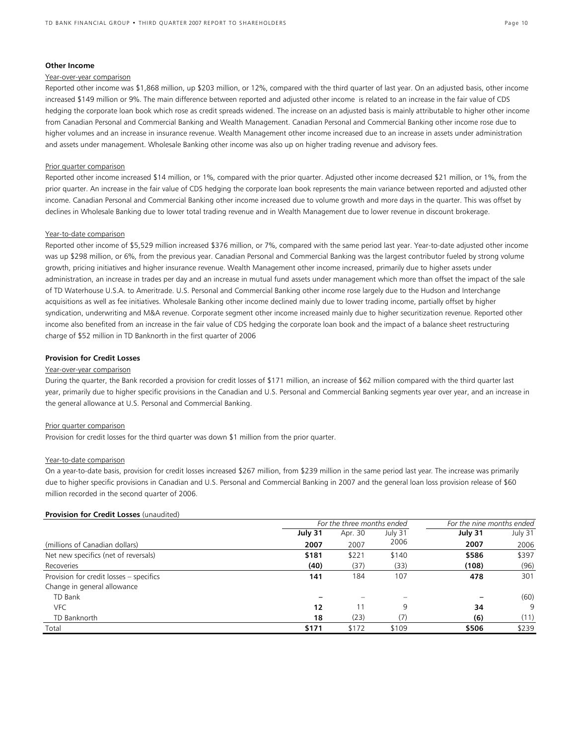### Other Income

Year-over-year comparison

Reported other income was $1,868 million, up $203 million, or 12%, compared with the third quarter of last year. On an adjusted basis, other income increased $149 million or 9%. The main difference between reported and adjusted other income is related to an increase in the fair value of CDS hedging the corporate loan book which rose as credit spreads widened. The increase on an adjusted basis is mainly attributable to higher other income from Canadian Personal and Commercial Banking and Wealth Management. Canadian Personal and Commercial Banking other income rose due to higher volumes and an increase in insurance revenue. Wealth Management other income increased due to an increase in assets under administration and assets under management. Wholesale Banking other income was also up on higher trading revenue and advisory fees.

Prior quarter comparison

Reported other income increased $14 million, or 1%, compared with the prior quarter. Adjusted other income decreased $21 million, or 1%, from the prior quarter. An increase in the fair value of CDS hedging the corporate loan book represents the main variance between reported and adjusted other income. Canadian Personal and Commercial Banking other income increased due to volume growth and more days in the quarter. This was offset by declines in Wholesale Banking due to lower total trading revenue and in Wealth Management due to lower revenue in discount brokerage.

Year-to-date comparison

Reported other income of $5,529 million increased $376 million, or 7%, compared with the same period last year. Year-to-date adjusted other income was up $298 million, or 6%, from the previous year. Canadian Personal and Commercial Banking was the largest contributor fueled by strong volume growth, pricing initiatives and higher insurance revenue. Wealth Management other income increased, primarily due to higher assets under administration, an increase in trades per day and an increase in mutual fund assets under management which more than offset the impact of the sale of TD Waterhouse U.S.A. to Ameritrade. U.S. Personal and Commercial Banking other income rose largely due to the Hudson and Interchange acquisitions as well as fee initiatives. Wholesale Banking other income declined mainly due to lower trading income, partially offset by higher syndication, underwriting and M&A revenue. Corporate segment other income increased mainly due to higher securitization revenue. Reported other income also benefited from an increase in the fair value of CDS hedging the corporate loan book and the impact of a balance sheet restructuring charge of $52 million in TD Banknorth in the first quarter of 2006

### Provision for Credit Losses

Year-over-year comparison

During the quarter, the Bank recorded a provision for credit losses of $171 million, an increase of $62 million compared with the third quarter last year, primarily due to higher specific provisions in the Canadian and U.S. Personal and Commercial Banking segments year over year, and an increase in the general allowance at U.S. Personal and Commercial Banking.

Prior quarter comparison

Provision for credit losses for the third quarter was down $1 million from the prior quarter.

Year-to-date comparison

On a year-to-date basis, provision for credit losses increased $267 million, from $239 million in the same period last year. The increase was primarily due to higher specific provisions in Canadian and U.S. Personal and Commercial Banking in 2007 and the general loan loss provision release of $60 million recorded in the second quarter of 2006.

**Provision for Credit Losses** (unaudited)

| | *For the three months ended* | | | *For the nine months ended* | |
|---|---|---|---|---|---|
| | **July 31** | Apr. 30 | July 31 | **July 31** | July 31 |
| (millions of Canadian dollars) | **2007** | 2007 | 2006 | **2007** | 2006 |
| Net new specifics (net of reversals) | **$181** | $221 | $140 | **$586** | $397 |
| Recoveries | **(40)** | (37) | (33) | **(108)** | (96) |
| Provision for credit losses – specifics | **141** | 184 | 107 | **478** | 301 |
| Change in general allowance | | | | | |
| TD Bank | **–** | – | – | **–** | (60) |
| VFC | **12** | 11 | 9 | **34** | 9 |
| TD Banknorth | **18** | (23) | (7) | **(6)** | (11) |
| Total | **$171** | $172 | $109 | **$506** | $239 |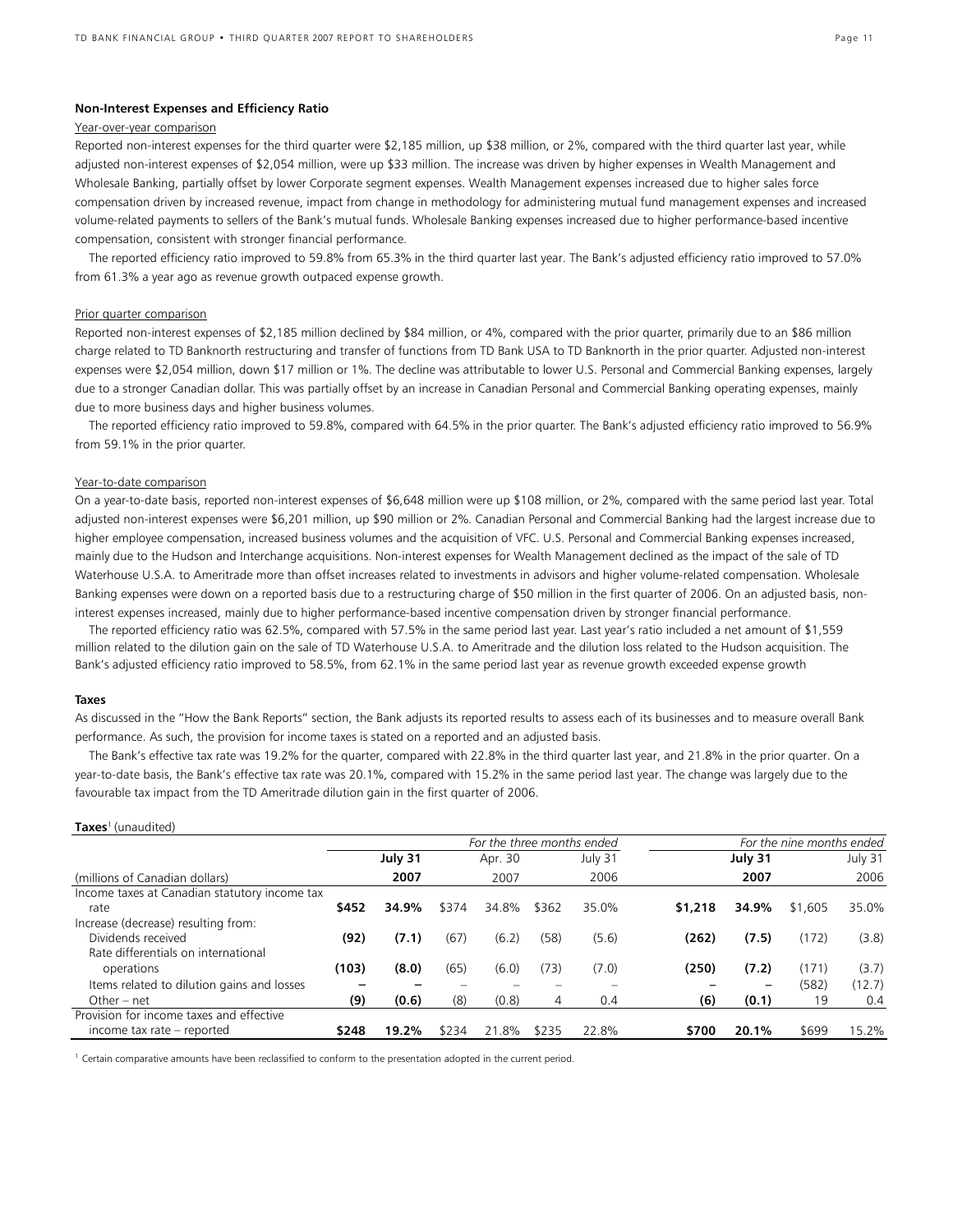### Non-Interest Expenses and Efficiency Ratio

Year-over-year comparison

Reported non-interest expenses for the third quarter were $2,185 million, up $38 million, or 2%, compared with the third quarter last year, while adjusted non-interest expenses of $2,054 million, were up $33 million. The increase was driven by higher expenses in Wealth Management and Wholesale Banking, partially offset by lower Corporate segment expenses. Wealth Management expenses increased due to higher sales force compensation driven by increased revenue, impact from change in methodology for administering mutual fund management expenses and increased volume-related payments to sellers of the Bank's mutual funds. Wholesale Banking expenses increased due to higher performance-based incentive compensation, consistent with stronger financial performance.

The reported efficiency ratio improved to 59.8% from 65.3% in the third quarter last year. The Bank's adjusted efficiency ratio improved to 57.0% from 61.3% a year ago as revenue growth outpaced expense growth.

Prior quarter comparison

Reported non-interest expenses of $2,185 million declined by $84 million, or 4%, compared with the prior quarter, primarily due to an $86 million charge related to TD Banknorth restructuring and transfer of functions from TD Bank USA to TD Banknorth in the prior quarter. Adjusted non-interest expenses were $2,054 million, down $17 million or 1%. The decline was attributable to lower U.S. Personal and Commercial Banking expenses, largely due to a stronger Canadian dollar. This was partially offset by an increase in Canadian Personal and Commercial Banking operating expenses, mainly due to more business days and higher business volumes.

The reported efficiency ratio improved to 59.8%, compared with 64.5% in the prior quarter. The Bank's adjusted efficiency ratio improved to 56.9% from 59.1% in the prior quarter.

Year-to-date comparison

On a year-to-date basis, reported non-interest expenses of $6,648 million were up $108 million, or 2%, compared with the same period last year. Total adjusted non-interest expenses were $6,201 million, up $90 million or 2%. Canadian Personal and Commercial Banking had the largest increase due to higher employee compensation, increased business volumes and the acquisition of VFC. U.S. Personal and Commercial Banking expenses increased, mainly due to the Hudson and Interchange acquisitions. Non-interest expenses for Wealth Management declined as the impact of the sale of TD Waterhouse U.S.A. to Ameritrade more than offset increases related to investments in advisors and higher volume-related compensation. Wholesale Banking expenses were down on a reported basis due to a restructuring charge of $50 million in the first quarter of 2006. On an adjusted basis, non-interest expenses increased, mainly due to higher performance-based incentive compensation driven by stronger financial performance.

The reported efficiency ratio was 62.5%, compared with 57.5% in the same period last year. Last year's ratio included a net amount of $1,559 million related to the dilution gain on the sale of TD Waterhouse U.S.A. to Ameritrade and the dilution loss related to the Hudson acquisition. The Bank's adjusted efficiency ratio improved to 58.5%, from 62.1% in the same period last year as revenue growth exceeded expense growth

### Taxes

As discussed in the "How the Bank Reports" section, the Bank adjusts its reported results to assess each of its businesses and to measure overall Bank performance. As such, the provision for income taxes is stated on a reported and an adjusted basis.

The Bank's effective tax rate was 19.2% for the quarter, compared with 22.8% in the third quarter last year, and 21.8% in the prior quarter. On a year-to-date basis, the Bank's effective tax rate was 20.1%, compared with 15.2% in the same period last year. The change was largely due to the favourable tax impact from the TD Ameritrade dilution gain in the first quarter of 2006.

**Taxes**[1] (unaudited)

| | *For the three months ended* | | | | | | *For the nine months ended* | | | |
|---|---|---|---|---|---|---|---|---|---|---|
| | **July 31** | | Apr. 30 | | July 31 | | **July 31** | | July 31 | |
| (millions of Canadian dollars) | **2007** | | 2007 | | 2006 | | **2007** | | 2006 | |
| Income taxes at Canadian statutory income tax rate | **$452** | **34.9%** | $374 | 34.8% | $362 | 35.0% | **$1,218** | **34.9%** | $1,605 | 35.0% |
| Increase (decrease) resulting from: | | | | | | | | | | |
| Dividends received | **(92)** | **(7.1)** | (67) | (6.2) | (58) | (5.6) | **(262)** | **(7.5)** | (172) | (3.8) |
| Rate differentials on international operations | **(103)** | **(8.0)** | (65) | (6.0) | (73) | (7.0) | **(250)** | **(7.2)** | (171) | (3.7) |
| Items related to dilution gains and losses | **–** | **–** | – | – | – | – | **–** | **–** | (582) | (12.7) |
| Other – net | **(9)** | **(0.6)** | (8) | (0.8) | 4 | 0.4 | **(6)** | **(0.1)** | 19 | 0.4 |
| Provision for income taxes and effective income tax rate – reported | **$248** | **19.2%** | $234 | 21.8% | $235 | 22.8% | **$700** | **20.1%** | $699 | 15.2% |

[1] Certain comparative amounts have been reclassified to conform to the presentation adopted in the current period.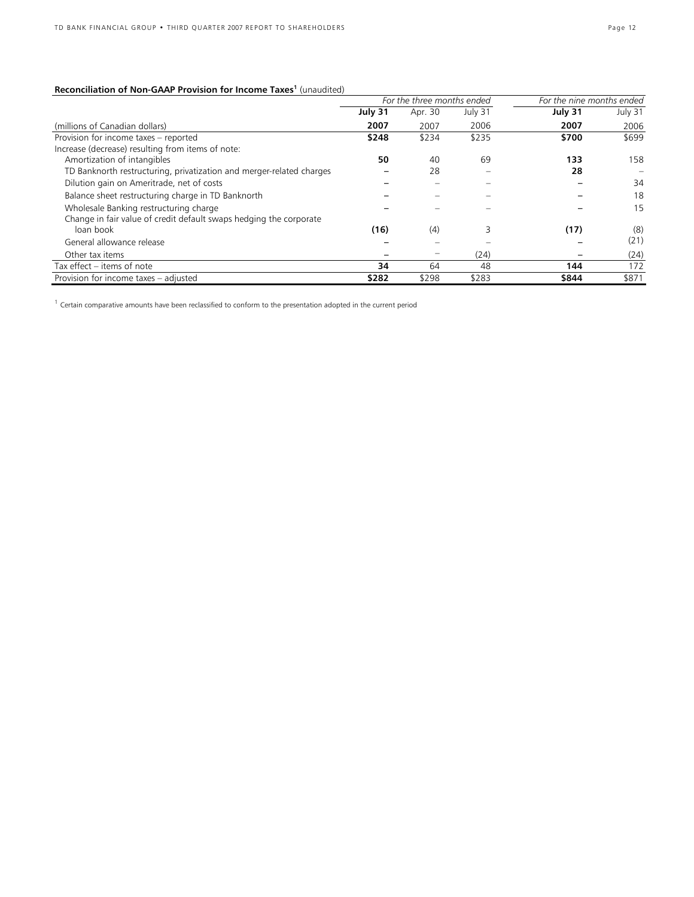**Reconciliation of Non-GAAP Provision for Income Taxes[1]** (unaudited)

| | *For the three months ended* | | | *For the nine months ended* | |
|---|---|---|---|---|---|
| | **July 31** | Apr. 30 | July 31 | **July 31** | July 31 |
| (millions of Canadian dollars) | **2007** | 2007 | 2006 | **2007** | 2006 |
| Provision for income taxes – reported | **$248** | $234 | $235 | **$700** | $699 |
| Increase (decrease) resulting from items of note: | | | | | |
| Amortization of intangibles | **50** | 40 | 69 | **133** | 158 |
| TD Banknorth restructuring, privatization and merger-related charges | **–** | 28 | – | **28** | – |
| Dilution gain on Ameritrade, net of costs | **–** | – | – | **–** | 34 |
| Balance sheet restructuring charge in TD Banknorth | **–** | – | – | **–** | 18 |
| Wholesale Banking restructuring charge | **–** | – | – | **–** | 15 |
| Change in fair value of credit default swaps hedging the corporate loan book | **(16)** | (4) | 3 | **(17)** | (8) |
| General allowance release | **–** | – | – | **–** | (21) |
| Other tax items | **–** | – | (24) | **–** | (24) |
| Tax effect – items of note | **34** | 64 | 48 | **144** | 172 |
| Provision for income taxes – adjusted | **$282** | $298 | $283 | **$844** | $871 |

[1] Certain comparative amounts have been reclassified to conform to the presentation adopted in the current period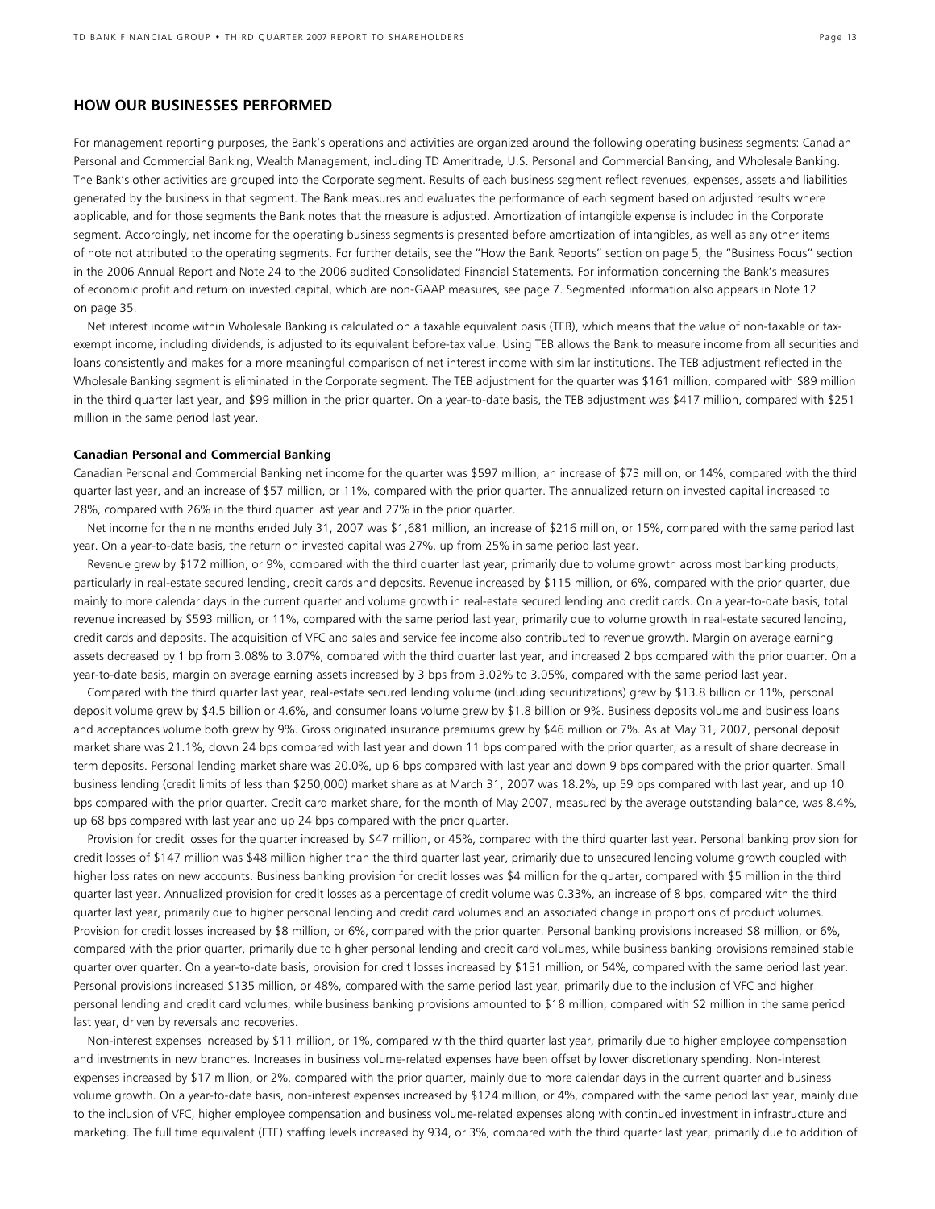## HOW OUR BUSINESSES PERFORMED

For management reporting purposes, the Bank's operations and activities are organized around the following operating business segments: Canadian Personal and Commercial Banking, Wealth Management, including TD Ameritrade, U.S. Personal and Commercial Banking, and Wholesale Banking. The Bank's other activities are grouped into the Corporate segment. Results of each business segment reflect revenues, expenses, assets and liabilities generated by the business in that segment. The Bank measures and evaluates the performance of each segment based on adjusted results where applicable, and for those segments the Bank notes that the measure is adjusted. Amortization of intangible expense is included in the Corporate segment. Accordingly, net income for the operating business segments is presented before amortization of intangibles, as well as any other items of note not attributed to the operating segments. For further details, see the "How the Bank Reports" section on page 5, the "Business Focus" section in the 2006 Annual Report and Note 24 to the 2006 audited Consolidated Financial Statements. For information concerning the Bank's measures of economic profit and return on invested capital, which are non-GAAP measures, see page 7. Segmented information also appears in Note 12 on page 35.

Net interest income within Wholesale Banking is calculated on a taxable equivalent basis (TEB), which means that the value of non-taxable or tax-exempt income, including dividends, is adjusted to its equivalent before-tax value. Using TEB allows the Bank to measure income from all securities and loans consistently and makes for a more meaningful comparison of net interest income with similar institutions. The TEB adjustment reflected in the Wholesale Banking segment is eliminated in the Corporate segment. The TEB adjustment for the quarter was $161 million, compared with $89 million in the third quarter last year, and $99 million in the prior quarter. On a year-to-date basis, the TEB adjustment was $417 million, compared with $251 million in the same period last year.

**Canadian Personal and Commercial Banking**

Canadian Personal and Commercial Banking net income for the quarter was $597 million, an increase of $73 million, or 14%, compared with the third quarter last year, and an increase of $57 million, or 11%, compared with the prior quarter. The annualized return on invested capital increased to 28%, compared with 26% in the third quarter last year and 27% in the prior quarter.

Net income for the nine months ended July 31, 2007 was $1,681 million, an increase of $216 million, or 15%, compared with the same period last year. On a year-to-date basis, the return on invested capital was 27%, up from 25% in same period last year.

Revenue grew by $172 million, or 9%, compared with the third quarter last year, primarily due to volume growth across most banking products, particularly in real-estate secured lending, credit cards and deposits. Revenue increased by $115 million, or 6%, compared with the prior quarter, due mainly to more calendar days in the current quarter and volume growth in real-estate secured lending and credit cards. On a year-to-date basis, total revenue increased by $593 million, or 11%, compared with the same period last year, primarily due to volume growth in real-estate secured lending, credit cards and deposits. The acquisition of VFC and sales and service fee income also contributed to revenue growth. Margin on average earning assets decreased by 1 bp from 3.08% to 3.07%, compared with the third quarter last year, and increased 2 bps compared with the prior quarter. On a year-to-date basis, margin on average earning assets increased by 3 bps from 3.02% to 3.05%, compared with the same period last year.

Compared with the third quarter last year, real-estate secured lending volume (including securitizations) grew by $13.8 billion or 11%, personal deposit volume grew by $4.5 billion or 4.6%, and consumer loans volume grew by $1.8 billion or 9%. Business deposits volume and business loans and acceptances volume both grew by 9%. Gross originated insurance premiums grew by $46 million or 7%. As at May 31, 2007, personal deposit market share was 21.1%, down 24 bps compared with last year and down 11 bps compared with the prior quarter, as a result of share decrease in term deposits. Personal lending market share was 20.0%, up 6 bps compared with last year and down 9 bps compared with the prior quarter. Small business lending (credit limits of less than $250,000) market share as at March 31, 2007 was 18.2%, up 59 bps compared with last year, and up 10 bps compared with the prior quarter. Credit card market share, for the month of May 2007, measured by the average outstanding balance, was 8.4%, up 68 bps compared with last year and up 24 bps compared with the prior quarter.

Provision for credit losses for the quarter increased by $47 million, or 45%, compared with the third quarter last year. Personal banking provision for credit losses of $147 million was $48 million higher than the third quarter last year, primarily due to unsecured lending volume growth coupled with higher loss rates on new accounts. Business banking provision for credit losses was $4 million for the quarter, compared with $5 million in the third quarter last year. Annualized provision for credit losses as a percentage of credit volume was 0.33%, an increase of 8 bps, compared with the third quarter last year, primarily due to higher personal lending and credit card volumes and an associated change in proportions of product volumes. Provision for credit losses increased by $8 million, or 6%, compared with the prior quarter. Personal banking provisions increased $8 million, or 6%, compared with the prior quarter, primarily due to higher personal lending and credit card volumes, while business banking provisions remained stable quarter over quarter. On a year-to-date basis, provision for credit losses increased by $151 million, or 54%, compared with the same period last year. Personal provisions increased $135 million, or 48%, compared with the same period last year, primarily due to the inclusion of VFC and higher personal lending and credit card volumes, while business banking provisions amounted to $18 million, compared with $2 million in the same period last year, driven by reversals and recoveries.

Non-interest expenses increased by $11 million, or 1%, compared with the third quarter last year, primarily due to higher employee compensation and investments in new branches. Increases in business volume-related expenses have been offset by lower discretionary spending. Non-interest expenses increased by $17 million, or 2%, compared with the prior quarter, mainly due to more calendar days in the current quarter and business volume growth. On a year-to-date basis, non-interest expenses increased by $124 million, or 4%, compared with the same period last year, mainly due to the inclusion of VFC, higher employee compensation and business volume-related expenses along with continued investment in infrastructure and marketing. The full time equivalent (FTE) staffing levels increased by 934, or 3%, compared with the third quarter last year, primarily due to addition of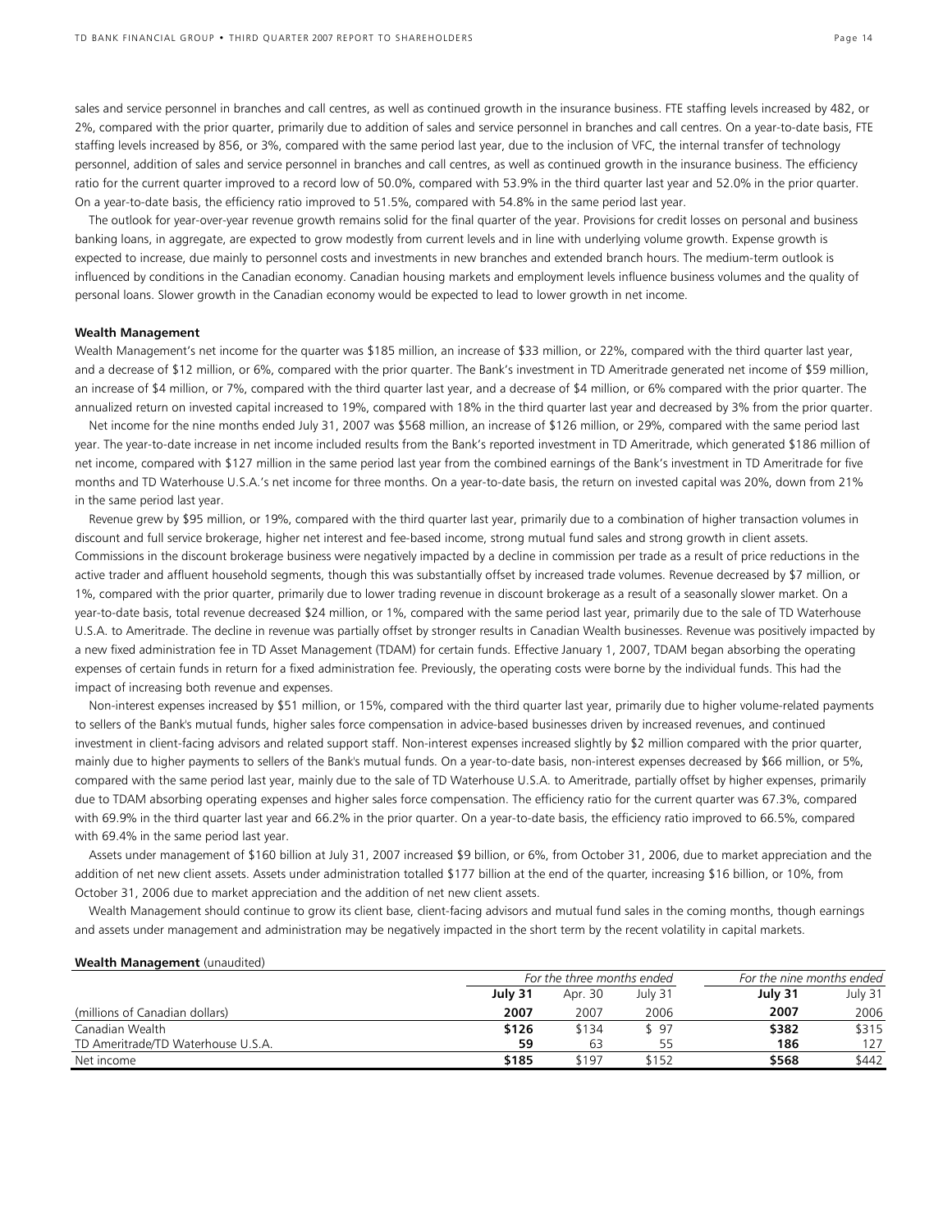sales and service personnel in branches and call centres, as well as continued growth in the insurance business. FTE staffing levels increased by 482, or 2%, compared with the prior quarter, primarily due to addition of sales and service personnel in branches and call centres. On a year-to-date basis, FTE staffing levels increased by 856, or 3%, compared with the same period last year, due to the inclusion of VFC, the internal transfer of technology personnel, addition of sales and service personnel in branches and call centres, as well as continued growth in the insurance business. The efficiency ratio for the current quarter improved to a record low of 50.0%, compared with 53.9% in the third quarter last year and 52.0% in the prior quarter. On a year-to-date basis, the efficiency ratio improved to 51.5%, compared with 54.8% in the same period last year.

The outlook for year-over-year revenue growth remains solid for the final quarter of the year. Provisions for credit losses on personal and business banking loans, in aggregate, are expected to grow modestly from current levels and in line with underlying volume growth. Expense growth is expected to increase, due mainly to personnel costs and investments in new branches and extended branch hours. The medium-term outlook is influenced by conditions in the Canadian economy. Canadian housing markets and employment levels influence business volumes and the quality of personal loans. Slower growth in the Canadian economy would be expected to lead to lower growth in net income.

**Wealth Management**

Wealth Management's net income for the quarter was $185 million, an increase of $33 million, or 22%, compared with the third quarter last year, and a decrease of $12 million, or 6%, compared with the prior quarter. The Bank's investment in TD Ameritrade generated net income of $59 million, an increase of $4 million, or 7%, compared with the third quarter last year, and a decrease of $4 million, or 6% compared with the prior quarter. The annualized return on invested capital increased to 19%, compared with 18% in the third quarter last year and decreased by 3% from the prior quarter.

Net income for the nine months ended July 31, 2007 was $568 million, an increase of $126 million, or 29%, compared with the same period last year. The year-to-date increase in net income included results from the Bank's reported investment in TD Ameritrade, which generated $186 million of net income, compared with $127 million in the same period last year from the combined earnings of the Bank's investment in TD Ameritrade for five months and TD Waterhouse U.S.A.'s net income for three months. On a year-to-date basis, the return on invested capital was 20%, down from 21% in the same period last year.

Revenue grew by $95 million, or 19%, compared with the third quarter last year, primarily due to a combination of higher transaction volumes in discount and full service brokerage, higher net interest and fee-based income, strong mutual fund sales and strong growth in client assets. Commissions in the discount brokerage business were negatively impacted by a decline in commission per trade as a result of price reductions in the active trader and affluent household segments, though this was substantially offset by increased trade volumes. Revenue decreased by $7 million, or 1%, compared with the prior quarter, primarily due to lower trading revenue in discount brokerage as a result of a seasonally slower market. On a year-to-date basis, total revenue decreased $24 million, or 1%, compared with the same period last year, primarily due to the sale of TD Waterhouse U.S.A. to Ameritrade. The decline in revenue was partially offset by stronger results in Canadian Wealth businesses. Revenue was positively impacted by a new fixed administration fee in TD Asset Management (TDAM) for certain funds. Effective January 1, 2007, TDAM began absorbing the operating expenses of certain funds in return for a fixed administration fee. Previously, the operating costs were borne by the individual funds. This had the impact of increasing both revenue and expenses.

Non-interest expenses increased by $51 million, or 15%, compared with the third quarter last year, primarily due to higher volume-related payments to sellers of the Bank's mutual funds, higher sales force compensation in advice-based businesses driven by increased revenues, and continued investment in client-facing advisors and related support staff. Non-interest expenses increased slightly by $2 million compared with the prior quarter, mainly due to higher payments to sellers of the Bank's mutual funds. On a year-to-date basis, non-interest expenses decreased by $66 million, or 5%, compared with the same period last year, mainly due to the sale of TD Waterhouse U.S.A. to Ameritrade, partially offset by higher expenses, primarily due to TDAM absorbing operating expenses and higher sales force compensation. The efficiency ratio for the current quarter was 67.3%, compared with 69.9% in the third quarter last year and 66.2% in the prior quarter. On a year-to-date basis, the efficiency ratio improved to 66.5%, compared with 69.4% in the same period last year.

Assets under management of $160 billion at July 31, 2007 increased $9 billion, or 6%, from October 31, 2006, due to market appreciation and the addition of net new client assets. Assets under administration totalled $177 billion at the end of the quarter, increasing $16 billion, or 10%, from October 31, 2006 due to market appreciation and the addition of net new client assets.

Wealth Management should continue to grow its client base, client-facing advisors and mutual fund sales in the coming months, though earnings and assets under management and administration may be negatively impacted in the short term by the recent volatility in capital markets.

**Wealth Management** (unaudited)

| | *For the three months ended* | | | *For the nine months ended* | |
|---|---|---|---|---|---|
| | **July 31** | Apr. 30 | July 31 | **July 31** | July 31 |
| (millions of Canadian dollars) | **2007** | 2007 | 2006 | **2007** | 2006 |
| Canadian Wealth | **$126** | $134 | $ 97 | **$382** | $315 |
| TD Ameritrade/TD Waterhouse U.S.A. | **59** | 63 | 55 | **186** | 127 |
| Net income | **$185** | $197 | $152 | **$568** | $442 |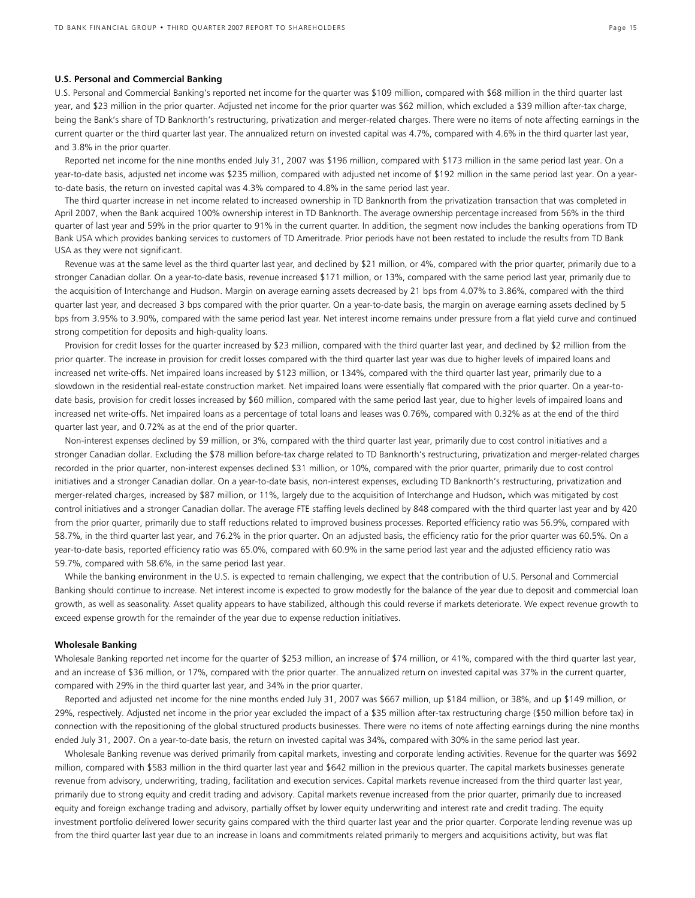## U.S. Personal and Commercial Banking

U.S. Personal and Commercial Banking's reported net income for the quarter was $109 million, compared with $68 million in the third quarter last year, and $23 million in the prior quarter. Adjusted net income for the prior quarter was $62 million, which excluded a $39 million after-tax charge, being the Bank's share of TD Banknorth's restructuring, privatization and merger-related charges. There were no items of note affecting earnings in the current quarter or the third quarter last year. The annualized return on invested capital was 4.7%, compared with 4.6% in the third quarter last year, and 3.8% in the prior quarter.

Reported net income for the nine months ended July 31, 2007 was $196 million, compared with $173 million in the same period last year. On a year-to-date basis, adjusted net income was $235 million, compared with adjusted net income of $192 million in the same period last year. On a year-to-date basis, the return on invested capital was 4.3% compared to 4.8% in the same period last year.

The third quarter increase in net income related to increased ownership in TD Banknorth from the privatization transaction that was completed in April 2007, when the Bank acquired 100% ownership interest in TD Banknorth. The average ownership percentage increased from 56% in the third quarter of last year and 59% in the prior quarter to 91% in the current quarter. In addition, the segment now includes the banking operations from TD Bank USA which provides banking services to customers of TD Ameritrade. Prior periods have not been restated to include the results from TD Bank USA as they were not significant.

Revenue was at the same level as the third quarter last year, and declined by $21 million, or 4%, compared with the prior quarter, primarily due to a stronger Canadian dollar. On a year-to-date basis, revenue increased $171 million, or 13%, compared with the same period last year, primarily due to the acquisition of Interchange and Hudson. Margin on average earning assets decreased by 21 bps from 4.07% to 3.86%, compared with the third quarter last year, and decreased 3 bps compared with the prior quarter. On a year-to-date basis, the margin on average earning assets declined by 5 bps from 3.95% to 3.90%, compared with the same period last year. Net interest income remains under pressure from a flat yield curve and continued strong competition for deposits and high-quality loans.

Provision for credit losses for the quarter increased by $23 million, compared with the third quarter last year, and declined by $2 million from the prior quarter. The increase in provision for credit losses compared with the third quarter last year was due to higher levels of impaired loans and increased net write-offs. Net impaired loans increased by $123 million, or 134%, compared with the third quarter last year, primarily due to a slowdown in the residential real-estate construction market. Net impaired loans were essentially flat compared with the prior quarter. On a year-to-date basis, provision for credit losses increased by $60 million, compared with the same period last year, due to higher levels of impaired loans and increased net write-offs. Net impaired loans as a percentage of total loans and leases was 0.76%, compared with 0.32% as at the end of the third quarter last year, and 0.72% as at the end of the prior quarter.

Non-interest expenses declined by $9 million, or 3%, compared with the third quarter last year, primarily due to cost control initiatives and a stronger Canadian dollar. Excluding the $78 million before-tax charge related to TD Banknorth's restructuring, privatization and merger-related charges recorded in the prior quarter, non-interest expenses declined $31 million, or 10%, compared with the prior quarter, primarily due to cost control initiatives and a stronger Canadian dollar. On a year-to-date basis, non-interest expenses, excluding TD Banknorth's restructuring, privatization and merger-related charges, increased by $87 million, or 11%, largely due to the acquisition of Interchange and Hudson**,** which was mitigated by cost control initiatives and a stronger Canadian dollar. The average FTE staffing levels declined by 848 compared with the third quarter last year and by 420 from the prior quarter, primarily due to staff reductions related to improved business processes. Reported efficiency ratio was 56.9%, compared with 58.7%, in the third quarter last year, and 76.2% in the prior quarter. On an adjusted basis, the efficiency ratio for the prior quarter was 60.5%. On a year-to-date basis, reported efficiency ratio was 65.0%, compared with 60.9% in the same period last year and the adjusted efficiency ratio was 59.7%, compared with 58.6%, in the same period last year.

While the banking environment in the U.S. is expected to remain challenging, we expect that the contribution of U.S. Personal and Commercial Banking should continue to increase. Net interest income is expected to grow modestly for the balance of the year due to deposit and commercial loan growth, as well as seasonality. Asset quality appears to have stabilized, although this could reverse if markets deteriorate. We expect revenue growth to exceed expense growth for the remainder of the year due to expense reduction initiatives.

## Wholesale Banking

Wholesale Banking reported net income for the quarter of $253 million, an increase of $74 million, or 41%, compared with the third quarter last year, and an increase of $36 million, or 17%, compared with the prior quarter. The annualized return on invested capital was 37% in the current quarter, compared with 29% in the third quarter last year, and 34% in the prior quarter.

Reported and adjusted net income for the nine months ended July 31, 2007 was $667 million, up $184 million, or 38%, and up $149 million, or 29%, respectively. Adjusted net income in the prior year excluded the impact of a $35 million after-tax restructuring charge ($50 million before tax) in connection with the repositioning of the global structured products businesses. There were no items of note affecting earnings during the nine months ended July 31, 2007. On a year-to-date basis, the return on invested capital was 34%, compared with 30% in the same period last year.

Wholesale Banking revenue was derived primarily from capital markets, investing and corporate lending activities. Revenue for the quarter was $692 million, compared with $583 million in the third quarter last year and $642 million in the previous quarter. The capital markets businesses generate revenue from advisory, underwriting, trading, facilitation and execution services. Capital markets revenue increased from the third quarter last year, primarily due to strong equity and credit trading and advisory. Capital markets revenue increased from the prior quarter, primarily due to increased equity and foreign exchange trading and advisory, partially offset by lower equity underwriting and interest rate and credit trading. The equity investment portfolio delivered lower security gains compared with the third quarter last year and the prior quarter. Corporate lending revenue was up from the third quarter last year due to an increase in loans and commitments related primarily to mergers and acquisitions activity, but was flat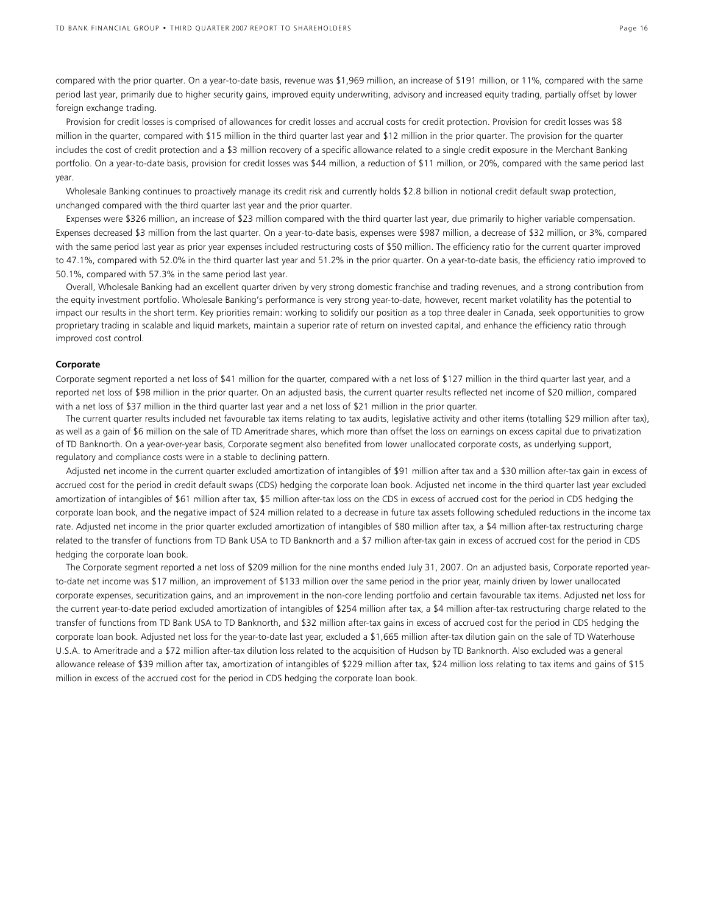compared with the prior quarter. On a year-to-date basis, revenue was $1,969 million, an increase of $191 million, or 11%, compared with the same period last year, primarily due to higher security gains, improved equity underwriting, advisory and increased equity trading, partially offset by lower foreign exchange trading.

Provision for credit losses is comprised of allowances for credit losses and accrual costs for credit protection. Provision for credit losses was $8 million in the quarter, compared with $15 million in the third quarter last year and $12 million in the prior quarter. The provision for the quarter includes the cost of credit protection and a $3 million recovery of a specific allowance related to a single credit exposure in the Merchant Banking portfolio. On a year-to-date basis, provision for credit losses was $44 million, a reduction of $11 million, or 20%, compared with the same period last year.

Wholesale Banking continues to proactively manage its credit risk and currently holds $2.8 billion in notional credit default swap protection, unchanged compared with the third quarter last year and the prior quarter.

Expenses were $326 million, an increase of $23 million compared with the third quarter last year, due primarily to higher variable compensation. Expenses decreased $3 million from the last quarter. On a year-to-date basis, expenses were $987 million, a decrease of $32 million, or 3%, compared with the same period last year as prior year expenses included restructuring costs of $50 million. The efficiency ratio for the current quarter improved to 47.1%, compared with 52.0% in the third quarter last year and 51.2% in the prior quarter. On a year-to-date basis, the efficiency ratio improved to 50.1%, compared with 57.3% in the same period last year.

Overall, Wholesale Banking had an excellent quarter driven by very strong domestic franchise and trading revenues, and a strong contribution from the equity investment portfolio. Wholesale Banking's performance is very strong year-to-date, however, recent market volatility has the potential to impact our results in the short term. Key priorities remain: working to solidify our position as a top three dealer in Canada, seek opportunities to grow proprietary trading in scalable and liquid markets, maintain a superior rate of return on invested capital, and enhance the efficiency ratio through improved cost control.

**Corporate**

Corporate segment reported a net loss of $41 million for the quarter, compared with a net loss of $127 million in the third quarter last year, and a reported net loss of $98 million in the prior quarter. On an adjusted basis, the current quarter results reflected net income of $20 million, compared with a net loss of $37 million in the third quarter last year and a net loss of $21 million in the prior quarter.

The current quarter results included net favourable tax items relating to tax audits, legislative activity and other items (totalling $29 million after tax), as well as a gain of $6 million on the sale of TD Ameritrade shares, which more than offset the loss on earnings on excess capital due to privatization of TD Banknorth. On a year-over-year basis, Corporate segment also benefited from lower unallocated corporate costs, as underlying support, regulatory and compliance costs were in a stable to declining pattern.

Adjusted net income in the current quarter excluded amortization of intangibles of $91 million after tax and a $30 million after-tax gain in excess of accrued cost for the period in credit default swaps (CDS) hedging the corporate loan book. Adjusted net income in the third quarter last year excluded amortization of intangibles of $61 million after tax, $5 million after-tax loss on the CDS in excess of accrued cost for the period in CDS hedging the corporate loan book, and the negative impact of $24 million related to a decrease in future tax assets following scheduled reductions in the income tax rate. Adjusted net income in the prior quarter excluded amortization of intangibles of $80 million after tax, a $4 million after-tax restructuring charge related to the transfer of functions from TD Bank USA to TD Banknorth and a $7 million after-tax gain in excess of accrued cost for the period in CDS hedging the corporate loan book.

The Corporate segment reported a net loss of $209 million for the nine months ended July 31, 2007. On an adjusted basis, Corporate reported year-to-date net income was $17 million, an improvement of $133 million over the same period in the prior year, mainly driven by lower unallocated corporate expenses, securitization gains, and an improvement in the non-core lending portfolio and certain favourable tax items. Adjusted net loss for the current year-to-date period excluded amortization of intangibles of $254 million after tax, a $4 million after-tax restructuring charge related to the transfer of functions from TD Bank USA to TD Banknorth, and $32 million after-tax gains in excess of accrued cost for the period in CDS hedging the corporate loan book. Adjusted net loss for the year-to-date last year, excluded a $1,665 million after-tax dilution gain on the sale of TD Waterhouse U.S.A. to Ameritrade and a $72 million after-tax dilution loss related to the acquisition of Hudson by TD Banknorth. Also excluded was a general allowance release of $39 million after tax, amortization of intangibles of $229 million after tax, $24 million loss relating to tax items and gains of $15 million in excess of the accrued cost for the period in CDS hedging the corporate loan book.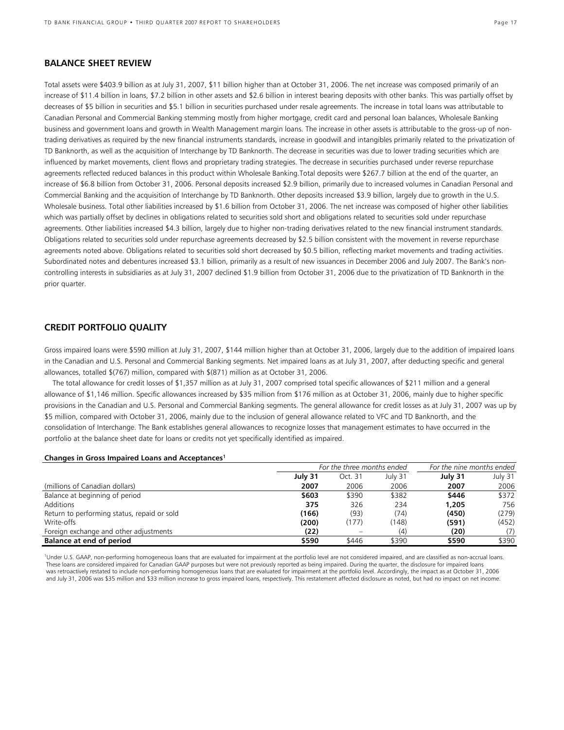## BALANCE SHEET REVIEW

Total assets were \$403.9 billion as at July 31, 2007, \$11 billion higher than at October 31, 2006. The net increase was composed primarily of an increase of \$11.4 billion in loans, \$7.2 billion in other assets and \$2.6 billion in interest bearing deposits with other banks. This was partially offset by decreases of \$5 billion in securities and \$5.1 billion in securities purchased under resale agreements. The increase in total loans was attributable to Canadian Personal and Commercial Banking stemming mostly from higher mortgage, credit card and personal loan balances, Wholesale Banking business and government loans and growth in Wealth Management margin loans. The increase in other assets is attributable to the gross-up of non-trading derivatives as required by the new financial instruments standards, increase in goodwill and intangibles primarily related to the privatization of TD Banknorth, as well as the acquisition of Interchange by TD Banknorth. The decrease in securities was due to lower trading securities which are influenced by market movements, client flows and proprietary trading strategies. The decrease in securities purchased under reverse repurchase agreements reflected reduced balances in this product within Wholesale Banking.Total deposits were \$267.7 billion at the end of the quarter, an increase of \$6.8 billion from October 31, 2006. Personal deposits increased \$2.9 billion, primarily due to increased volumes in Canadian Personal and Commercial Banking and the acquisition of Interchange by TD Banknorth. Other deposits increased \$3.9 billion, largely due to growth in the U.S. Wholesale business. Total other liabilities increased by \$1.6 billion from October 31, 2006. The net increase was composed of higher other liabilities which was partially offset by declines in obligations related to securities sold short and obligations related to securities sold under repurchase agreements. Other liabilities increased \$4.3 billion, largely due to higher non-trading derivatives related to the new financial instrument standards. Obligations related to securities sold under repurchase agreements decreased by \$2.5 billion consistent with the movement in reverse repurchase agreements noted above. Obligations related to securities sold short decreased by \$0.5 billion, reflecting market movements and trading activities. Subordinated notes and debentures increased \$3.1 billion, primarily as a result of new issuances in December 2006 and July 2007. The Bank's non-controlling interests in subsidiaries as at July 31, 2007 declined \$1.9 billion from October 31, 2006 due to the privatization of TD Banknorth in the prior quarter.

## CREDIT PORTFOLIO QUALITY

Gross impaired loans were \$590 million at July 31, 2007, \$144 million higher than at October 31, 2006, largely due to the addition of impaired loans in the Canadian and U.S. Personal and Commercial Banking segments. Net impaired loans as at July 31, 2007, after deducting specific and general allowances, totalled \$(767) million, compared with \$(871) million as at October 31, 2006.

The total allowance for credit losses of \$1,357 million as at July 31, 2007 comprised total specific allowances of \$211 million and a general allowance of \$1,146 million. Specific allowances increased by \$35 million from \$176 million as at October 31, 2006, mainly due to higher specific provisions in the Canadian and U.S. Personal and Commercial Banking segments. The general allowance for credit losses as at July 31, 2007 was up by \$5 million, compared with October 31, 2006, mainly due to the inclusion of general allowance related to VFC and TD Banknorth, and the consolidation of Interchange. The Bank establishes general allowances to recognize losses that management estimates to have occurred in the portfolio at the balance sheet date for loans or credits not yet specifically identified as impaired.

**Changes in Gross Impaired Loans and Acceptances[1]**

| | *For the three months ended* | | | *For the nine months ended* | |
|---|---|---|---|---|---|
| | **July 31** | Oct. 31 | July 31 | **July 31** | July 31 |
| (millions of Canadian dollars) | **2007** | 2006 | 2006 | **2007** | 2006 |
| Balance at beginning of period | **\$603** | \$390 | \$382 | **\$446** | \$372 |
| Additions | **375** | 326 | 234 | **1,205** | 756 |
| Return to performing status, repaid or sold | **(166)** | (93) | (74) | **(450)** | (279) |
| Write-offs | **(200)** | (177) | (148) | **(591)** | (452) |
| Foreign exchange and other adjustments | **(22)** | – | (4) | **(20)** | (7) |
| **Balance at end of period** | **\$590** | \$446 | \$390 | **\$590** | \$390 |

[1]Under U.S. GAAP, non-performing homogeneous loans that are evaluated for impairment at the portfolio level are not considered impaired, and are classified as non-accrual loans. These loans are considered impaired for Canadian GAAP purposes but were not previously reported as being impaired. During the quarter, the disclosure for impaired loans was retroactively restated to include non-performing homogeneous loans that are evaluated for impairment at the portfolio level. Accordingly, the impact as at October 31, 2006 and July 31, 2006 was \$35 million and \$33 million increase to gross impaired loans, respectively. This restatement affected disclosure as noted, but had no impact on net income.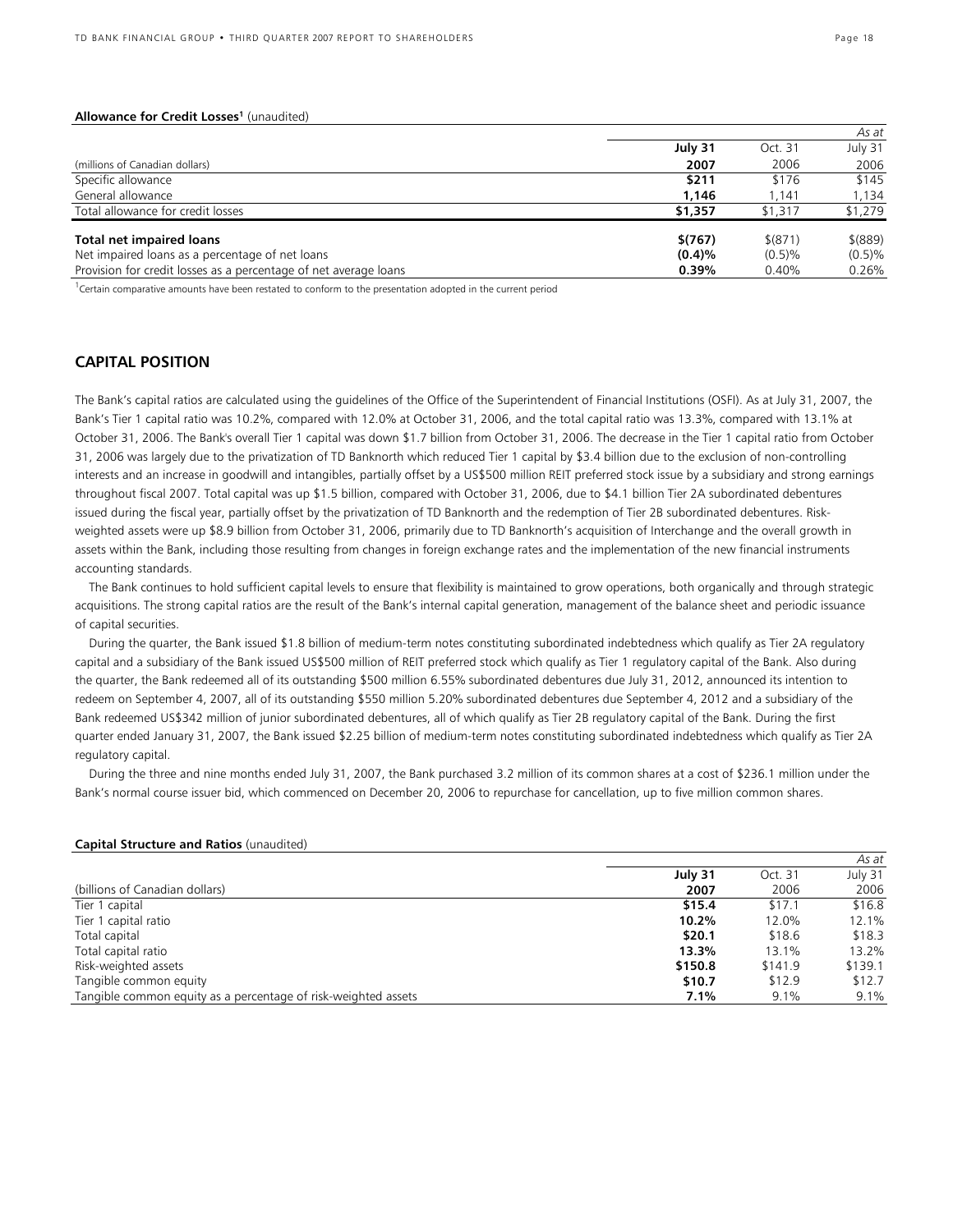**Allowance for Credit Losses[1]** (unaudited)

| | | | *As at* |
|---|---|---|---|
| | **July 31** | Oct. 31 | July 31 |
| (millions of Canadian dollars) | **2007** | 2006 | 2006 |
| Specific allowance | **$211** | $176 | $145 |
| General allowance | **1,146** | 1,141 | 1,134 |
| Total allowance for credit losses | **$1,357** | $1,317 | $1,279 |
| **Total net impaired loans** | **$(767)** | $(871) | $(889) |
| Net impaired loans as a percentage of net loans | **(0.4)%** | (0.5)% | (0.5)% |
| Provision for credit losses as a percentage of net average loans | **0.39%** | 0.40% | 0.26% |

[1]Certain comparative amounts have been restated to conform to the presentation adopted in the current period

## CAPITAL POSITION

The Bank's capital ratios are calculated using the guidelines of the Office of the Superintendent of Financial Institutions (OSFI). As at July 31, 2007, the Bank's Tier 1 capital ratio was 10.2%, compared with 12.0% at October 31, 2006, and the total capital ratio was 13.3%, compared with 13.1% at October 31, 2006. The Bank's overall Tier 1 capital was down $1.7 billion from October 31, 2006. The decrease in the Tier 1 capital ratio from October 31, 2006 was largely due to the privatization of TD Banknorth which reduced Tier 1 capital by $3.4 billion due to the exclusion of non-controlling interests and an increase in goodwill and intangibles, partially offset by a US$500 million REIT preferred stock issue by a subsidiary and strong earnings throughout fiscal 2007. Total capital was up $1.5 billion, compared with October 31, 2006, due to $4.1 billion Tier 2A subordinated debentures issued during the fiscal year, partially offset by the privatization of TD Banknorth and the redemption of Tier 2B subordinated debentures. Risk-weighted assets were up $8.9 billion from October 31, 2006, primarily due to TD Banknorth's acquisition of Interchange and the overall growth in assets within the Bank, including those resulting from changes in foreign exchange rates and the implementation of the new financial instruments accounting standards.

The Bank continues to hold sufficient capital levels to ensure that flexibility is maintained to grow operations, both organically and through strategic acquisitions. The strong capital ratios are the result of the Bank's internal capital generation, management of the balance sheet and periodic issuance of capital securities.

During the quarter, the Bank issued $1.8 billion of medium-term notes constituting subordinated indebtedness which qualify as Tier 2A regulatory capital and a subsidiary of the Bank issued US$500 million of REIT preferred stock which qualify as Tier 1 regulatory capital of the Bank. Also during the quarter, the Bank redeemed all of its outstanding $500 million 6.55% subordinated debentures due July 31, 2012, announced its intention to redeem on September 4, 2007, all of its outstanding $550 million 5.20% subordinated debentures due September 4, 2012 and a subsidiary of the Bank redeemed US$342 million of junior subordinated debentures, all of which qualify as Tier 2B regulatory capital of the Bank. During the first quarter ended January 31, 2007, the Bank issued $2.25 billion of medium-term notes constituting subordinated indebtedness which qualify as Tier 2A regulatory capital.

During the three and nine months ended July 31, 2007, the Bank purchased 3.2 million of its common shares at a cost of $236.1 million under the Bank's normal course issuer bid, which commenced on December 20, 2006 to repurchase for cancellation, up to five million common shares.

**Capital Structure and Ratios** (unaudited)

| | | | *As at* |
|---|---|---|---|
| | **July 31** | Oct. 31 | July 31 |
| (billions of Canadian dollars) | **2007** | 2006 | 2006 |
| Tier 1 capital | **$15.4** | $17.1 | $16.8 |
| Tier 1 capital ratio | **10.2%** | 12.0% | 12.1% |
| Total capital | **$20.1** | $18.6 | $18.3 |
| Total capital ratio | **13.3%** | 13.1% | 13.2% |
| Risk-weighted assets | **$150.8** | $141.9 | $139.1 |
| Tangible common equity | **$10.7** | $12.9 | $12.7 |
| Tangible common equity as a percentage of risk-weighted assets | **7.1%** | 9.1% | 9.1% |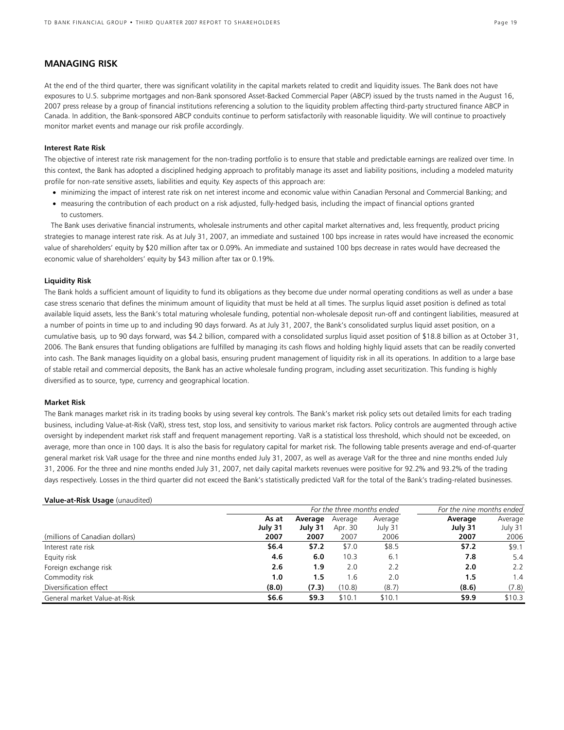## MANAGING RISK

At the end of the third quarter, there was significant volatility in the capital markets related to credit and liquidity issues. The Bank does not have exposures to U.S. subprime mortgages and non-Bank sponsored Asset-Backed Commercial Paper (ABCP) issued by the trusts named in the August 16, 2007 press release by a group of financial institutions referencing a solution to the liquidity problem affecting third-party structured finance ABCP in Canada. In addition, the Bank-sponsored ABCP conduits continue to perform satisfactorily with reasonable liquidity. We will continue to proactively monitor market events and manage our risk profile accordingly.

#### Interest Rate Risk

The objective of interest rate risk management for the non-trading portfolio is to ensure that stable and predictable earnings are realized over time. In this context, the Bank has adopted a disciplined hedging approach to profitably manage its asset and liability positions, including a modeled maturity profile for non-rate sensitive assets, liabilities and equity. Key aspects of this approach are:

- minimizing the impact of interest rate risk on net interest income and economic value within Canadian Personal and Commercial Banking; and
- measuring the contribution of each product on a risk adjusted, fully-hedged basis, including the impact of financial options granted to customers.

The Bank uses derivative financial instruments, wholesale instruments and other capital market alternatives and, less frequently, product pricing strategies to manage interest rate risk. As at July 31, 2007, an immediate and sustained 100 bps increase in rates would have increased the economic value of shareholders' equity by $20 million after tax or 0.09%. An immediate and sustained 100 bps decrease in rates would have decreased the economic value of shareholders' equity by $43 million after tax or 0.19%.

#### Liquidity Risk

The Bank holds a sufficient amount of liquidity to fund its obligations as they become due under normal operating conditions as well as under a base case stress scenario that defines the minimum amount of liquidity that must be held at all times. The surplus liquid asset position is defined as total available liquid assets, less the Bank's total maturing wholesale funding, potential non-wholesale deposit run-off and contingent liabilities, measured at a number of points in time up to and including 90 days forward. As at July 31, 2007, the Bank's consolidated surplus liquid asset position, on a cumulative basis, up to 90 days forward, was $4.2 billion, compared with a consolidated surplus liquid asset position of $18.8 billion as at October 31, 2006. The Bank ensures that funding obligations are fulfilled by managing its cash flows and holding highly liquid assets that can be readily converted into cash. The Bank manages liquidity on a global basis, ensuring prudent management of liquidity risk in all its operations. In addition to a large base of stable retail and commercial deposits, the Bank has an active wholesale funding program, including asset securitization. This funding is highly diversified as to source, type, currency and geographical location.

#### Market Risk

The Bank manages market risk in its trading books by using several key controls. The Bank's market risk policy sets out detailed limits for each trading business, including Value-at-Risk (VaR), stress test, stop loss, and sensitivity to various market risk factors. Policy controls are augmented through active oversight by independent market risk staff and frequent management reporting. VaR is a statistical loss threshold, which should not be exceeded, on average, more than once in 100 days. It is also the basis for regulatory capital for market risk. The following table presents average and end-of-quarter general market risk VaR usage for the three and nine months ended July 31, 2007, as well as average VaR for the three and nine months ended July 31, 2006. For the three and nine months ended July 31, 2007, net daily capital markets revenues were positive for 92.2% and 93.2% of the trading days respectively. Losses in the third quarter did not exceed the Bank's statistically predicted VaR for the total of the Bank's trading-related businesses.

**Value-at-Risk Usage** (unaudited)

| | *For the three months ended* | | | | *For the nine months ended* | |
|---|---|---|---|---|---|---|
| (millions of Canadian dollars) | **As at July 31 2007** | **Average July 31 2007** | Average Apr. 30 2007 | Average July 31 2006 | **Average July 31 2007** | Average July 31 2006 |
| Interest rate risk | **$6.4** | **$7.2** | $7.0 | $8.5 | **$7.2** | $9.1 |
| Equity risk | **4.6** | **6.0** | 10.3 | 6.1 | **7.8** | 5.4 |
| Foreign exchange risk | **2.6** | **1.9** | 2.0 | 2.2 | **2.0** | 2.2 |
| Commodity risk | **1.0** | **1.5** | 1.6 | 2.0 | **1.5** | 1.4 |
| Diversification effect | **(8.0)** | **(7.3)** | (10.8) | (8.7) | **(8.6)** | (7.8) |
| General market Value-at-Risk | **$6.6** | **$9.3** | $10.1 | $10.1 | **$9.9** | $10.3 |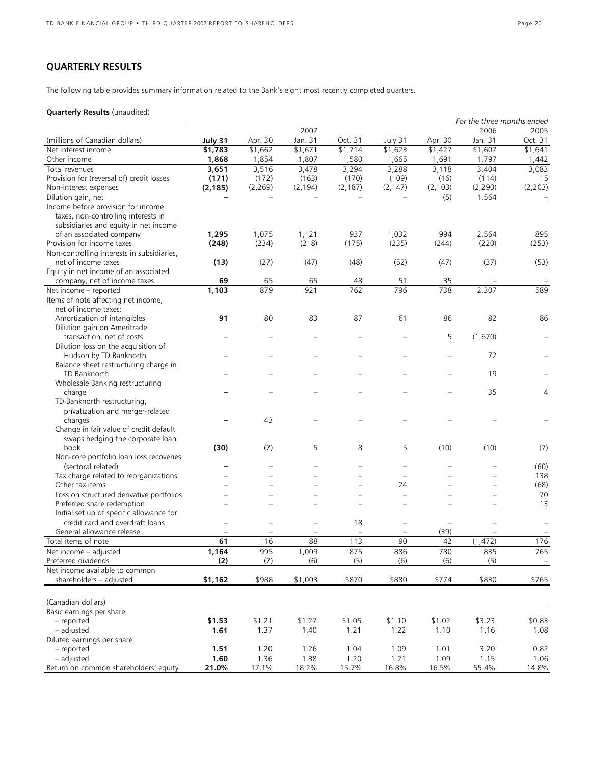## QUARTERLY RESULTS

The following table provides summary information related to the Bank's eight most recently completed quarters.

**Quarterly Results** (unaudited)

| | | | | | | | | *For the three months ended* |
|---|---|---|---|---|---|---|---|---|
| | | | 2007 | | | | 2006 | 2005 |
| (millions of Canadian dollars) | **July 31** | Apr. 30 | Jan. 31 | Oct. 31 | July 31 | Apr. 30 | Jan. 31 | Oct. 31 |
| Net interest income | **$1,783** | $1,662 | $1,671 | $1,714 | $1,623 | $1,427 | $1,607 | $1,641 |
| Other income | **1,868** | 1,854 | 1,807 | 1,580 | 1,665 | 1,691 | 1,797 | 1,442 |
| Total revenues | **3,651** | 3,516 | 3,478 | 3,294 | 3,288 | 3,118 | 3,404 | 3,083 |
| Provision for (reversal of) credit losses | **(171)** | (172) | (163) | (170) | (109) | (16) | (114) | 15 |
| Non-interest expenses | **(2,185)** | (2,269) | (2,194) | (2,187) | (2,147) | (2,103) | (2,290) | (2,203) |
| Dilution gain, net | **–** | – | – | – | – | (5) | 1,564 | – |
| Income before provision for income taxes, non-controlling interests in subsidiaries and equity in net income of an associated company | **1,295** | 1,075 | 1,121 | 937 | 1,032 | 994 | 2,564 | 895 |
| Provision for income taxes | **(248)** | (234) | (218) | (175) | (235) | (244) | (220) | (253) |
| Non-controlling interests in subsidiaries, net of income taxes | **(13)** | (27) | (47) | (48) | (52) | (47) | (37) | (53) |
| Equity in net income of an associated company, net of income taxes | **69** | 65 | 65 | 48 | 51 | 35 | – | – |
| Net income – reported | **1,103** | 879 | 921 | 762 | 796 | 738 | 2,307 | 589 |
| Items of note affecting net income, net of income taxes: | | | | | | | | |
| Amortization of intangibles | **91** | 80 | 83 | 87 | 61 | 86 | 82 | 86 |
| Dilution gain on Ameritrade transaction, net of costs | **–** | – | – | – | – | 5 | (1,670) | – |
| Dilution loss on the acquisition of Hudson by TD Banknorth | **–** | – | – | – | – | – | 72 | – |
| Balance sheet restructuring charge in TD Banknorth | **–** | – | – | – | – | – | 19 | – |
| Wholesale Banking restructuring charge | **–** | – | – | – | – | – | 35 | 4 |
| TD Banknorth restructuring, privatization and merger-related charges | **–** | 43 | – | – | – | – | – | – |
| Change in fair value of credit default swaps hedging the corporate loan book | **(30)** | (7) | 5 | 8 | 5 | (10) | (10) | (7) |
| Non-core portfolio loan loss recoveries (sectoral related) | **–** | – | – | – | – | – | – | (60) |
| Tax charge related to reorganizations | **–** | – | – | – | – | – | – | 138 |
| Other tax items | **–** | – | – | – | 24 | – | – | (68) |
| Loss on structured derivative portfolios | **–** | – | – | – | – | – | – | 70 |
| Preferred share redemption | **–** | – | – | – | – | – | – | 13 |
| Initial set up of specific allowance for credit card and overdraft loans | **–** | – | – | 18 | – | – | – | – |
| General allowance release | **–** | – | – | – | – | (39) | – | – |
| Total items of note | **61** | 116 | 88 | 113 | 90 | 42 | (1,472) | 176 |
| Net income – adjusted | **1,164** | 995 | 1,009 | 875 | 886 | 780 | 835 | 765 |
| Preferred dividends | **(2)** | (7) | (6) | (5) | (6) | (6) | (5) | – |
| Net income available to common shareholders – adjusted | **$1,162** | $988 | $1,003 | $870 | $880 | $774 | $830 | $765 |

| (Canadian dollars) | | | | | | | | |
|---|---|---|---|---|---|---|---|---|
| Basic earnings per share | | | | | | | | |
| – reported | **$1.53** | $1.21 | $1.27 | $1.05 | $1.10 | $1.02 | $3.23 | $0.83 |
| – adjusted | **1.61** | 1.37 | 1.40 | 1.21 | 1.22 | 1.10 | 1.16 | 1.08 |
| Diluted earnings per share | | | | | | | | |
| – reported | **1.51** | 1.20 | 1.26 | 1.04 | 1.09 | 1.01 | 3.20 | 0.82 |
| – adjusted | **1.60** | 1.36 | 1.38 | 1.20 | 1.21 | 1.09 | 1.15 | 1.06 |
| Return on common shareholders' equity | **21.0%** | 17.1% | 18.2% | 15.7% | 16.8% | 16.5% | 55.4% | 14.8% |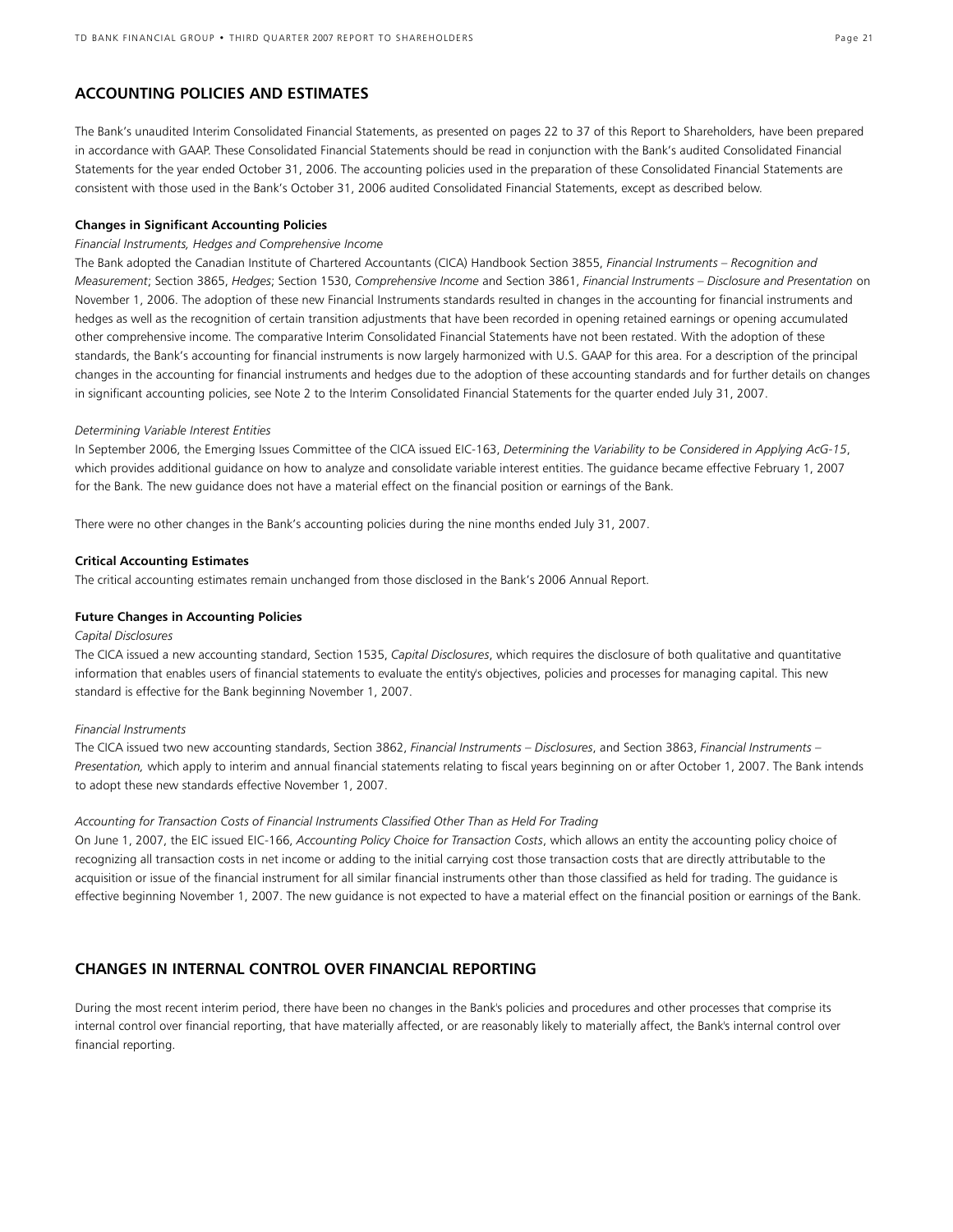## ACCOUNTING POLICIES AND ESTIMATES

The Bank's unaudited Interim Consolidated Financial Statements, as presented on pages 22 to 37 of this Report to Shareholders, have been prepared in accordance with GAAP. These Consolidated Financial Statements should be read in conjunction with the Bank's audited Consolidated Financial Statements for the year ended October 31, 2006. The accounting policies used in the preparation of these Consolidated Financial Statements are consistent with those used in the Bank's October 31, 2006 audited Consolidated Financial Statements, except as described below.

### Changes in Significant Accounting Policies

*Financial Instruments, Hedges and Comprehensive Income*

The Bank adopted the Canadian Institute of Chartered Accountants (CICA) Handbook Section 3855, *Financial Instruments – Recognition and Measurement*; Section 3865, *Hedges*; Section 1530, *Comprehensive Income* and Section 3861, *Financial Instruments – Disclosure and Presentation* on November 1, 2006. The adoption of these new Financial Instruments standards resulted in changes in the accounting for financial instruments and hedges as well as the recognition of certain transition adjustments that have been recorded in opening retained earnings or opening accumulated other comprehensive income. The comparative Interim Consolidated Financial Statements have not been restated. With the adoption of these standards, the Bank's accounting for financial instruments is now largely harmonized with U.S. GAAP for this area. For a description of the principal changes in the accounting for financial instruments and hedges due to the adoption of these accounting standards and for further details on changes in significant accounting policies, see Note 2 to the Interim Consolidated Financial Statements for the quarter ended July 31, 2007.

*Determining Variable Interest Entities*

In September 2006, the Emerging Issues Committee of the CICA issued EIC-163, *Determining the Variability to be Considered in Applying AcG-15*, which provides additional guidance on how to analyze and consolidate variable interest entities. The guidance became effective February 1, 2007 for the Bank. The new guidance does not have a material effect on the financial position or earnings of the Bank.

There were no other changes in the Bank's accounting policies during the nine months ended July 31, 2007.

### Critical Accounting Estimates

The critical accounting estimates remain unchanged from those disclosed in the Bank's 2006 Annual Report.

### Future Changes in Accounting Policies

*Capital Disclosures*

The CICA issued a new accounting standard, Section 1535, *Capital Disclosures*, which requires the disclosure of both qualitative and quantitative information that enables users of financial statements to evaluate the entity's objectives, policies and processes for managing capital. This new standard is effective for the Bank beginning November 1, 2007.

*Financial Instruments*

The CICA issued two new accounting standards, Section 3862, *Financial Instruments – Disclosures*, and Section 3863, *Financial Instruments – Presentation,* which apply to interim and annual financial statements relating to fiscal years beginning on or after October 1, 2007. The Bank intends to adopt these new standards effective November 1, 2007.

*Accounting for Transaction Costs of Financial Instruments Classified Other Than as Held For Trading*

On June 1, 2007, the EIC issued EIC-166, *Accounting Policy Choice for Transaction Costs*, which allows an entity the accounting policy choice of recognizing all transaction costs in net income or adding to the initial carrying cost those transaction costs that are directly attributable to the acquisition or issue of the financial instrument for all similar financial instruments other than those classified as held for trading. The guidance is effective beginning November 1, 2007. The new guidance is not expected to have a material effect on the financial position or earnings of the Bank.

## CHANGES IN INTERNAL CONTROL OVER FINANCIAL REPORTING

During the most recent interim period, there have been no changes in the Bank's policies and procedures and other processes that comprise its internal control over financial reporting, that have materially affected, or are reasonably likely to materially affect, the Bank's internal control over financial reporting.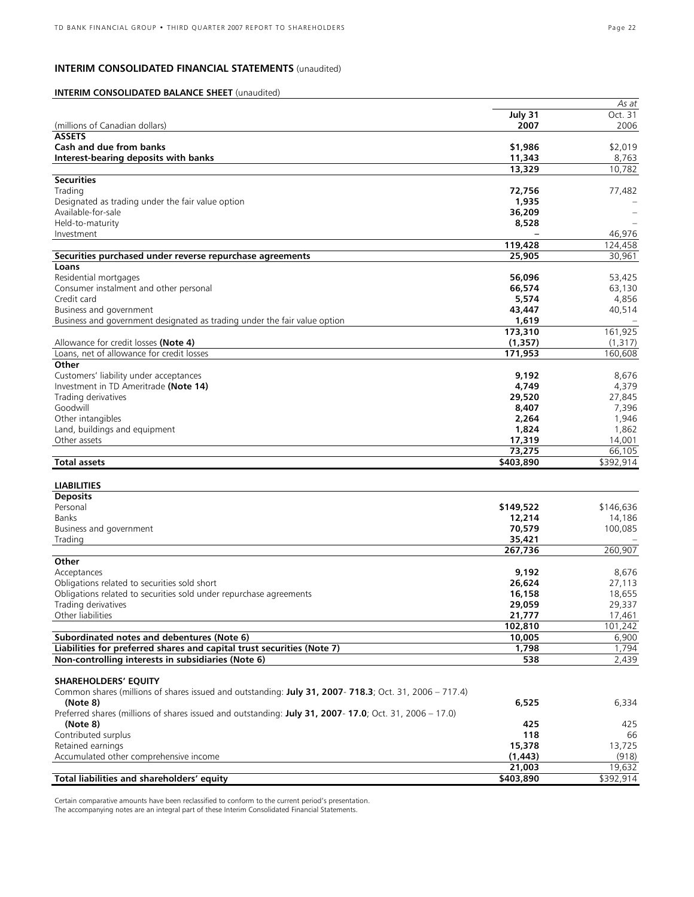## INTERIM CONSOLIDATED FINANCIAL STATEMENTS (unaudited)

### INTERIM CONSOLIDATED BALANCE SHEET (unaudited)

| | | *As at* |
|---|---|---|
| | **July 31** | Oct. 31 |
| (millions of Canadian dollars) | **2007** | 2006 |
| **ASSETS** | | |
| **Cash and due from banks** | **$1,986** | $2,019 |
| **Interest-bearing deposits with banks** | **11,343** | 8,763 |
| | **13,329** | 10,782 |
| **Securities** | | |
| Trading | **72,756** | 77,482 |
| Designated as trading under the fair value option | **1,935** | – |
| Available-for-sale | **36,209** | – |
| Held-to-maturity | **8,528** | – |
| Investment | **–** | 46,976 |
| | **119,428** | 124,458 |
| **Securities purchased under reverse repurchase agreements** | **25,905** | 30,961 |
| **Loans** | | |
| Residential mortgages | **56,096** | 53,425 |
| Consumer instalment and other personal | **66,574** | 63,130 |
| Credit card | **5,574** | 4,856 |
| Business and government | **43,447** | 40,514 |
| Business and government designated as trading under the fair value option | **1,619** | – |
| | **173,310** | 161,925 |
| Allowance for credit losses **(Note 4)** | **(1,357)** | (1,317) |
| Loans, net of allowance for credit losses | **171,953** | 160,608 |
| **Other** | | |
| Customers' liability under acceptances | **9,192** | 8,676 |
| Investment in TD Ameritrade **(Note 14)** | **4,749** | 4,379 |
| Trading derivatives | **29,520** | 27,845 |
| Goodwill | **8,407** | 7,396 |
| Other intangibles | **2,264** | 1,946 |
| Land, buildings and equipment | **1,824** | 1,862 |
| Other assets | **17,319** | 14,001 |
| | **73,275** | 66,105 |
| **Total assets** | **$403,890** | $392,914 |
| | | |
| **LIABILITIES** | | |
| **Deposits** | | |
| Personal | **$149,522** | $146,636 |
| Banks | **12,214** | 14,186 |
| Business and government | **70,579** | 100,085 |
| Trading | **35,421** | – |
| | **267,736** | 260,907 |
| **Other** | | |
| Acceptances | **9,192** | 8,676 |
| Obligations related to securities sold short | **26,624** | 27,113 |
| Obligations related to securities sold under repurchase agreements | **16,158** | 18,655 |
| Trading derivatives | **29,059** | 29,337 |
| Other liabilities | **21,777** | 17,461 |
| | **102,810** | 101,242 |
| **Subordinated notes and debentures (Note 6)** | **10,005** | 6,900 |
| **Liabilities for preferred shares and capital trust securities (Note 7)** | **1,798** | 1,794 |
| **Non-controlling interests in subsidiaries (Note 6)** | **538** | 2,439 |
| | | |
| **SHAREHOLDERS' EQUITY** | | |
| Common shares (millions of shares issued and outstanding: **July 31, 2007**- **718.3**; Oct. 31, 2006 – 717.4) **(Note 8)** | **6,525** | 6,334 |
| Preferred shares (millions of shares issued and outstanding: **July 31, 2007**- **17.0**; Oct. 31, 2006 – 17.0) **(Note 8)** | **425** | 425 |
| Contributed surplus | **118** | 66 |
| Retained earnings | **15,378** | 13,725 |
| Accumulated other comprehensive income | **(1,443)** | (918) |
| | **21,003** | 19,632 |
| **Total liabilities and shareholders' equity** | **$403,890** | $392,914 |

Certain comparative amounts have been reclassified to conform to the current period's presentation.
The accompanying notes are an integral part of these Interim Consolidated Financial Statements.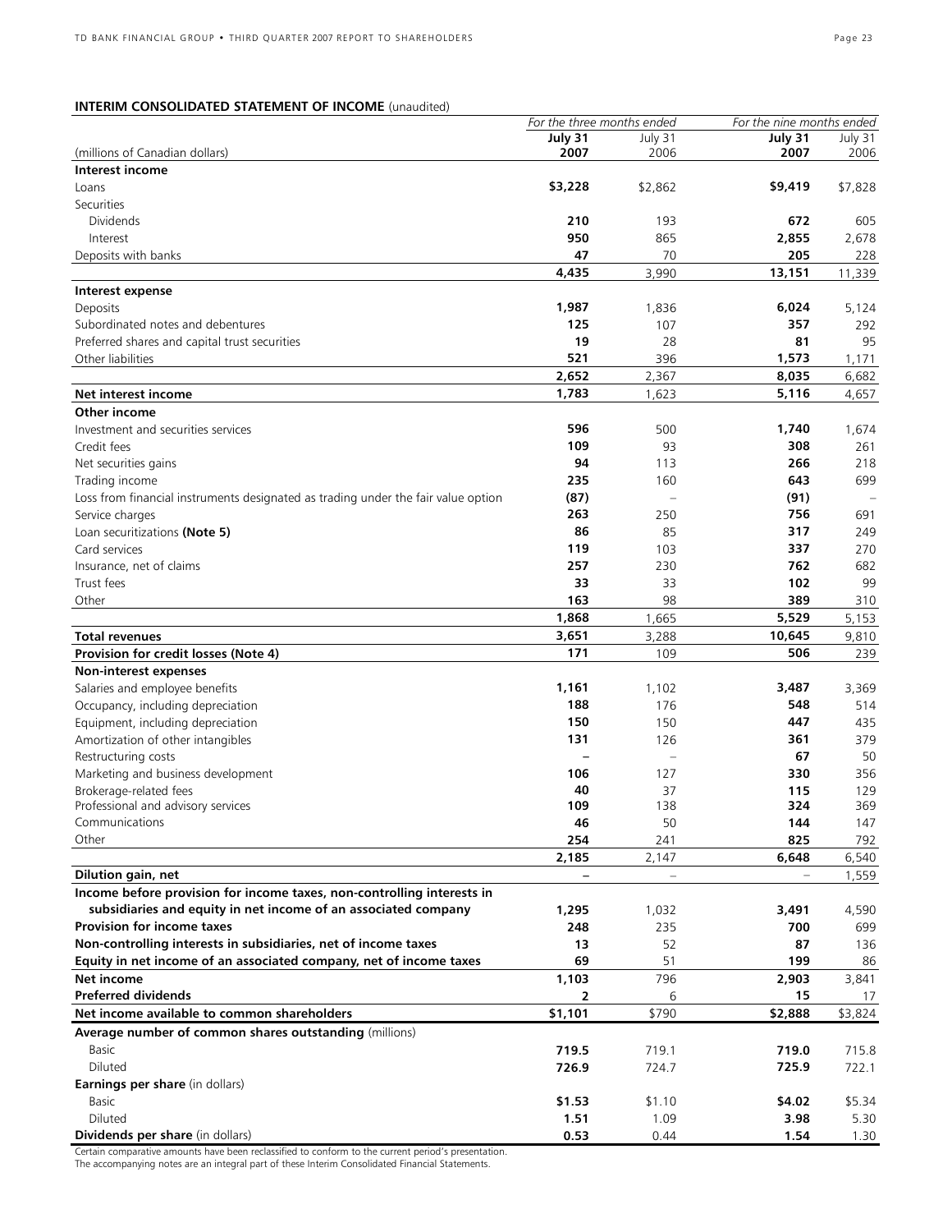## INTERIM CONSOLIDATED STATEMENT OF INCOME (unaudited)

| (millions of Canadian dollars) | *For the three months ended* | | *For the nine months ended* | |
|---|---|---|---|---|
| | **July 31 2007** | July 31 2006 | **July 31 2007** | July 31 2006 |
| **Interest income** | | | | |
| Loans | **$3,228** | $2,862 | **$9,419** | $7,828 |
| Securities | | | | |
| Dividends | **210** | 193 | **672** | 605 |
| Interest | **950** | 865 | **2,855** | 2,678 |
| Deposits with banks | **47** | 70 | **205** | 228 |
| | **4,435** | 3,990 | **13,151** | 11,339 |
| **Interest expense** | | | | |
| Deposits | **1,987** | 1,836 | **6,024** | 5,124 |
| Subordinated notes and debentures | **125** | 107 | **357** | 292 |
| Preferred shares and capital trust securities | **19** | 28 | **81** | 95 |
| Other liabilities | **521** | 396 | **1,573** | 1,171 |
| | **2,652** | 2,367 | **8,035** | 6,682 |
| **Net interest income** | **1,783** | 1,623 | **5,116** | 4,657 |
| **Other income** | | | | |
| Investment and securities services | **596** | 500 | **1,740** | 1,674 |
| Credit fees | **109** | 93 | **308** | 261 |
| Net securities gains | **94** | 113 | **266** | 218 |
| Trading income | **235** | 160 | **643** | 699 |
| Loss from financial instruments designated as trading under the fair value option | **(87)** | – | **(91)** | – |
| Service charges | **263** | 250 | **756** | 691 |
| Loan securitizations **(Note 5)** | **86** | 85 | **317** | 249 |
| Card services | **119** | 103 | **337** | 270 |
| Insurance, net of claims | **257** | 230 | **762** | 682 |
| Trust fees | **33** | 33 | **102** | 99 |
| Other | **163** | 98 | **389** | 310 |
| | **1,868** | 1,665 | **5,529** | 5,153 |
| **Total revenues** | **3,651** | 3,288 | **10,645** | 9,810 |
| **Provision for credit losses (Note 4)** | **171** | 109 | **506** | 239 |
| **Non-interest expenses** | | | | |
| Salaries and employee benefits | **1,161** | 1,102 | **3,487** | 3,369 |
| Occupancy, including depreciation | **188** | 176 | **548** | 514 |
| Equipment, including depreciation | **150** | 150 | **447** | 435 |
| Amortization of other intangibles | **131** | 126 | **361** | 379 |
| Restructuring costs | **–** | – | **67** | 50 |
| Marketing and business development | **106** | 127 | **330** | 356 |
| Brokerage-related fees | **40** | 37 | **115** | 129 |
| Professional and advisory services | **109** | 138 | **324** | 369 |
| Communications | **46** | 50 | **144** | 147 |
| Other | **254** | 241 | **825** | 792 |
| | **2,185** | 2,147 | **6,648** | 6,540 |
| **Dilution gain, net** | **–** | – | – | 1,559 |
| **Income before provision for income taxes, non-controlling interests in subsidiaries and equity in net income of an associated company** | **1,295** | 1,032 | **3,491** | 4,590 |
| **Provision for income taxes** | **248** | 235 | **700** | 699 |
| **Non-controlling interests in subsidiaries, net of income taxes** | **13** | 52 | **87** | 136 |
| **Equity in net income of an associated company, net of income taxes** | **69** | 51 | **199** | 86 |
| **Net income** | **1,103** | 796 | **2,903** | 3,841 |
| **Preferred dividends** | **2** | 6 | **15** | 17 |
| **Net income available to common shareholders** | **$1,101** | $790 | **$2,888** | $3,824 |
| **Average number of common shares outstanding** (millions) | | | | |
| Basic | **719.5** | 719.1 | **719.0** | 715.8 |
| Diluted | **726.9** | 724.7 | **725.9** | 722.1 |
| **Earnings per share** (in dollars) | | | | |
| Basic | **$1.53** | $1.10 | **$4.02** | $5.34 |
| Diluted | **1.51** | 1.09 | **3.98** | 5.30 |
| **Dividends per share** (in dollars) | **0.53** | 0.44 | **1.54** | 1.30 |

Certain comparative amounts have been reclassified to conform to the current period's presentation.
The accompanying notes are an integral part of these Interim Consolidated Financial Statements.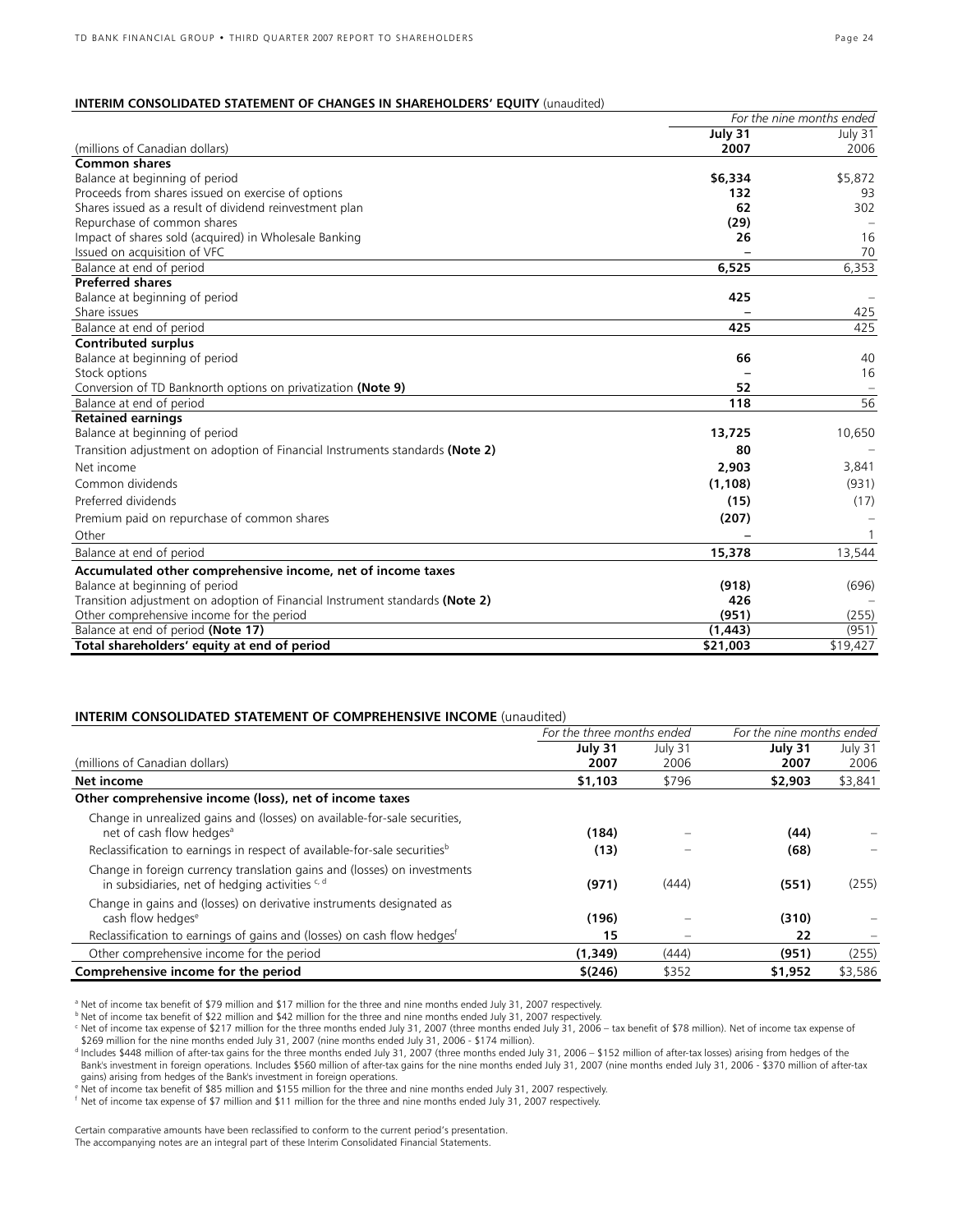**INTERIM CONSOLIDATED STATEMENT OF CHANGES IN SHAREHOLDERS' EQUITY** (unaudited)

| | *For the nine months ended* | |
|---|---|---|
| (millions of Canadian dollars) | **July 31 2007** | July 31 2006 |
| **Common shares** | | |
| Balance at beginning of period | **$6,334** | $5,872 |
| Proceeds from shares issued on exercise of options | **132** | 93 |
| Shares issued as a result of dividend reinvestment plan | **62** | 302 |
| Repurchase of common shares | **(29)** | – |
| Impact of shares sold (acquired) in Wholesale Banking | **26** | 16 |
| Issued on acquisition of VFC | **–** | 70 |
| Balance at end of period | **6,525** | 6,353 |
| **Preferred shares** | | |
| Balance at beginning of period | **425** | – |
| Share issues | **–** | 425 |
| Balance at end of period | **425** | 425 |
| **Contributed surplus** | | |
| Balance at beginning of period | **66** | 40 |
| Stock options | **–** | 16 |
| Conversion of TD Banknorth options on privatization **(Note 9)** | **52** | – |
| Balance at end of period | **118** | 56 |
| **Retained earnings** | | |
| Balance at beginning of period | **13,725** | 10,650 |
| Transition adjustment on adoption of Financial Instruments standards **(Note 2)** | **80** | – |
| Net income | **2,903** | 3,841 |
| Common dividends | **(1,108)** | (931) |
| Preferred dividends | **(15)** | (17) |
| Premium paid on repurchase of common shares | **(207)** | – |
| Other | **–** | 1 |
| Balance at end of period | **15,378** | 13,544 |
| **Accumulated other comprehensive income, net of income taxes** | | |
| Balance at beginning of period | **(918)** | (696) |
| Transition adjustment on adoption of Financial Instrument standards **(Note 2)** | **426** | – |
| Other comprehensive income for the period | **(951)** | (255) |
| Balance at end of period **(Note 17)** | **(1,443)** | (951) |
| **Total shareholders' equity at end of period** | **$21,003** | $19,427 |

**INTERIM CONSOLIDATED STATEMENT OF COMPREHENSIVE INCOME** (unaudited)

| | *For the three months ended* | | *For the nine months ended* | |
|---|---|---|---|---|
| (millions of Canadian dollars) | **July 31 2007** | July 31 2006 | **July 31 2007** | July 31 2006 |
| **Net income** | **$1,103** | $796 | **$2,903** | $3,841 |
| **Other comprehensive income (loss), net of income taxes** | | | | |
| Change in unrealized gains and (losses) on available-for-sale securities, net of cash flow hedges[a] | **(184)** | – | **(44)** | – |
| Reclassification to earnings in respect of available-for-sale securities[b] | **(13)** | – | **(68)** | – |
| Change in foreign currency translation gains and (losses) on investments in subsidiaries, net of hedging activities [c, d] | **(971)** | (444) | **(551)** | (255) |
| Change in gains and (losses) on derivative instruments designated as cash flow hedges[e] | **(196)** | – | **(310)** | – |
| Reclassification to earnings of gains and (losses) on cash flow hedges[f] | **15** | – | **22** | – |
| Other comprehensive income for the period | **(1,349)** | (444) | **(951)** | (255) |
| **Comprehensive income for the period** | **$(246)** | $352 | **$1,952** | $3,586 |

[a] Net of income tax benefit of $79 million and $17 million for the three and nine months ended July 31, 2007 respectively.

[b] Net of income tax benefit of $22 million and $42 million for the three and nine months ended July 31, 2007 respectively.

[c] Net of income tax expense of $217 million for the three months ended July 31, 2007 (three months ended July 31, 2006 – tax benefit of $78 million). Net of income tax expense of $269 million for the nine months ended July 31, 2007 (nine months ended July 31, 2006 - $174 million).

[d] Includes $448 million of after-tax gains for the three months ended July 31, 2007 (three months ended July 31, 2006 – $152 million of after-tax losses) arising from hedges of the Bank's investment in foreign operations. Includes $560 million of after-tax gains for the nine months ended July 31, 2007 (nine months ended July 31, 2006 - $370 million of after-tax gains) arising from hedges of the Bank's investment in foreign operations.

[e] Net of income tax benefit of $85 million and $155 million for the three and nine months ended July 31, 2007 respectively.

[f] Net of income tax expense of $7 million and $11 million for the three and nine months ended July 31, 2007 respectively.

Certain comparative amounts have been reclassified to conform to the current period's presentation.
The accompanying notes are an integral part of these Interim Consolidated Financial Statements.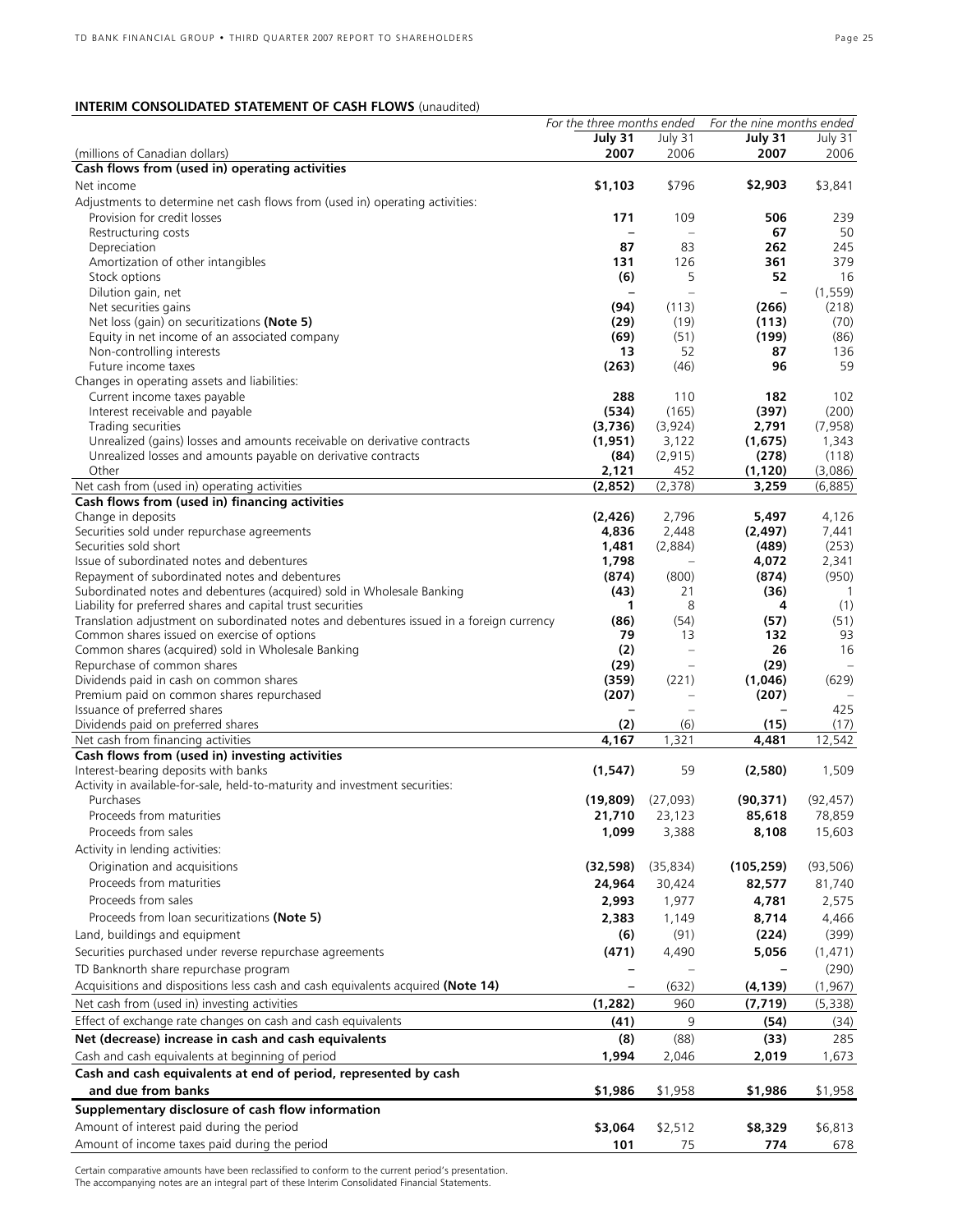## INTERIM CONSOLIDATED STATEMENT OF CASH FLOWS (unaudited)

| | *For the three months ended* | | *For the nine months ended* | |
|---|---|---|---|---|
| | **July 31** | July 31 | **July 31** | July 31 |
| (millions of Canadian dollars) | **2007** | 2006 | **2007** | 2006 |
| **Cash flows from (used in) operating activities** | | | | |
| Net income | **$1,103** | $796 | **$2,903** | $3,841 |
| Adjustments to determine net cash flows from (used in) operating activities: | | | | |
| Provision for credit losses | **171** | 109 | **506** | 239 |
| Restructuring costs | **–** | – | **67** | 50 |
| Depreciation | **87** | 83 | **262** | 245 |
| Amortization of other intangibles | **131** | 126 | **361** | 379 |
| Stock options | **(6)** | 5 | **52** | 16 |
| Dilution gain, net | **–** | – | **–** | (1,559) |
| Net securities gains | **(94)** | (113) | **(266)** | (218) |
| Net loss (gain) on securitizations **(Note 5)** | **(29)** | (19) | **(113)** | (70) |
| Equity in net income of an associated company | **(69)** | (51) | **(199)** | (86) |
| Non-controlling interests | **13** | 52 | **87** | 136 |
| Future income taxes | **(263)** | (46) | **96** | 59 |
| Changes in operating assets and liabilities: | | | | |
| Current income taxes payable | **288** | 110 | **182** | 102 |
| Interest receivable and payable | **(534)** | (165) | **(397)** | (200) |
| Trading securities | **(3,736)** | (3,924) | **2,791** | (7,958) |
| Unrealized (gains) losses and amounts receivable on derivative contracts | **(1,951)** | 3,122 | **(1,675)** | 1,343 |
| Unrealized losses and amounts payable on derivative contracts | **(84)** | (2,915) | **(278)** | (118) |
| Other | **2,121** | 452 | **(1,120)** | (3,086) |
| Net cash from (used in) operating activities | **(2,852)** | (2,378) | **3,259** | (6,885) |
| **Cash flows from (used in) financing activities** | | | | |
| Change in deposits | **(2,426)** | 2,796 | **5,497** | 4,126 |
| Securities sold under repurchase agreements | **4,836** | 2,448 | **(2,497)** | 7,441 |
| Securities sold short | **1,481** | (2,884) | **(489)** | (253) |
| Issue of subordinated notes and debentures | **1,798** | – | **4,072** | 2,341 |
| Repayment of subordinated notes and debentures | **(874)** | (800) | **(874)** | (950) |
| Subordinated notes and debentures (acquired) sold in Wholesale Banking | **(43)** | 21 | **(36)** | 1 |
| Liability for preferred shares and capital trust securities | **1** | 8 | **4** | (1) |
| Translation adjustment on subordinated notes and debentures issued in a foreign currency | **(86)** | (54) | **(57)** | (51) |
| Common shares issued on exercise of options | **79** | 13 | **132** | 93 |
| Common shares (acquired) sold in Wholesale Banking | **(2)** | – | **26** | 16 |
| Repurchase of common shares | **(29)** | – | **(29)** | – |
| Dividends paid in cash on common shares | **(359)** | (221) | **(1,046)** | (629) |
| Premium paid on common shares repurchased | **(207)** | – | **(207)** | – |
| Issuance of preferred shares | **–** | – | **–** | 425 |
| Dividends paid on preferred shares | **(2)** | (6) | **(15)** | (17) |
| Net cash from financing activities | **4,167** | 1,321 | **4,481** | 12,542 |
| **Cash flows from (used in) investing activities** | | | | |
| Interest-bearing deposits with banks | **(1,547)** | 59 | **(2,580)** | 1,509 |
| Activity in available-for-sale, held-to-maturity and investment securities: | | | | |
| Purchases | **(19,809)** | (27,093) | **(90,371)** | (92,457) |
| Proceeds from maturities | **21,710** | 23,123 | **85,618** | 78,859 |
| Proceeds from sales | **1,099** | 3,388 | **8,108** | 15,603 |
| Activity in lending activities: | | | | |
| Origination and acquisitions | **(32,598)** | (35,834) | **(105,259)** | (93,506) |
| Proceeds from maturities | **24,964** | 30,424 | **82,577** | 81,740 |
| Proceeds from sales | **2,993** | 1,977 | **4,781** | 2,575 |
| Proceeds from loan securitizations **(Note 5)** | **2,383** | 1,149 | **8,714** | 4,466 |
| Land, buildings and equipment | **(6)** | (91) | **(224)** | (399) |
| Securities purchased under reverse repurchase agreements | **(471)** | 4,490 | **5,056** | (1,471) |
| TD Banknorth share repurchase program | **–** | – | **–** | (290) |
| Acquisitions and dispositions less cash and cash equivalents acquired **(Note 14)** | **–** | (632) | **(4,139)** | (1,967) |
| Net cash from (used in) investing activities | **(1,282)** | 960 | **(7,719)** | (5,338) |
| Effect of exchange rate changes on cash and cash equivalents | **(41)** | 9 | **(54)** | (34) |
| **Net (decrease) increase in cash and cash equivalents** | **(8)** | (88) | **(33)** | 285 |
| Cash and cash equivalents at beginning of period | **1,994** | 2,046 | **2,019** | 1,673 |
| **Cash and cash equivalents at end of period, represented by cash and due from banks** | **$1,986** | $1,958 | **$1,986** | $1,958 |
| **Supplementary disclosure of cash flow information** | | | | |
| Amount of interest paid during the period | **$3,064** | $2,512 | **$8,329** | $6,813 |
| Amount of income taxes paid during the period | **101** | 75 | **774** | 678 |

Certain comparative amounts have been reclassified to conform to the current period's presentation.
The accompanying notes are an integral part of these Interim Consolidated Financial Statements.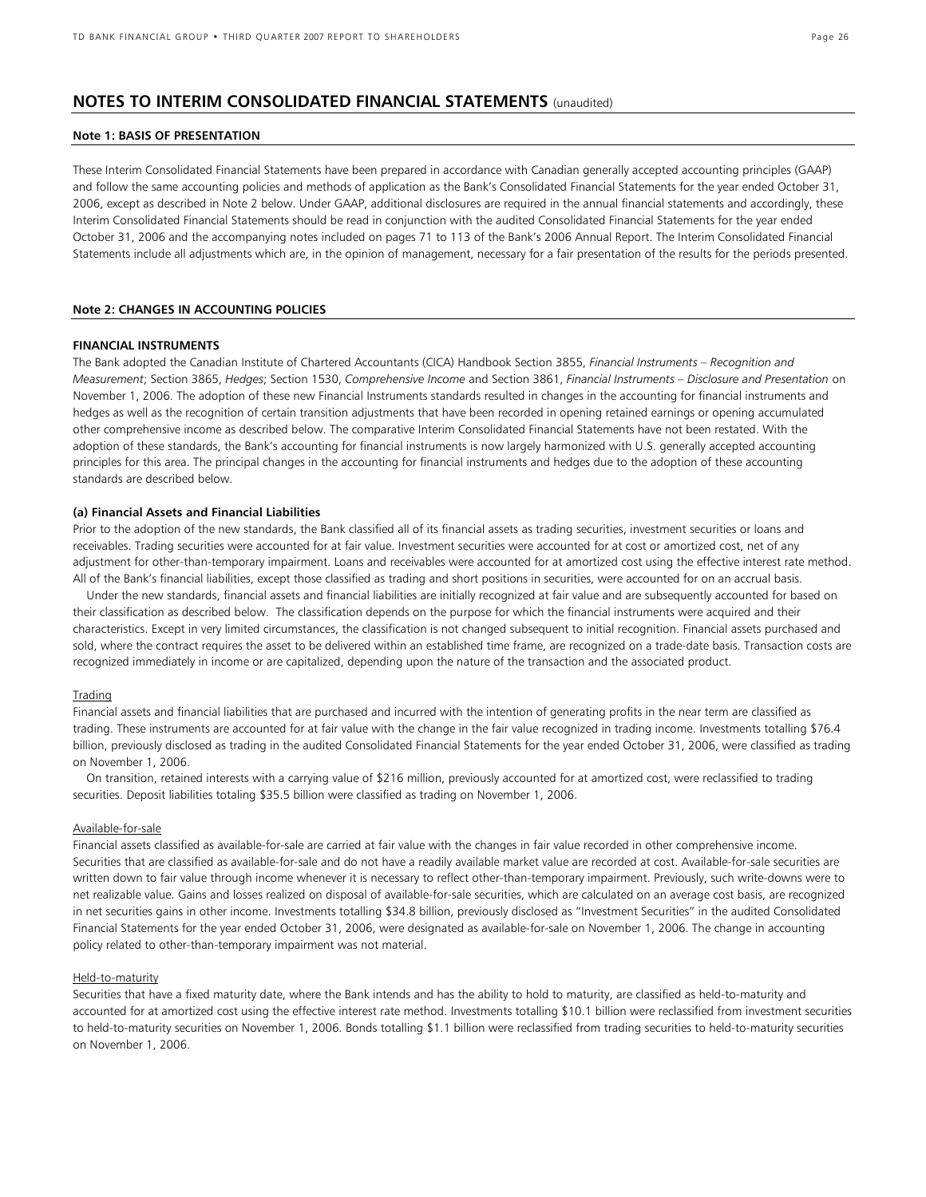## NOTES TO INTERIM CONSOLIDATED FINANCIAL STATEMENTS (unaudited)

### Note 1: BASIS OF PRESENTATION

These Interim Consolidated Financial Statements have been prepared in accordance with Canadian generally accepted accounting principles (GAAP) and follow the same accounting policies and methods of application as the Bank's Consolidated Financial Statements for the year ended October 31, 2006, except as described in Note 2 below. Under GAAP, additional disclosures are required in the annual financial statements and accordingly, these Interim Consolidated Financial Statements should be read in conjunction with the audited Consolidated Financial Statements for the year ended October 31, 2006 and the accompanying notes included on pages 71 to 113 of the Bank's 2006 Annual Report. The Interim Consolidated Financial Statements include all adjustments which are, in the opinion of management, necessary for a fair presentation of the results for the periods presented.

### Note 2: CHANGES IN ACCOUNTING POLICIES

**FINANCIAL INSTRUMENTS**

The Bank adopted the Canadian Institute of Chartered Accountants (CICA) Handbook Section 3855, *Financial Instruments – Recognition and Measurement*; Section 3865, *Hedges*; Section 1530, *Comprehensive Income* and Section 3861, *Financial Instruments – Disclosure and Presentation* on November 1, 2006. The adoption of these new Financial Instruments standards resulted in changes in the accounting for financial instruments and hedges as well as the recognition of certain transition adjustments that have been recorded in opening retained earnings or opening accumulated other comprehensive income as described below. The comparative Interim Consolidated Financial Statements have not been restated. With the adoption of these standards, the Bank's accounting for financial instruments is now largely harmonized with U.S. generally accepted accounting principles for this area. The principal changes in the accounting for financial instruments and hedges due to the adoption of these accounting standards are described below.

**(a) Financial Assets and Financial Liabilities**

Prior to the adoption of the new standards, the Bank classified all of its financial assets as trading securities, investment securities or loans and receivables. Trading securities were accounted for at fair value. Investment securities were accounted for at cost or amortized cost, net of any adjustment for other-than-temporary impairment. Loans and receivables were accounted for at amortized cost using the effective interest rate method. All of the Bank's financial liabilities, except those classified as trading and short positions in securities, were accounted for on an accrual basis.

Under the new standards, financial assets and financial liabilities are initially recognized at fair value and are subsequently accounted for based on their classification as described below. The classification depends on the purpose for which the financial instruments were acquired and their characteristics. Except in very limited circumstances, the classification is not changed subsequent to initial recognition. Financial assets purchased and sold, where the contract requires the asset to be delivered within an established time frame, are recognized on a trade-date basis. Transaction costs are recognized immediately in income or are capitalized, depending upon the nature of the transaction and the associated product.

Trading

Financial assets and financial liabilities that are purchased and incurred with the intention of generating profits in the near term are classified as trading. These instruments are accounted for at fair value with the change in the fair value recognized in trading income. Investments totalling $76.4 billion, previously disclosed as trading in the audited Consolidated Financial Statements for the year ended October 31, 2006, were classified as trading on November 1, 2006.

On transition, retained interests with a carrying value of $216 million, previously accounted for at amortized cost, were reclassified to trading securities. Deposit liabilities totaling $35.5 billion were classified as trading on November 1, 2006.

Available-for-sale

Financial assets classified as available-for-sale are carried at fair value with the changes in fair value recorded in other comprehensive income. Securities that are classified as available-for-sale and do not have a readily available market value are recorded at cost. Available-for-sale securities are written down to fair value through income whenever it is necessary to reflect other-than-temporary impairment. Previously, such write-downs were to net realizable value. Gains and losses realized on disposal of available-for-sale securities, which are calculated on an average cost basis, are recognized in net securities gains in other income. Investments totalling $34.8 billion, previously disclosed as "Investment Securities" in the audited Consolidated Financial Statements for the year ended October 31, 2006, were designated as available-for-sale on November 1, 2006. The change in accounting policy related to other-than-temporary impairment was not material.

Held-to-maturity

Securities that have a fixed maturity date, where the Bank intends and has the ability to hold to maturity, are classified as held-to-maturity and accounted for at amortized cost using the effective interest rate method. Investments totalling $10.1 billion were reclassified from investment securities to held-to-maturity securities on November 1, 2006. Bonds totalling $1.1 billion were reclassified from trading securities to held-to-maturity securities on November 1, 2006.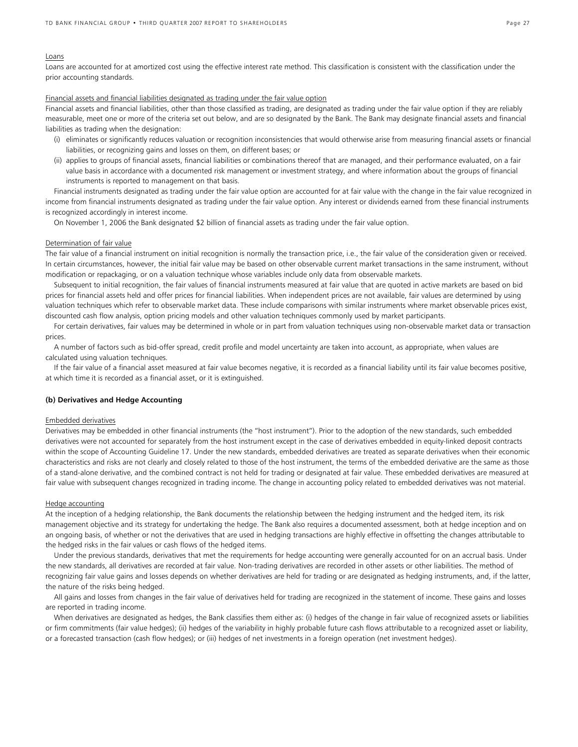Loans

Loans are accounted for at amortized cost using the effective interest rate method. This classification is consistent with the classification under the prior accounting standards.

Financial assets and financial liabilities designated as trading under the fair value option

Financial assets and financial liabilities, other than those classified as trading, are designated as trading under the fair value option if they are reliably measurable, meet one or more of the criteria set out below, and are so designated by the Bank. The Bank may designate financial assets and financial liabilities as trading when the designation:

(i) eliminates or significantly reduces valuation or recognition inconsistencies that would otherwise arise from measuring financial assets or financial liabilities, or recognizing gains and losses on them, on different bases; or
(ii) applies to groups of financial assets, financial liabilities or combinations thereof that are managed, and their performance evaluated, on a fair value basis in accordance with a documented risk management or investment strategy, and where information about the groups of financial instruments is reported to management on that basis.

Financial instruments designated as trading under the fair value option are accounted for at fair value with the change in the fair value recognized in income from financial instruments designated as trading under the fair value option. Any interest or dividends earned from these financial instruments is recognized accordingly in interest income.

On November 1, 2006 the Bank designated $2 billion of financial assets as trading under the fair value option.

Determination of fair value

The fair value of a financial instrument on initial recognition is normally the transaction price, i.e., the fair value of the consideration given or received. In certain circumstances, however, the initial fair value may be based on other observable current market transactions in the same instrument, without modification or repackaging, or on a valuation technique whose variables include only data from observable markets.

Subsequent to initial recognition, the fair values of financial instruments measured at fair value that are quoted in active markets are based on bid prices for financial assets held and offer prices for financial liabilities. When independent prices are not available, fair values are determined by using valuation techniques which refer to observable market data. These include comparisons with similar instruments where market observable prices exist, discounted cash flow analysis, option pricing models and other valuation techniques commonly used by market participants.

For certain derivatives, fair values may be determined in whole or in part from valuation techniques using non-observable market data or transaction prices.

A number of factors such as bid-offer spread, credit profile and model uncertainty are taken into account, as appropriate, when values are calculated using valuation techniques.

If the fair value of a financial asset measured at fair value becomes negative, it is recorded as a financial liability until its fair value becomes positive, at which time it is recorded as a financial asset, or it is extinguished.

**(b) Derivatives and Hedge Accounting**

Embedded derivatives

Derivatives may be embedded in other financial instruments (the "host instrument"). Prior to the adoption of the new standards, such embedded derivatives were not accounted for separately from the host instrument except in the case of derivatives embedded in equity-linked deposit contracts within the scope of Accounting Guideline 17. Under the new standards, embedded derivatives are treated as separate derivatives when their economic characteristics and risks are not clearly and closely related to those of the host instrument, the terms of the embedded derivative are the same as those of a stand-alone derivative, and the combined contract is not held for trading or designated at fair value. These embedded derivatives are measured at fair value with subsequent changes recognized in trading income. The change in accounting policy related to embedded derivatives was not material.

Hedge accounting

At the inception of a hedging relationship, the Bank documents the relationship between the hedging instrument and the hedged item, its risk management objective and its strategy for undertaking the hedge. The Bank also requires a documented assessment, both at hedge inception and on an ongoing basis, of whether or not the derivatives that are used in hedging transactions are highly effective in offsetting the changes attributable to the hedged risks in the fair values or cash flows of the hedged items.

Under the previous standards, derivatives that met the requirements for hedge accounting were generally accounted for on an accrual basis. Under the new standards, all derivatives are recorded at fair value. Non-trading derivatives are recorded in other assets or other liabilities. The method of recognizing fair value gains and losses depends on whether derivatives are held for trading or are designated as hedging instruments, and, if the latter, the nature of the risks being hedged.

All gains and losses from changes in the fair value of derivatives held for trading are recognized in the statement of income. These gains and losses are reported in trading income.

When derivatives are designated as hedges, the Bank classifies them either as: (i) hedges of the change in fair value of recognized assets or liabilities or firm commitments (fair value hedges); (ii) hedges of the variability in highly probable future cash flows attributable to a recognized asset or liability, or a forecasted transaction (cash flow hedges); or (iii) hedges of net investments in a foreign operation (net investment hedges).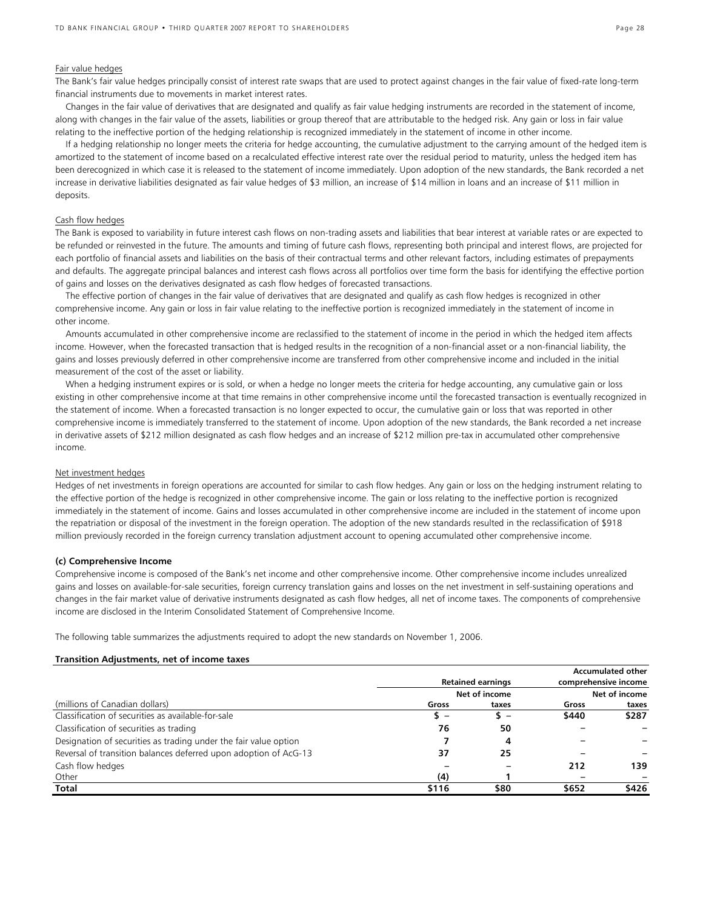Fair value hedges

The Bank's fair value hedges principally consist of interest rate swaps that are used to protect against changes in the fair value of fixed-rate long-term financial instruments due to movements in market interest rates.

Changes in the fair value of derivatives that are designated and qualify as fair value hedging instruments are recorded in the statement of income, along with changes in the fair value of the assets, liabilities or group thereof that are attributable to the hedged risk. Any gain or loss in fair value relating to the ineffective portion of the hedging relationship is recognized immediately in the statement of income in other income.

If a hedging relationship no longer meets the criteria for hedge accounting, the cumulative adjustment to the carrying amount of the hedged item is amortized to the statement of income based on a recalculated effective interest rate over the residual period to maturity, unless the hedged item has been derecognized in which case it is released to the statement of income immediately. Upon adoption of the new standards, the Bank recorded a net increase in derivative liabilities designated as fair value hedges of $3 million, an increase of $14 million in loans and an increase of $11 million in deposits.

Cash flow hedges

The Bank is exposed to variability in future interest cash flows on non-trading assets and liabilities that bear interest at variable rates or are expected to be refunded or reinvested in the future. The amounts and timing of future cash flows, representing both principal and interest flows, are projected for each portfolio of financial assets and liabilities on the basis of their contractual terms and other relevant factors, including estimates of prepayments and defaults. The aggregate principal balances and interest cash flows across all portfolios over time form the basis for identifying the effective portion of gains and losses on the derivatives designated as cash flow hedges of forecasted transactions.

The effective portion of changes in the fair value of derivatives that are designated and qualify as cash flow hedges is recognized in other comprehensive income. Any gain or loss in fair value relating to the ineffective portion is recognized immediately in the statement of income in other income.

Amounts accumulated in other comprehensive income are reclassified to the statement of income in the period in which the hedged item affects income. However, when the forecasted transaction that is hedged results in the recognition of a non-financial asset or a non-financial liability, the gains and losses previously deferred in other comprehensive income are transferred from other comprehensive income and included in the initial measurement of the cost of the asset or liability.

When a hedging instrument expires or is sold, or when a hedge no longer meets the criteria for hedge accounting, any cumulative gain or loss existing in other comprehensive income at that time remains in other comprehensive income until the forecasted transaction is eventually recognized in the statement of income. When a forecasted transaction is no longer expected to occur, the cumulative gain or loss that was reported in other comprehensive income is immediately transferred to the statement of income. Upon adoption of the new standards, the Bank recorded a net increase in derivative assets of $212 million designated as cash flow hedges and an increase of $212 million pre-tax in accumulated other comprehensive income.

Net investment hedges

Hedges of net investments in foreign operations are accounted for similar to cash flow hedges. Any gain or loss on the hedging instrument relating to the effective portion of the hedge is recognized in other comprehensive income. The gain or loss relating to the ineffective portion is recognized immediately in the statement of income. Gains and losses accumulated in other comprehensive income are included in the statement of income upon the repatriation or disposal of the investment in the foreign operation. The adoption of the new standards resulted in the reclassification of $918 million previously recorded in the foreign currency translation adjustment account to opening accumulated other comprehensive income.

**(c) Comprehensive Income**

Comprehensive income is composed of the Bank's net income and other comprehensive income. Other comprehensive income includes unrealized gains and losses on available-for-sale securities, foreign currency translation gains and losses on the net investment in self-sustaining operations and changes in the fair market value of derivative instruments designated as cash flow hedges, all net of income taxes. The components of comprehensive income are disclosed in the Interim Consolidated Statement of Comprehensive Income.

The following table summarizes the adjustments required to adopt the new standards on November 1, 2006.

**Transition Adjustments, net of income taxes**

| (millions of Canadian dollars) | Retained earnings | | Accumulated other comprehensive income | |
|---|---|---|---|---|
| | Gross | Net of income taxes | Gross | Net of income taxes |
| Classification of securities as available-for-sale | $ – | $ – | $440 | $287 |
| Classification of securities as trading | 76 | 50 | – | – |
| Designation of securities as trading under the fair value option | 7 | 4 | – | – |
| Reversal of transition balances deferred upon adoption of AcG-13 | 37 | 25 | – | – |
| Cash flow hedges | – | – | 212 | 139 |
| Other | (4) | 1 | – | – |
| **Total** | **$116** | **$80** | **$652** | **$426** |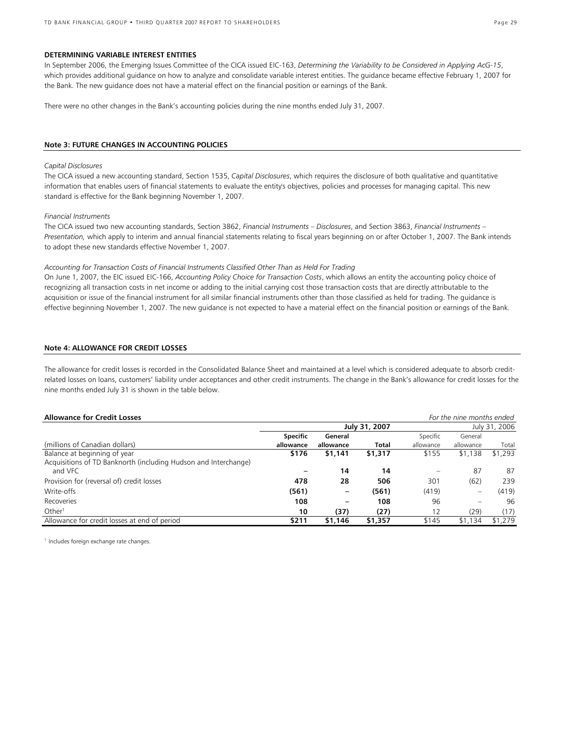**DETERMINING VARIABLE INTEREST ENTITIES**

In September 2006, the Emerging Issues Committee of the CICA issued EIC-163, *Determining the Variability to be Considered in Applying AcG-15*, which provides additional guidance on how to analyze and consolidate variable interest entities. The guidance became effective February 1, 2007 for the Bank. The new guidance does not have a material effect on the financial position or earnings of the Bank.

There were no other changes in the Bank's accounting policies during the nine months ended July 31, 2007.

## Note 3: FUTURE CHANGES IN ACCOUNTING POLICIES

*Capital Disclosures*

The CICA issued a new accounting standard, Section 1535, *Capital Disclosures*, which requires the disclosure of both qualitative and quantitative information that enables users of financial statements to evaluate the entity's objectives, policies and processes for managing capital. This new standard is effective for the Bank beginning November 1, 2007.

*Financial Instruments*

The CICA issued two new accounting standards, Section 3862, *Financial Instruments – Disclosures*, and Section 3863, *Financial Instruments – Presentation,* which apply to interim and annual financial statements relating to fiscal years beginning on or after October 1, 2007. The Bank intends to adopt these new standards effective November 1, 2007.

*Accounting for Transaction Costs of Financial Instruments Classified Other Than as Held For Trading*

On June 1, 2007, the EIC issued EIC-166, *Accounting Policy Choice for Transaction Costs*, which allows an entity the accounting policy choice of recognizing all transaction costs in net income or adding to the initial carrying cost those transaction costs that are directly attributable to the acquisition or issue of the financial instrument for all similar financial instruments other than those classified as held for trading. The guidance is effective beginning November 1, 2007. The new guidance is not expected to have a material effect on the financial position or earnings of the Bank.

## Note 4: ALLOWANCE FOR CREDIT LOSSES

The allowance for credit losses is recorded in the Consolidated Balance Sheet and maintained at a level which is considered adequate to absorb credit-related losses on loans, customers' liability under acceptances and other credit instruments. The change in the Bank's allowance for credit losses for the nine months ended July 31 is shown in the table below.

**Allowance for Credit Losses** *For the nine months ended*

| | | **July 31, 2007** | | | July 31, 2006 | |
|---|---|---|---|---|---|---|
| (millions of Canadian dollars) | **Specific allowance** | **General allowance** | **Total** | Specific allowance | General allowance | Total |
| Balance at beginning of year | **$176** | **$1,141** | **$1,317** | $155 | $1,138 | $1,293 |
| Acquisitions of TD Banknorth (including Hudson and Interchange) and VFC | **–** | **14** | **14** | – | 87 | 87 |
| Provision for (reversal of) credit losses | **478** | **28** | **506** | 301 | (62) | 239 |
| Write-offs | **(561)** | **–** | **(561)** | (419) | – | (419) |
| Recoveries | **108** | **–** | **108** | 96 | – | 96 |
| Other[1] | **10** | **(37)** | **(27)** | 12 | (29) | (17) |
| Allowance for credit losses at end of period | **$211** | **$1,146** | **$1,357** | $145 | $1,134 | $1,279 |

[1] Includes foreign exchange rate changes.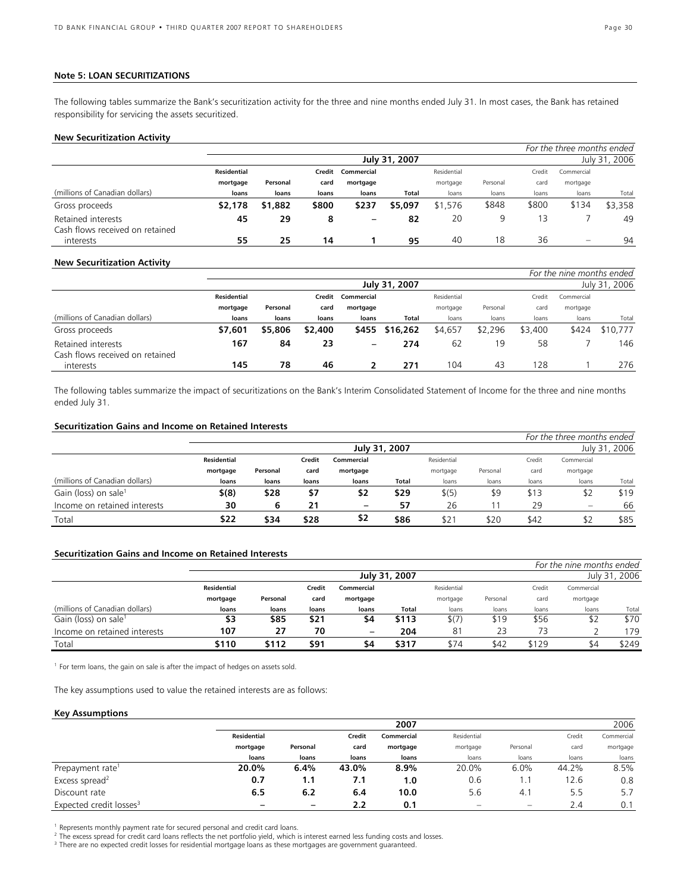### Note 5: LOAN SECURITIZATIONS

The following tables summarize the Bank's securitization activity for the three and nine months ended July 31. In most cases, the Bank has retained responsibility for servicing the assets securitized.

**New Securitization Activity**

| | | | | | | | | | | *For the three months ended* |
|---|---|---|---|---|---|---|---|---|---|---|
| | | | | | **July 31, 2007** | | | | | July 31, 2006 |
| (millions of Canadian dollars) | **Residential mortgage loans** | **Personal loans** | **Credit card loans** | **Commercial mortgage loans** | **Total** | Residential mortgage loans | Personal loans | Credit card loans | Commercial mortgage loans | Total |
| Gross proceeds | **$2,178** | **$1,882** | **$800** | **$237** | **$5,097** | $1,576 | $848 | $800 | $134 | $3,358 |
| Retained interests | **45** | **29** | **8** | **–** | **82** | 20 | 9 | 13 | 7 | 49 |
| Cash flows received on retained interests | **55** | **25** | **14** | **1** | **95** | 40 | 18 | 36 | – | 94 |

**New Securitization Activity**

| | | | | | | | | | | *For the nine months ended* |
|---|---|---|---|---|---|---|---|---|---|---|
| | | | | | **July 31, 2007** | | | | | July 31, 2006 |
| (millions of Canadian dollars) | **Residential mortgage loans** | **Personal loans** | **Credit card loans** | **Commercial mortgage loans** | **Total** | Residential mortgage loans | Personal loans | Credit card loans | Commercial mortgage loans | Total |
| Gross proceeds | **$7,601** | **$5,806** | **$2,400** | **$455** | **$16,262** | $4,657 | $2,296 | $3,400 | $424 | $10,777 |
| Retained interests | **167** | **84** | **23** | **–** | **274** | 62 | 19 | 58 | 7 | 146 |
| Cash flows received on retained interests | **145** | **78** | **46** | **2** | **271** | 104 | 43 | 128 | 1 | 276 |

The following tables summarize the impact of securitizations on the Bank's Interim Consolidated Statement of Income for the three and nine months ended July 31.

**Securitization Gains and Income on Retained Interests**

| | | | | | | | | | | *For the three months ended* |
|---|---|---|---|---|---|---|---|---|---|---|
| | | | | | **July 31, 2007** | | | | | July 31, 2006 |
| (millions of Canadian dollars) | **Residential mortgage loans** | **Personal loans** | **Credit card loans** | **Commercial mortgage loans** | **Total** | Residential mortgage loans | Personal loans | Credit card loans | Commercial mortgage loans | Total |
| Gain (loss) on sale[1] | **$(8)** | **$28** | **$7** | **$2** | **$29** | $(5) | $9 | $13 | $2 | $19 |
| Income on retained interests | **30** | **6** | **21** | **–** | **57** | 26 | 11 | 29 | – | 66 |
| Total | **$22** | **$34** | **$28** | **$2** | **$86** | $21 | $20 | $42 | $2 | $85 |

**Securitization Gains and Income on Retained Interests**

| | | | | | | | | | | *For the nine months ended* |
|---|---|---|---|---|---|---|---|---|---|---|
| | | | | | **July 31, 2007** | | | | | July 31, 2006 |
| (millions of Canadian dollars) | **Residential mortgage loans** | **Personal loans** | **Credit card loans** | **Commercial mortgage loans** | **Total** | Residential mortgage loans | Personal loans | Credit card loans | Commercial mortgage loans | Total |
| Gain (loss) on sale[1] | **$3** | **$85** | **$21** | **$4** | **$113** | $(7) | $19 | $56 | $2 | $70 |
| Income on retained interests | **107** | **27** | **70** | **–** | **204** | 81 | 23 | 73 | 2 | 179 |
| Total | **$110** | **$112** | **$91** | **$4** | **$317** | $74 | $42 | $129 | $4 | $249 |

[1] For term loans, the gain on sale is after the impact of hedges on assets sold.

The key assumptions used to value the retained interests are as follows:

**Key Assumptions**

| | | | | **2007** | | | | 2006 |
|---|---|---|---|---|---|---|---|---|
| | **Residential mortgage loans** | **Personal loans** | **Credit card loans** | **Commercial mortgage loans** | Residential mortgage loans | Personal loans | Credit card loans | Commercial mortgage loans |
| Prepayment rate[1] | **20.0%** | **6.4%** | **43.0%** | **8.9%** | 20.0% | 6.0% | 44.2% | 8.5% |
| Excess spread[2] | **0.7** | **1.1** | **7.1** | **1.0** | 0.6 | 1.1 | 12.6 | 0.8 |
| Discount rate | **6.5** | **6.2** | **6.4** | **10.0** | 5.6 | 4.1 | 5.5 | 5.7 |
| Expected credit losses[3] | **–** | **–** | **2.2** | **0.1** | – | – | 2.4 | 0.1 |

[1] Represents monthly payment rate for secured personal and credit card loans.
[2] The excess spread for credit card loans reflects the net portfolio yield, which is interest earned less funding costs and losses.
[3] There are no expected credit losses for residential mortgage loans as these mortgages are government guaranteed.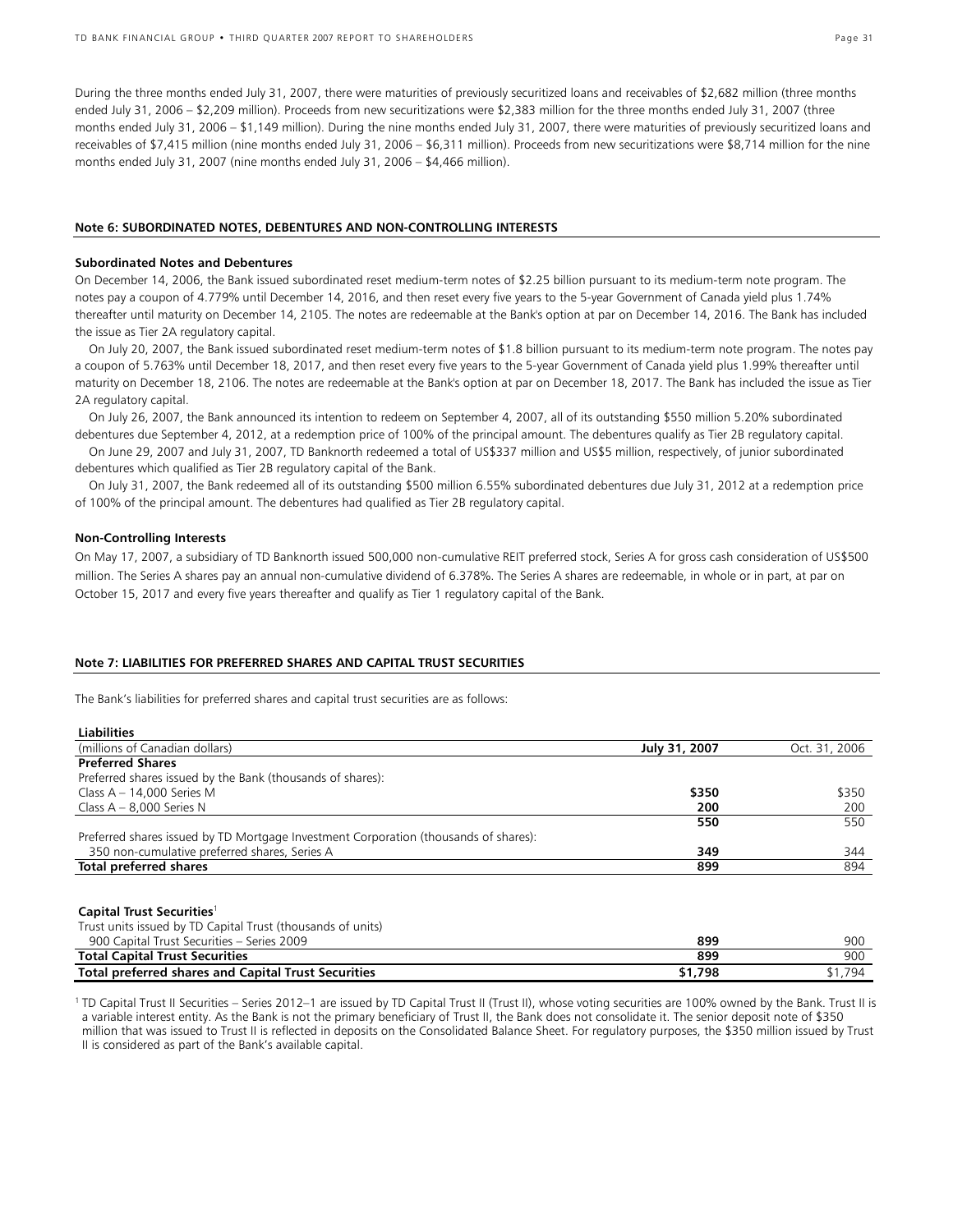During the three months ended July 31, 2007, there were maturities of previously securitized loans and receivables of $2,682 million (three months ended July 31, 2006 – $2,209 million). Proceeds from new securitizations were $2,383 million for the three months ended July 31, 2007 (three months ended July 31, 2006 – $1,149 million). During the nine months ended July 31, 2007, there were maturities of previously securitized loans and receivables of $7,415 million (nine months ended July 31, 2006 – $6,311 million). Proceeds from new securitizations were $8,714 million for the nine months ended July 31, 2007 (nine months ended July 31, 2006 – $4,466 million).

## Note 6: SUBORDINATED NOTES, DEBENTURES AND NON-CONTROLLING INTERESTS

### Subordinated Notes and Debentures

On December 14, 2006, the Bank issued subordinated reset medium-term notes of $2.25 billion pursuant to its medium-term note program. The notes pay a coupon of 4.779% until December 14, 2016, and then reset every five years to the 5-year Government of Canada yield plus 1.74% thereafter until maturity on December 14, 2105. The notes are redeemable at the Bank's option at par on December 14, 2016. The Bank has included the issue as Tier 2A regulatory capital.

On July 20, 2007, the Bank issued subordinated reset medium-term notes of $1.8 billion pursuant to its medium-term note program. The notes pay a coupon of 5.763% until December 18, 2017, and then reset every five years to the 5-year Government of Canada yield plus 1.99% thereafter until maturity on December 18, 2106. The notes are redeemable at the Bank's option at par on December 18, 2017. The Bank has included the issue as Tier 2A regulatory capital.

On July 26, 2007, the Bank announced its intention to redeem on September 4, 2007, all of its outstanding $550 million 5.20% subordinated debentures due September 4, 2012, at a redemption price of 100% of the principal amount. The debentures qualify as Tier 2B regulatory capital.

On June 29, 2007 and July 31, 2007, TD Banknorth redeemed a total of US$337 million and US$5 million, respectively, of junior subordinated debentures which qualified as Tier 2B regulatory capital of the Bank.

On July 31, 2007, the Bank redeemed all of its outstanding $500 million 6.55% subordinated debentures due July 31, 2012 at a redemption price of 100% of the principal amount. The debentures had qualified as Tier 2B regulatory capital.

### Non-Controlling Interests

On May 17, 2007, a subsidiary of TD Banknorth issued 500,000 non-cumulative REIT preferred stock, Series A for gross cash consideration of US$500 million. The Series A shares pay an annual non-cumulative dividend of 6.378%. The Series A shares are redeemable, in whole or in part, at par on October 15, 2017 and every five years thereafter and qualify as Tier 1 regulatory capital of the Bank.

## Note 7: LIABILITIES FOR PREFERRED SHARES AND CAPITAL TRUST SECURITIES

The Bank's liabilities for preferred shares and capital trust securities are as follows:

| **Liabilities** | | |
|---|---|---|
| (millions of Canadian dollars) | **July 31, 2007** | Oct. 31, 2006 |
| **Preferred Shares** | | |
| Preferred shares issued by the Bank (thousands of shares): | | |
| Class A – 14,000 Series M | **$350** | $350 |
| Class A – 8,000 Series N | **200** | 200 |
| | **550** | 550 |
| Preferred shares issued by TD Mortgage Investment Corporation (thousands of shares): | | |
| 350 non-cumulative preferred shares, Series A | **349** | 344 |
| **Total preferred shares** | **899** | 894 |
| | | |
| **Capital Trust Securities**[1] | | |
| Trust units issued by TD Capital Trust (thousands of units) | | |
| 900 Capital Trust Securities – Series 2009 | **899** | 900 |
| **Total Capital Trust Securities** | **899** | 900 |
| **Total preferred shares and Capital Trust Securities** | **$1,798** | $1,794 |

[1] TD Capital Trust II Securities – Series 2012–1 are issued by TD Capital Trust II (Trust II), whose voting securities are 100% owned by the Bank. Trust II is a variable interest entity. As the Bank is not the primary beneficiary of Trust II, the Bank does not consolidate it. The senior deposit note of $350 million that was issued to Trust II is reflected in deposits on the Consolidated Balance Sheet. For regulatory purposes, the $350 million issued by Trust II is considered as part of the Bank's available capital.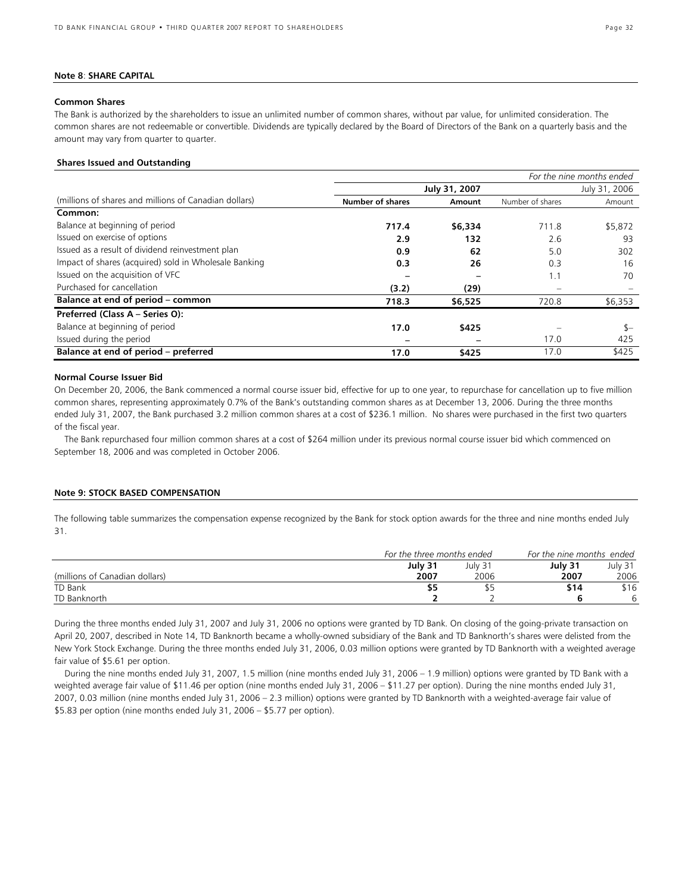## Note 8: SHARE CAPITAL

### Common Shares

The Bank is authorized by the shareholders to issue an unlimited number of common shares, without par value, for unlimited consideration. The common shares are not redeemable or convertible. Dividends are typically declared by the Board of Directors of the Bank on a quarterly basis and the amount may vary from quarter to quarter.

### Shares Issued and Outstanding

| | *For the nine months ended* | | | |
|---|---|---|---|---|
| | **July 31, 2007** | | July 31, 2006 | |
| (millions of shares and millions of Canadian dollars) | **Number of shares** | **Amount** | Number of shares | Amount |
| **Common:** | | | | |
| Balance at beginning of period | **717.4** | **$6,334** | 711.8 | $5,872 |
| Issued on exercise of options | **2.9** | **132** | 2.6 | 93 |
| Issued as a result of dividend reinvestment plan | **0.9** | **62** | 5.0 | 302 |
| Impact of shares (acquired) sold in Wholesale Banking | **0.3** | **26** | 0.3 | 16 |
| Issued on the acquisition of VFC | **–** | **–** | 1.1 | 70 |
| Purchased for cancellation | **(3.2)** | **(29)** | – | – |
| **Balance at end of period – common** | **718.3** | **$6,525** | 720.8 | $6,353 |
| **Preferred (Class A – Series O):** | | | | |
| Balance at beginning of period | **17.0** | **$425** | – | $– |
| Issued during the period | **–** | **–** | 17.0 | 425 |
| **Balance at end of period – preferred** | **17.0** | **$425** | 17.0 | $425 |

### Normal Course Issuer Bid

On December 20, 2006, the Bank commenced a normal course issuer bid, effective for up to one year, to repurchase for cancellation up to five million common shares, representing approximately 0.7% of the Bank's outstanding common shares as at December 13, 2006. During the three months ended July 31, 2007, the Bank purchased 3.2 million common shares at a cost of $236.1 million. No shares were purchased in the first two quarters of the fiscal year.

The Bank repurchased four million common shares at a cost of $264 million under its previous normal course issuer bid which commenced on September 18, 2006 and was completed in October 2006.

## Note 9: STOCK BASED COMPENSATION

The following table summarizes the compensation expense recognized by the Bank for stock option awards for the three and nine months ended July 31.

| | *For the three months ended* | | *For the nine months ended* | |
|---|---|---|---|---|
| | **July 31** | July 31 | **July 31** | July 31 |
| (millions of Canadian dollars) | **2007** | 2006 | **2007** | 2006 |
| TD Bank | **$5** | $5 | **$14** | $16 |
| TD Banknorth | **2** | 2 | **6** | 6 |

During the three months ended July 31, 2007 and July 31, 2006 no options were granted by TD Bank. On closing of the going-private transaction on April 20, 2007, described in Note 14, TD Banknorth became a wholly-owned subsidiary of the Bank and TD Banknorth's shares were delisted from the New York Stock Exchange. During the three months ended July 31, 2006, 0.03 million options were granted by TD Banknorth with a weighted average fair value of $5.61 per option.

During the nine months ended July 31, 2007, 1.5 million (nine months ended July 31, 2006 – 1.9 million) options were granted by TD Bank with a weighted average fair value of $11.46 per option (nine months ended July 31, 2006 – $11.27 per option). During the nine months ended July 31, 2007, 0.03 million (nine months ended July 31, 2006 – 2.3 million) options were granted by TD Banknorth with a weighted-average fair value of $5.83 per option (nine months ended July 31, 2006 – $5.77 per option).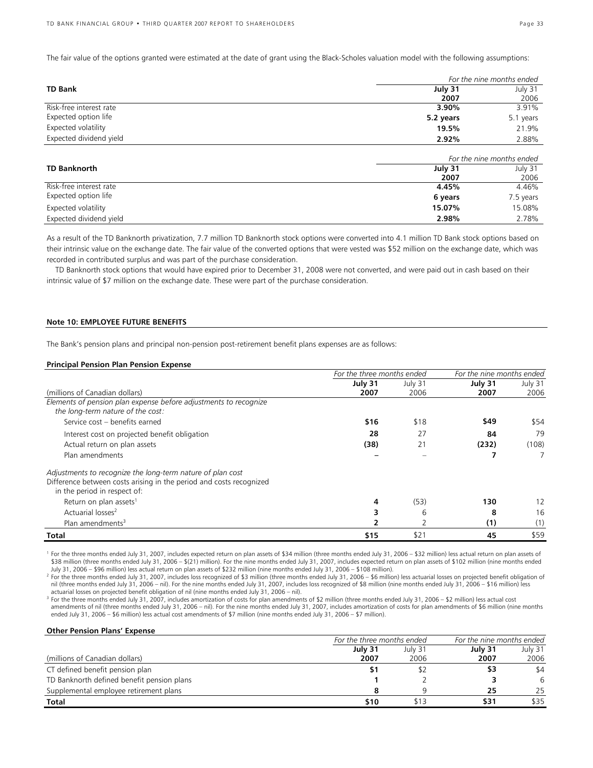The fair value of the options granted were estimated at the date of grant using the Black-Scholes valuation model with the following assumptions:

| **TD Bank** | *For the nine months ended* | |
|---|---|---|
| | **July 31 2007** | July 31 2006 |
| Risk-free interest rate | **3.90%** | 3.91% |
| Expected option life | **5.2 years** | 5.1 years |
| Expected volatility | **19.5%** | 21.9% |
| Expected dividend yield | **2.92%** | 2.88% |

| **TD Banknorth** | *For the nine months ended* | |
|---|---|---|
| | **July 31 2007** | July 31 2006 |
| Risk-free interest rate | **4.45%** | 4.46% |
| Expected option life | **6 years** | 7.5 years |
| Expected volatility | **15.07%** | 15.08% |
| Expected dividend yield | **2.98%** | 2.78% |

As a result of the TD Banknorth privatization, 7.7 million TD Banknorth stock options were converted into 4.1 million TD Bank stock options based on their intrinsic value on the exchange date. The fair value of the converted options that were vested was $52 million on the exchange date, which was recorded in contributed surplus and was part of the purchase consideration.

TD Banknorth stock options that would have expired prior to December 31, 2008 were not converted, and were paid out in cash based on their intrinsic value of $7 million on the exchange date. These were part of the purchase consideration.

## Note 10: EMPLOYEE FUTURE BENEFITS

The Bank's pension plans and principal non-pension post-retirement benefit plans expenses are as follows:

### Principal Pension Plan Pension Expense

| | *For the three months ended* | | *For the nine months ended* | |
|---|---|---|---|---|
| (millions of Canadian dollars) | **July 31 2007** | July 31 2006 | **July 31 2007** | July 31 2006 |
| *Elements of pension plan expense before adjustments to recognize the long-term nature of the cost:* | | | | |
| Service cost – benefits earned | **$16** | $18 | **$49** | $54 |
| Interest cost on projected benefit obligation | **28** | 27 | **84** | 79 |
| Actual return on plan assets | **(38)** | 21 | **(232)** | (108) |
| Plan amendments | **–** | – | **7** | 7 |
| *Adjustments to recognize the long-term nature of plan cost* | | | | |
| Difference between costs arising in the period and costs recognized in the period in respect of: | | | | |
| Return on plan assets[1] | **4** | (53) | **130** | 12 |
| Actuarial losses[2] | **3** | 6 | **8** | 16 |
| Plan amendments[3] | **2** | 2 | **(1)** | (1) |
| **Total** | **$15** | $21 | **45** | $59 |

[1] For the three months ended July 31, 2007, includes expected return on plan assets of $34 million (three months ended July 31, 2006 – $32 million) less actual return on plan assets of $38 million (three months ended July 31, 2006 – $(21) million). For the nine months ended July 31, 2007, includes expected return on plan assets of $102 million (nine months ended July 31, 2006 – $96 million) less actual return on plan assets of $232 million (nine months ended July 31, 2006 – $108 million).

[2] For the three months ended July 31, 2007, includes loss recognized of $3 million (three months ended July 31, 2006 – $6 million) less actuarial losses on projected benefit obligation of nil (three months ended July 31, 2006 – nil). For the nine months ended July 31, 2007, includes loss recognized of $8 million (nine months ended July 31, 2006 – $16 million) less actuarial losses on projected benefit obligation of nil (nine months ended July 31, 2006 – nil).

[3] For the three months ended July 31, 2007, includes amortization of costs for plan amendments of $2 million (three months ended July 31, 2006 – $2 million) less actual cost amendments of nil (three months ended July 31, 2006 – nil). For the nine months ended July 31, 2007, includes amortization of costs for plan amendments of $6 million (nine months ended July 31, 2006 – $6 million) less actual cost amendments of $7 million (nine months ended July 31, 2006 – $7 million).

### Other Pension Plans' Expense

| | *For the three months ended* | | *For the nine months ended* | |
|---|---|---|---|---|
| (millions of Canadian dollars) | **July 31 2007** | July 31 2006 | **July 31 2007** | July 31 2006 |
| CT defined benefit pension plan | **$1** | $2 | **$3** | $4 |
| TD Banknorth defined benefit pension plans | **1** | 2 | **3** | 6 |
| Supplemental employee retirement plans | **8** | 9 | **25** | 25 |
| **Total** | **$10** | $13 | **$31** | $35 |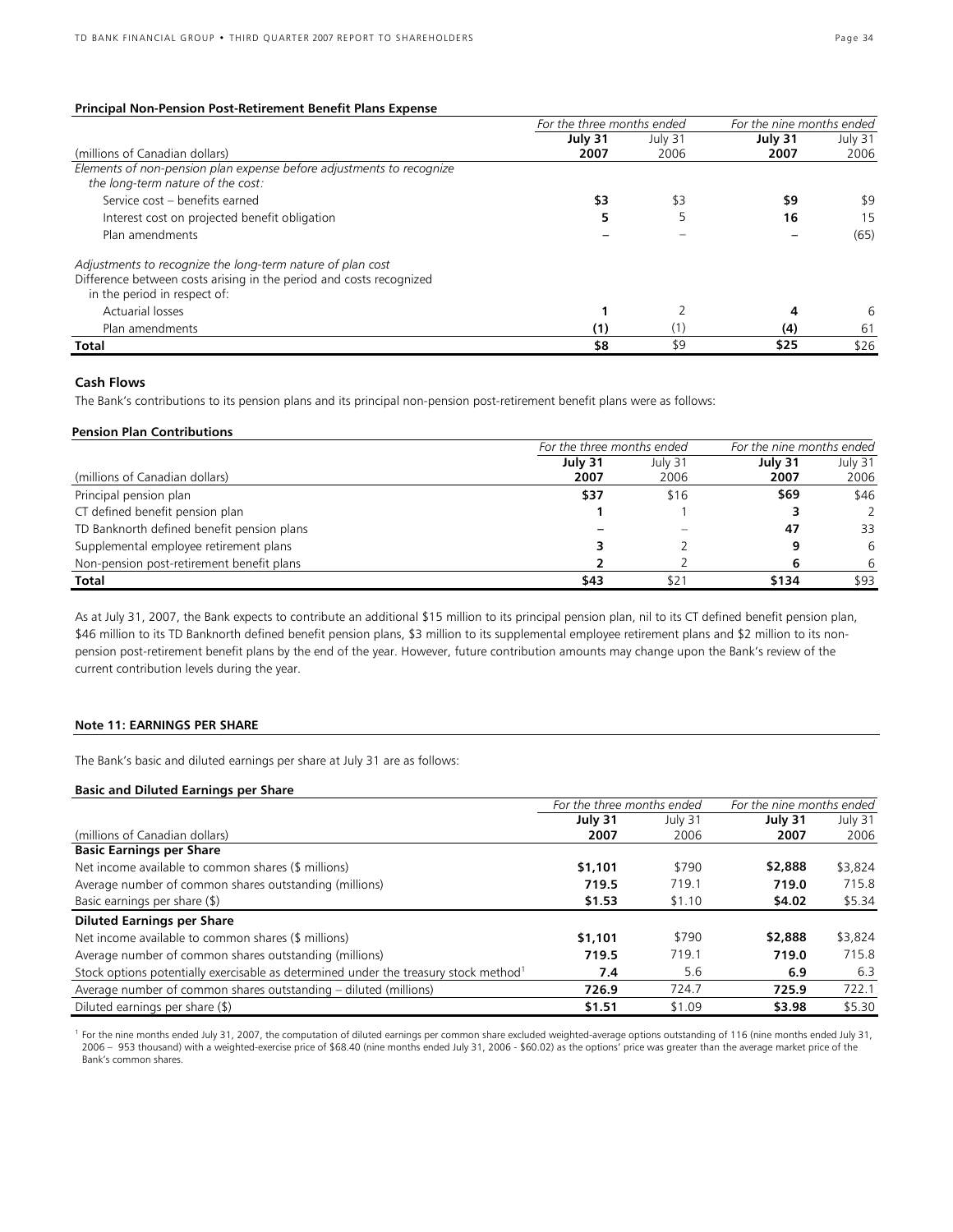**Principal Non-Pension Post-Retirement Benefit Plans Expense**

| (millions of Canadian dollars) | For the three months ended | | For the nine months ended | |
|---|---|---|---|---|
| | **July 31 2007** | July 31 2006 | **July 31 2007** | July 31 2006 |
| *Elements of non-pension plan expense before adjustments to recognize the long-term nature of the cost:* | | | | |
| Service cost – benefits earned | **$3** | $3 | **$9** | $9 |
| Interest cost on projected benefit obligation | **5** | 5 | **16** | 15 |
| Plan amendments | **–** | – | **–** | (65) |
| *Adjustments to recognize the long-term nature of plan cost* Difference between costs arising in the period and costs recognized in the period in respect of: | | | | |
| Actuarial losses | **1** | 2 | **4** | 6 |
| Plan amendments | **(1)** | (1) | **(4)** | 61 |
| **Total** | **$8** | $9 | **$25** | $26 |

### Cash Flows

The Bank's contributions to its pension plans and its principal non-pension post-retirement benefit plans were as follows:

**Pension Plan Contributions**

| (millions of Canadian dollars) | For the three months ended | | For the nine months ended | |
|---|---|---|---|---|
| | **July 31 2007** | July 31 2006 | **July 31 2007** | July 31 2006 |
| Principal pension plan | **$37** | $16 | **$69** | $46 |
| CT defined benefit pension plan | **1** | 1 | **3** | 2 |
| TD Banknorth defined benefit pension plans | **–** | – | **47** | 33 |
| Supplemental employee retirement plans | **3** | 2 | **9** | 6 |
| Non-pension post-retirement benefit plans | **2** | 2 | **6** | 6 |
| **Total** | **$43** | $21 | **$134** | $93 |

As at July 31, 2007, the Bank expects to contribute an additional $15 million to its principal pension plan, nil to its CT defined benefit pension plan, $46 million to its TD Banknorth defined benefit pension plans, $3 million to its supplemental employee retirement plans and $2 million to its non-pension post-retirement benefit plans by the end of the year. However, future contribution amounts may change upon the Bank's review of the current contribution levels during the year.

### Note 11: EARNINGS PER SHARE

The Bank's basic and diluted earnings per share at July 31 are as follows:

**Basic and Diluted Earnings per Share**

| (millions of Canadian dollars) | For the three months ended | | For the nine months ended | |
|---|---|---|---|---|
| | **July 31 2007** | July 31 2006 | **July 31 2007** | July 31 2006 |
| **Basic Earnings per Share** | | | | |
| Net income available to common shares ($ millions) | **$1,101** | $790 | **$2,888** | $3,824 |
| Average number of common shares outstanding (millions) | **719.5** | 719.1 | **719.0** | 715.8 |
| Basic earnings per share ($) | **$1.53** | $1.10 | **$4.02** | $5.34 |
| **Diluted Earnings per Share** | | | | |
| Net income available to common shares ($ millions) | **$1,101** | $790 | **$2,888** | $3,824 |
| Average number of common shares outstanding (millions) | **719.5** | 719.1 | **719.0** | 715.8 |
| Stock options potentially exercisable as determined under the treasury stock method[1] | **7.4** | 5.6 | **6.9** | 6.3 |
| Average number of common shares outstanding – diluted (millions) | **726.9** | 724.7 | **725.9** | 722.1 |
| Diluted earnings per share ($) | **$1.51** | $1.09 | **$3.98** | $5.30 |

[1] For the nine months ended July 31, 2007, the computation of diluted earnings per common share excluded weighted-average options outstanding of 116 (nine months ended July 31, 2006 – 953 thousand) with a weighted-exercise price of $68.40 (nine months ended July 31, 2006 - $60.02) as the options' price was greater than the average market price of the Bank's common shares.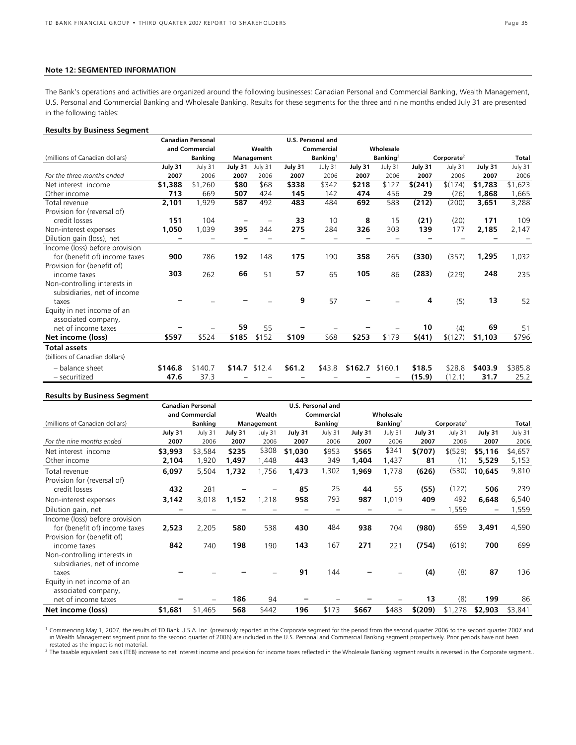**Note 12: SEGMENTED INFORMATION**

The Bank's operations and activities are organized around the following businesses: Canadian Personal and Commercial Banking, Wealth Management, U.S. Personal and Commercial Banking and Wholesale Banking. Results for these segments for the three and nine months ended July 31 are presented in the following tables:

**Results by Business Segment**

| (millions of Canadian dollars) | Canadian Personal and Commercial Banking | | Wealth Management | | U.S. Personal and Commercial Banking[1] | | Wholesale Banking[2] | | Corporate[2] | | Total | |
|---|---|---|---|---|---|---|---|---|---|---|---|---|
| *For the three months ended* | **July 31 2007** | July 31 2006 | **July 31 2007** | July 31 2006 | **July 31 2007** | July 31 2006 | **July 31 2007** | July 31 2006 | **July 31 2007** | July 31 2006 | **July 31 2007** | July 31 2006 |
| Net interest income | **$1,388** | $1,260 | **$80** | $68 | **$338** | $342 | **$218** | $127 | **$(241)** | $(174) | **$1,783** | $1,623 |
| Other income | **713** | 669 | **507** | 424 | **145** | 142 | **474** | 456 | **29** | (26) | **1,868** | 1,665 |
| Total revenue | **2,101** | 1,929 | **587** | 492 | **483** | 484 | **692** | 583 | **(212)** | (200) | **3,651** | 3,288 |
| Provision for (reversal of) credit losses | **151** | 104 | **–** | – | **33** | 10 | **8** | 15 | **(21)** | (20) | **171** | 109 |
| Non-interest expenses | **1,050** | 1,039 | **395** | 344 | **275** | 284 | **326** | 303 | **139** | 177 | **2,185** | 2,147 |
| Dilution gain (loss), net | **–** | – | **–** | – | **–** | – | **–** | – | **–** | – | **–** | – |
| Income (loss) before provision for (benefit of) income taxes | **900** | 786 | **192** | 148 | **175** | 190 | **358** | 265 | **(330)** | (357) | **1,295** | 1,032 |
| Provision for (benefit of) income taxes | **303** | 262 | **66** | 51 | **57** | 65 | **105** | 86 | **(283)** | (229) | **248** | 235 |
| Non-controlling interests in subsidiaries, net of income taxes | **–** | – | **–** | – | **9** | 57 | **–** | – | **4** | (5) | **13** | 52 |
| Equity in net income of an associated company, net of income taxes | **–** | – | **59** | 55 | **–** | – | **–** | – | **10** | (4) | **69** | 51 |
| **Net income (loss)** | **$597** | $524 | **$185** | $152 | **$109** | $68 | **$253** | $179 | **$(41)** | $(127) | **$1,103** | $796 |
| **Total assets** (billions of Canadian dollars) | | | | | | | | | | | | |
| – balance sheet | **$146.8** | $140.7 | **$14.7** | $12.4 | **$61.2** | $43.8 | **$162.7** | $160.1 | **$18.5** | $28.8 | **$403.9** | $385.8 |
| – securitized | **47.6** | 37.3 | **–** | – | **–** | – | **–** | – | **(15.9)** | (12.1) | **31.7** | 25.2 |

**Results by Business Segment**

| (millions of Canadian dollars) | Canadian Personal and Commercial Banking | | Wealth Management | | U.S. Personal and Commercial Banking[1] | | Wholesale Banking[2] | | Corporate[2] | | Total | |
|---|---|---|---|---|---|---|---|---|---|---|---|---|
| *For the nine months ended* | **July 31 2007** | July 31 2006 | **July 31 2007** | July 31 2006 | **July 31 2007** | July 31 2006 | **July 31 2007** | July 31 2006 | **July 31 2007** | July 31 2006 | **July 31 2007** | July 31 2006 |
| Net interest income | **$3,993** | $3,584 | **$235** | $308 | **$1,030** | $953 | **$565** | $341 | **$(707)** | $(529) | **$5,116** | $4,657 |
| Other income | **2,104** | 1,920 | **1,497** | 1,448 | **443** | 349 | **1,404** | 1,437 | **81** | (1) | **5,529** | 5,153 |
| Total revenue | **6,097** | 5,504 | **1,732** | 1,756 | **1,473** | 1,302 | **1,969** | 1,778 | **(626)** | (530) | **10,645** | 9,810 |
| Provision for (reversal of) credit losses | **432** | 281 | **–** | – | **85** | 25 | **44** | 55 | **(55)** | (122) | **506** | 239 |
| Non-interest expenses | **3,142** | 3,018 | **1,152** | 1,218 | **958** | 793 | **987** | 1,019 | **409** | 492 | **6,648** | 6,540 |
| Dilution gain, net | **–** | – | **–** | – | **–** | – | **–** | – | **–** | 1,559 | **–** | 1,559 |
| Income (loss) before provision for (benefit of) income taxes | **2,523** | 2,205 | **580** | 538 | **430** | 484 | **938** | 704 | **(980)** | 659 | **3,491** | 4,590 |
| Provision for (benefit of) income taxes | **842** | 740 | **198** | 190 | **143** | 167 | **271** | 221 | **(754)** | (619) | **700** | 699 |
| Non-controlling interests in subsidiaries, net of income taxes | **–** | – | **–** | – | **91** | 144 | **–** | – | **(4)** | (8) | **87** | 136 |
| Equity in net income of an associated company, net of income taxes | **–** | – | **186** | 94 | **–** | – | **–** | – | **13** | (8) | **199** | 86 |
| **Net income (loss)** | **$1,681** | $1,465 | **568** | $442 | **196** | $173 | **$667** | $483 | **$(209)** | $1,278 | **$2,903** | $3,841 |

[1] Commencing May 1, 2007, the results of TD Bank U.S.A. Inc. (previously reported in the Corporate segment for the period from the second quarter 2006 to the second quarter 2007 and in Wealth Management segment prior to the second quarter of 2006) are included in the U.S. Personal and Commercial Banking segment prospectively. Prior periods have not been restated as the impact is not material.

[2] The taxable equivalent basis (TEB) increase to net interest income and provision for income taxes reflected in the Wholesale Banking segment results is reversed in the Corporate segment..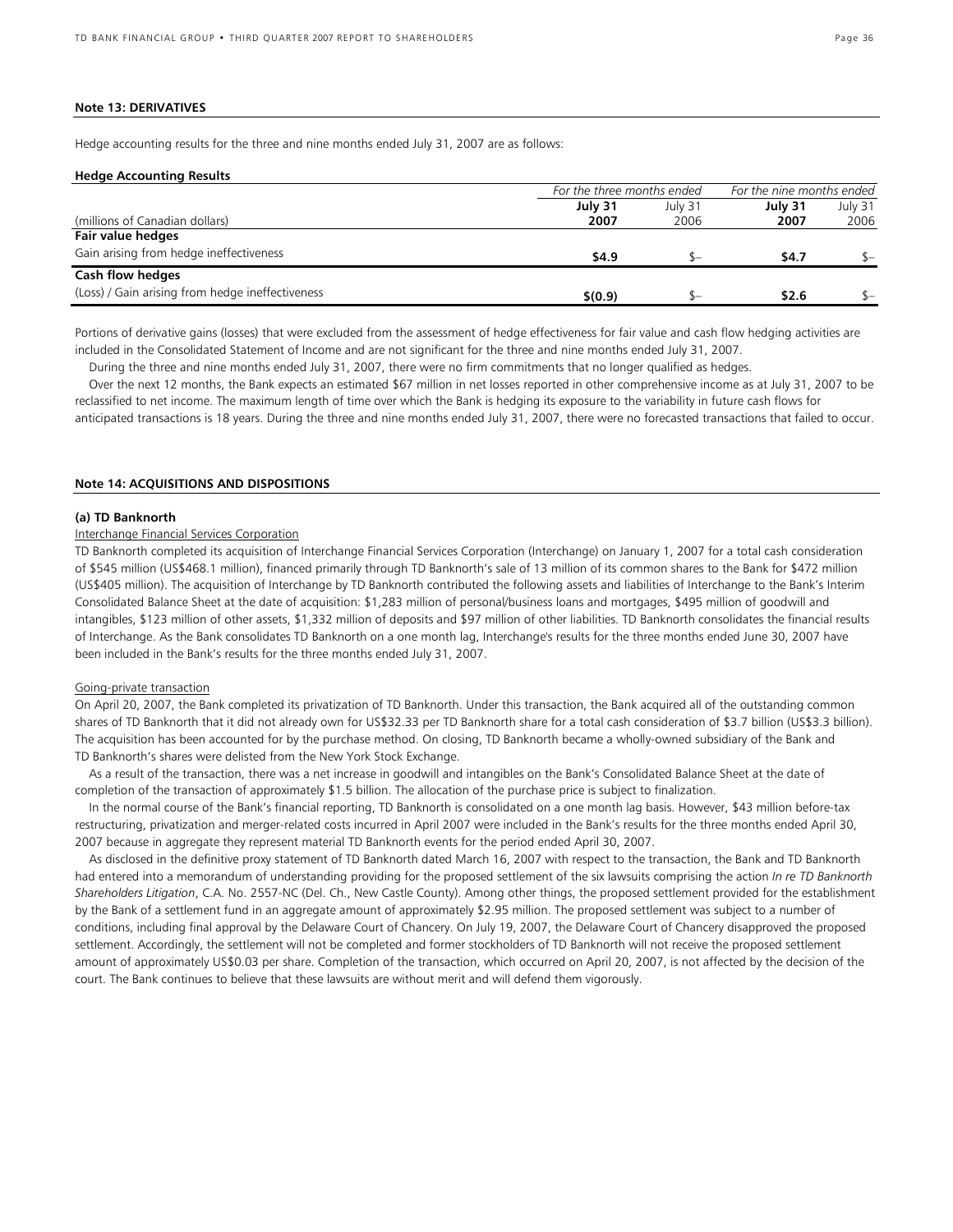**Note 13: DERIVATIVES**

Hedge accounting results for the three and nine months ended July 31, 2007 are as follows:

**Hedge Accounting Results**

| | *For the three months ended* | | *For the nine months ended* | |
|---|---|---|---|---|
| (millions of Canadian dollars) | **July 31 2007** | July 31 2006 | **July 31 2007** | July 31 2006 |
| **Fair value hedges** | | | | |
| Gain arising from hedge ineffectiveness | **$4.9** | $– | **$4.7** | $– |
| **Cash flow hedges** | | | | |
| (Loss) / Gain arising from hedge ineffectiveness | **$(0.9)** | $– | **$2.6** | $– |

Portions of derivative gains (losses) that were excluded from the assessment of hedge effectiveness for fair value and cash flow hedging activities are included in the Consolidated Statement of Income and are not significant for the three and nine months ended July 31, 2007.

During the three and nine months ended July 31, 2007, there were no firm commitments that no longer qualified as hedges.

Over the next 12 months, the Bank expects an estimated $67 million in net losses reported in other comprehensive income as at July 31, 2007 to be reclassified to net income. The maximum length of time over which the Bank is hedging its exposure to the variability in future cash flows for anticipated transactions is 18 years. During the three and nine months ended July 31, 2007, there were no forecasted transactions that failed to occur.

**Note 14: ACQUISITIONS AND DISPOSITIONS**

**(a) TD Banknorth**

Interchange Financial Services Corporation

TD Banknorth completed its acquisition of Interchange Financial Services Corporation (Interchange) on January 1, 2007 for a total cash consideration of $545 million (US$468.1 million), financed primarily through TD Banknorth's sale of 13 million of its common shares to the Bank for $472 million (US$405 million). The acquisition of Interchange by TD Banknorth contributed the following assets and liabilities of Interchange to the Bank's Interim Consolidated Balance Sheet at the date of acquisition: $1,283 million of personal/business loans and mortgages, $495 million of goodwill and intangibles, $123 million of other assets, $1,332 million of deposits and $97 million of other liabilities. TD Banknorth consolidates the financial results of Interchange. As the Bank consolidates TD Banknorth on a one month lag, Interchange's results for the three months ended June 30, 2007 have been included in the Bank's results for the three months ended July 31, 2007.

Going-private transaction

On April 20, 2007, the Bank completed its privatization of TD Banknorth. Under this transaction, the Bank acquired all of the outstanding common shares of TD Banknorth that it did not already own for US$32.33 per TD Banknorth share for a total cash consideration of $3.7 billion (US$3.3 billion). The acquisition has been accounted for by the purchase method. On closing, TD Banknorth became a wholly-owned subsidiary of the Bank and TD Banknorth's shares were delisted from the New York Stock Exchange.

As a result of the transaction, there was a net increase in goodwill and intangibles on the Bank's Consolidated Balance Sheet at the date of completion of the transaction of approximately $1.5 billion. The allocation of the purchase price is subject to finalization.

In the normal course of the Bank's financial reporting, TD Banknorth is consolidated on a one month lag basis. However, $43 million before-tax restructuring, privatization and merger-related costs incurred in April 2007 were included in the Bank's results for the three months ended April 30, 2007 because in aggregate they represent material TD Banknorth events for the period ended April 30, 2007.

As disclosed in the definitive proxy statement of TD Banknorth dated March 16, 2007 with respect to the transaction, the Bank and TD Banknorth had entered into a memorandum of understanding providing for the proposed settlement of the six lawsuits comprising the action *In re TD Banknorth Shareholders Litigation*, C.A. No. 2557-NC (Del. Ch., New Castle County). Among other things, the proposed settlement provided for the establishment by the Bank of a settlement fund in an aggregate amount of approximately $2.95 million. The proposed settlement was subject to a number of conditions, including final approval by the Delaware Court of Chancery. On July 19, 2007, the Delaware Court of Chancery disapproved the proposed settlement. Accordingly, the settlement will not be completed and former stockholders of TD Banknorth will not receive the proposed settlement amount of approximately US$0.03 per share. Completion of the transaction, which occurred on April 20, 2007, is not affected by the decision of the court. The Bank continues to believe that these lawsuits are without merit and will defend them vigorously.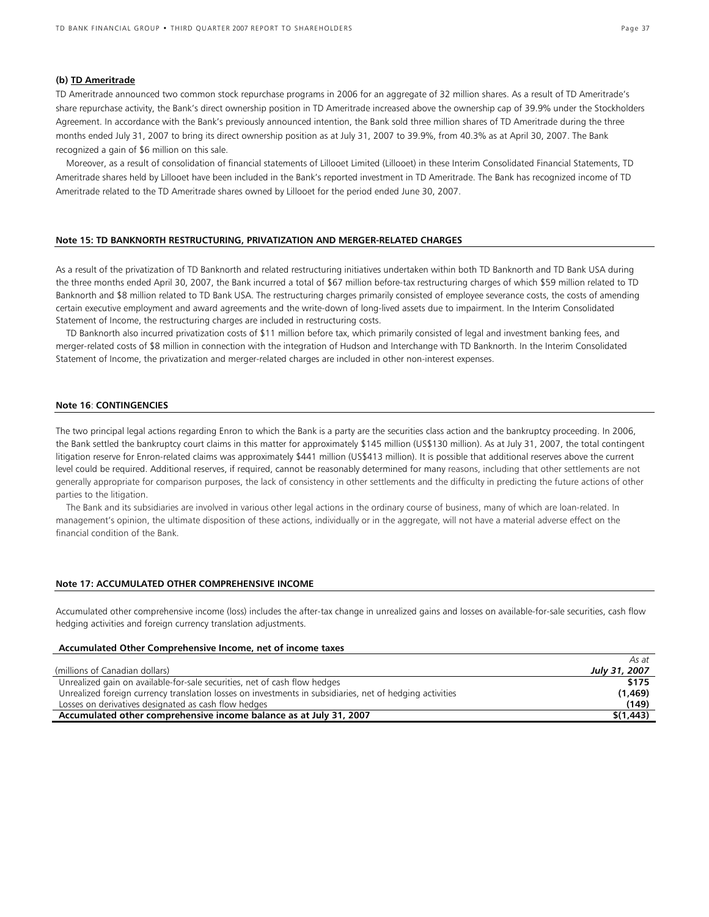**(b) TD Ameritrade**

TD Ameritrade announced two common stock repurchase programs in 2006 for an aggregate of 32 million shares. As a result of TD Ameritrade's share repurchase activity, the Bank's direct ownership position in TD Ameritrade increased above the ownership cap of 39.9% under the Stockholders Agreement. In accordance with the Bank's previously announced intention, the Bank sold three million shares of TD Ameritrade during the three months ended July 31, 2007 to bring its direct ownership position as at July 31, 2007 to 39.9%, from 40.3% as at April 30, 2007. The Bank recognized a gain of $6 million on this sale.

Moreover, as a result of consolidation of financial statements of Lillooet Limited (Lillooet) in these Interim Consolidated Financial Statements, TD Ameritrade shares held by Lillooet have been included in the Bank's reported investment in TD Ameritrade. The Bank has recognized income of TD Ameritrade related to the TD Ameritrade shares owned by Lillooet for the period ended June 30, 2007.

**Note 15: TD BANKNORTH RESTRUCTURING, PRIVATIZATION AND MERGER-RELATED CHARGES**

As a result of the privatization of TD Banknorth and related restructuring initiatives undertaken within both TD Banknorth and TD Bank USA during the three months ended April 30, 2007, the Bank incurred a total of $67 million before-tax restructuring charges of which $59 million related to TD Banknorth and $8 million related to TD Bank USA. The restructuring charges primarily consisted of employee severance costs, the costs of amending certain executive employment and award agreements and the write-down of long-lived assets due to impairment. In the Interim Consolidated Statement of Income, the restructuring charges are included in restructuring costs.

TD Banknorth also incurred privatization costs of $11 million before tax, which primarily consisted of legal and investment banking fees, and merger-related costs of $8 million in connection with the integration of Hudson and Interchange with TD Banknorth. In the Interim Consolidated Statement of Income, the privatization and merger-related charges are included in other non-interest expenses.

**Note 16: CONTINGENCIES**

The two principal legal actions regarding Enron to which the Bank is a party are the securities class action and the bankruptcy proceeding. In 2006, the Bank settled the bankruptcy court claims in this matter for approximately $145 million (US$130 million). As at July 31, 2007, the total contingent litigation reserve for Enron-related claims was approximately $441 million (US$413 million). It is possible that additional reserves above the current level could be required. Additional reserves, if required, cannot be reasonably determined for many reasons, including that other settlements are not generally appropriate for comparison purposes, the lack of consistency in other settlements and the difficulty in predicting the future actions of other parties to the litigation.

The Bank and its subsidiaries are involved in various other legal actions in the ordinary course of business, many of which are loan-related. In management's opinion, the ultimate disposition of these actions, individually or in the aggregate, will not have a material adverse effect on the financial condition of the Bank.

**Note 17: ACCUMULATED OTHER COMPREHENSIVE INCOME**

Accumulated other comprehensive income (loss) includes the after-tax change in unrealized gains and losses on available-for-sale securities, cash flow hedging activities and foreign currency translation adjustments.

**Accumulated Other Comprehensive Income, net of income taxes**

| (millions of Canadian dollars) | *As at* ***July 31, 2007*** |
|---|---|
| Unrealized gain on available-for-sale securities, net of cash flow hedges | **$175** |
| Unrealized foreign currency translation losses on investments in subsidiaries, net of hedging activities | **(1,469)** |
| Losses on derivatives designated as cash flow hedges | **(149)** |
| **Accumulated other comprehensive income balance as at July 31, 2007** | **$(1,443)** |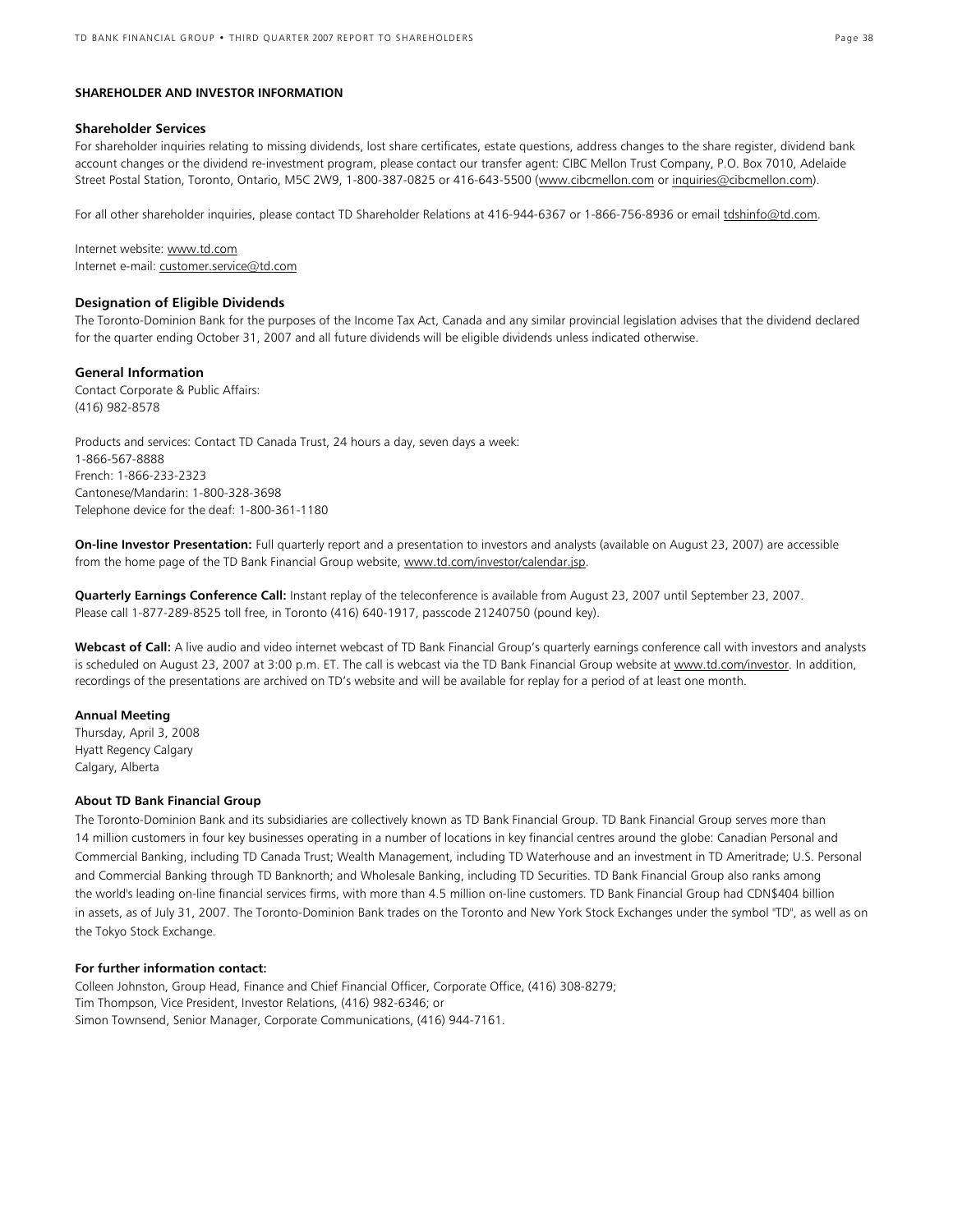## SHAREHOLDER AND INVESTOR INFORMATION

### Shareholder Services

For shareholder inquiries relating to missing dividends, lost share certificates, estate questions, address changes to the share register, dividend bank account changes or the dividend re-investment program, please contact our transfer agent: CIBC Mellon Trust Company, P.O. Box 7010, Adelaide Street Postal Station, Toronto, Ontario, M5C 2W9, 1-800-387-0825 or 416-643-5500 (www.cibcmellon.com or inquiries@cibcmellon.com).

For all other shareholder inquiries, please contact TD Shareholder Relations at 416-944-6367 or 1-866-756-8936 or email tdshinfo@td.com.

Internet website: www.td.com
Internet e-mail: customer.service@td.com

### Designation of Eligible Dividends

The Toronto-Dominion Bank for the purposes of the Income Tax Act, Canada and any similar provincial legislation advises that the dividend declared for the quarter ending October 31, 2007 and all future dividends will be eligible dividends unless indicated otherwise.

### General Information

Contact Corporate & Public Affairs:
(416) 982-8578

Products and services: Contact TD Canada Trust, 24 hours a day, seven days a week:
1-866-567-8888
French: 1-866-233-2323
Cantonese/Mandarin: 1-800-328-3698
Telephone device for the deaf: 1-800-361-1180

**On-line Investor Presentation:** Full quarterly report and a presentation to investors and analysts (available on August 23, 2007) are accessible from the home page of the TD Bank Financial Group website, www.td.com/investor/calendar.jsp.

**Quarterly Earnings Conference Call:** Instant replay of the teleconference is available from August 23, 2007 until September 23, 2007. Please call 1-877-289-8525 toll free, in Toronto (416) 640-1917, passcode 21240750 (pound key).

**Webcast of Call:** A live audio and video internet webcast of TD Bank Financial Group's quarterly earnings conference call with investors and analysts is scheduled on August 23, 2007 at 3:00 p.m. ET. The call is webcast via the TD Bank Financial Group website at www.td.com/investor. In addition, recordings of the presentations are archived on TD's website and will be available for replay for a period of at least one month.

### Annual Meeting

Thursday, April 3, 2008
Hyatt Regency Calgary
Calgary, Alberta

### About TD Bank Financial Group

The Toronto-Dominion Bank and its subsidiaries are collectively known as TD Bank Financial Group. TD Bank Financial Group serves more than 14 million customers in four key businesses operating in a number of locations in key financial centres around the globe: Canadian Personal and Commercial Banking, including TD Canada Trust; Wealth Management, including TD Waterhouse and an investment in TD Ameritrade; U.S. Personal and Commercial Banking through TD Banknorth; and Wholesale Banking, including TD Securities. TD Bank Financial Group also ranks among the world's leading on-line financial services firms, with more than 4.5 million on-line customers. TD Bank Financial Group had CDN$404 billion in assets, as of July 31, 2007. The Toronto-Dominion Bank trades on the Toronto and New York Stock Exchanges under the symbol "TD", as well as on the Tokyo Stock Exchange.

### For further information contact:

Colleen Johnston, Group Head, Finance and Chief Financial Officer, Corporate Office, (416) 308-8279;
Tim Thompson, Vice President, Investor Relations, (416) 982-6346; or
Simon Townsend, Senior Manager, Corporate Communications, (416) 944-7161.